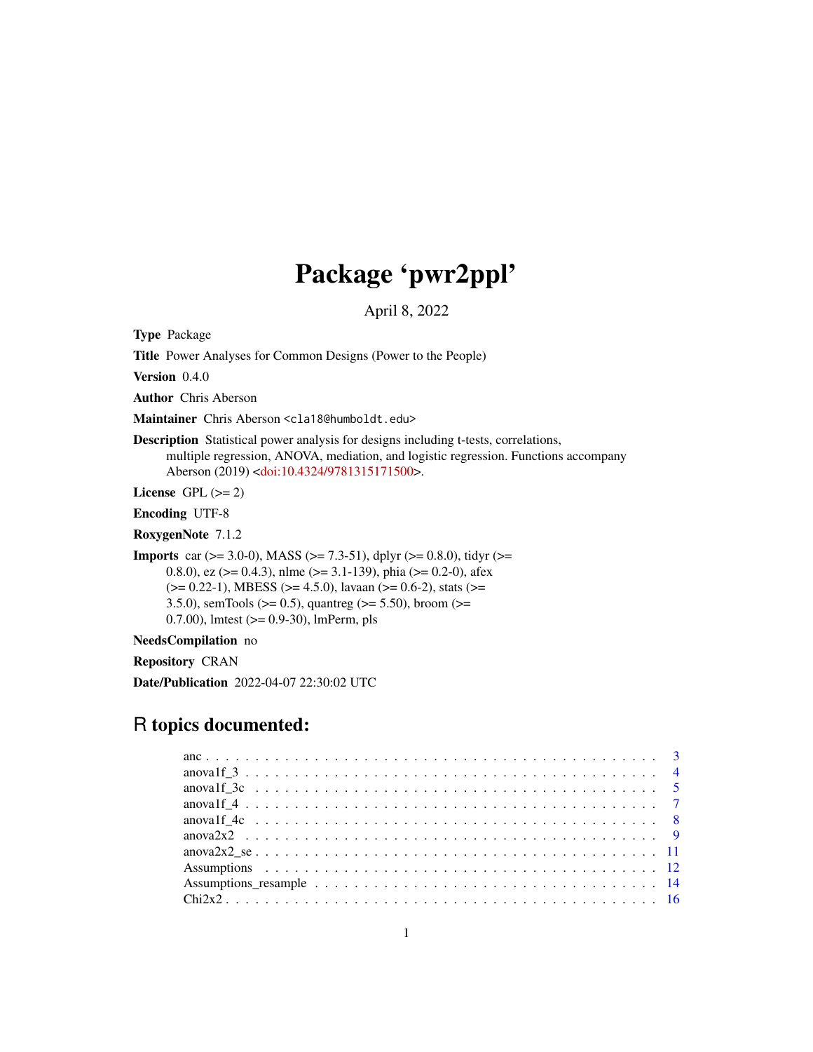# Package 'pwr2ppl'

April 8, 2022

**Type** Package

**Title** Power Analyses for Common Designs (Power to the People)

**Version** 0.4.0

**Author** Chris Aberson

**Maintainer** Chris Aberson <cla18@humboldt.edu>

**Description** Statistical power analysis for designs including t-tests, correlations, multiple regression, ANOVA, mediation, and logistic regression. Functions accompany Aberson (2019) <doi:10.4324/9781315171500>.

**License** GPL (>= 2)

**Encoding** UTF-8

**RoxygenNote** 7.1.2

**Imports** car (>= 3.0-0), MASS (>= 7.3-51), dplyr (>= 0.8.0), tidyr (>= 0.8.0), ez (>= 0.4.3), nlme (>= 3.1-139), phia (>= 0.2-0), afex (>= 0.22-1), MBESS (>= 4.5.0), lavaan (>= 0.6-2), stats (>= 3.5.0), semTools (>= 0.5), quantreg (>= 5.50), broom (>= 0.7.00), lmtest (>= 0.9-30), lmPerm, pls

**NeedsCompilation** no

**Repository** CRAN

**Date/Publication** 2022-04-07 22:30:02 UTC

## R topics documented:

| | |
|---|---|
| anc | 3 |
| anova1f_3 | 4 |
| anova1f_3c | 5 |
| anova1f_4 | 7 |
| anova1f_4c | 8 |
| anova2x2 | 9 |
| anova2x2_se | 11 |
| Assumptions | 12 |
| Assumptions_resample | 14 |
| Chi2x2 | 16 |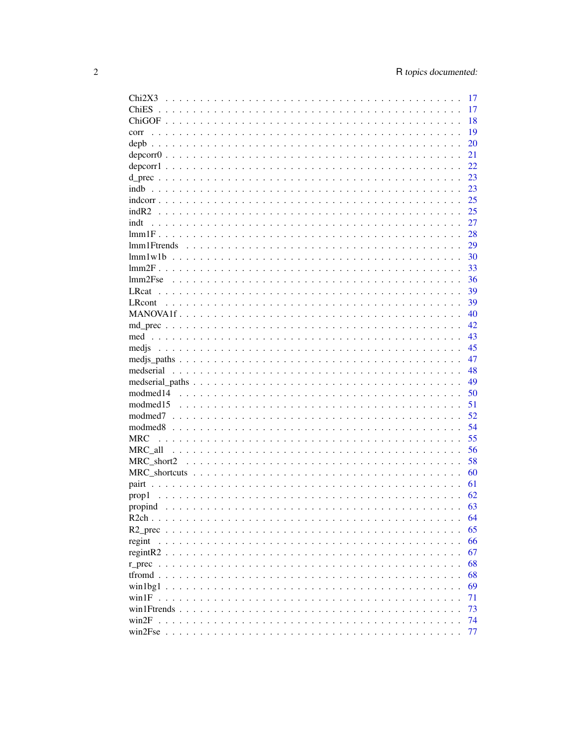Chi2X3 . . . . . . . . . . . . . . . . . . . . . . . . . . . . . . . . . . . . . . . . . . 17
ChiES . . . . . . . . . . . . . . . . . . . . . . . . . . . . . . . . . . . . . . . . . . 17
ChiGOF . . . . . . . . . . . . . . . . . . . . . . . . . . . . . . . . . . . . . . . . . . 18
corr . . . . . . . . . . . . . . . . . . . . . . . . . . . . . . . . . . . . . . . . . . 19
depb . . . . . . . . . . . . . . . . . . . . . . . . . . . . . . . . . . . . . . . . . . 20
depcorr0 . . . . . . . . . . . . . . . . . . . . . . . . . . . . . . . . . . . . . . . . . . 21
depcorr1 . . . . . . . . . . . . . . . . . . . . . . . . . . . . . . . . . . . . . . . . . . 22
d_prec . . . . . . . . . . . . . . . . . . . . . . . . . . . . . . . . . . . . . . . . . . 23
indb . . . . . . . . . . . . . . . . . . . . . . . . . . . . . . . . . . . . . . . . . . 23
indcorr . . . . . . . . . . . . . . . . . . . . . . . . . . . . . . . . . . . . . . . . . . 25
indR2 . . . . . . . . . . . . . . . . . . . . . . . . . . . . . . . . . . . . . . . . . . 25
indt . . . . . . . . . . . . . . . . . . . . . . . . . . . . . . . . . . . . . . . . . . 27
lmm1F . . . . . . . . . . . . . . . . . . . . . . . . . . . . . . . . . . . . . . . . . . 28
lmm1Ftrends . . . . . . . . . . . . . . . . . . . . . . . . . . . . . . . . . . . . . . . . . . 29
lmm1w1b . . . . . . . . . . . . . . . . . . . . . . . . . . . . . . . . . . . . . . . . . . 30
lmm2F . . . . . . . . . . . . . . . . . . . . . . . . . . . . . . . . . . . . . . . . . . 33
lmm2Fse . . . . . . . . . . . . . . . . . . . . . . . . . . . . . . . . . . . . . . . . . . 36
LRcat . . . . . . . . . . . . . . . . . . . . . . . . . . . . . . . . . . . . . . . . . . 39
LRcont . . . . . . . . . . . . . . . . . . . . . . . . . . . . . . . . . . . . . . . . . . 39
MANOVA1f . . . . . . . . . . . . . . . . . . . . . . . . . . . . . . . . . . . . . . . . . . 40
md_prec . . . . . . . . . . . . . . . . . . . . . . . . . . . . . . . . . . . . . . . . . . 42
med . . . . . . . . . . . . . . . . . . . . . . . . . . . . . . . . . . . . . . . . . . 43
medjs . . . . . . . . . . . . . . . . . . . . . . . . . . . . . . . . . . . . . . . . . . 45
medjs_paths . . . . . . . . . . . . . . . . . . . . . . . . . . . . . . . . . . . . . . . . . . 47
medserial . . . . . . . . . . . . . . . . . . . . . . . . . . . . . . . . . . . . . . . . . . 48
medserial_paths . . . . . . . . . . . . . . . . . . . . . . . . . . . . . . . . . . . . . . . . . . 49
modmed14 . . . . . . . . . . . . . . . . . . . . . . . . . . . . . . . . . . . . . . . . . . 50
modmed15 . . . . . . . . . . . . . . . . . . . . . . . . . . . . . . . . . . . . . . . . . . 51
modmed7 . . . . . . . . . . . . . . . . . . . . . . . . . . . . . . . . . . . . . . . . . . 52
modmed8 . . . . . . . . . . . . . . . . . . . . . . . . . . . . . . . . . . . . . . . . . . 54
MRC . . . . . . . . . . . . . . . . . . . . . . . . . . . . . . . . . . . . . . . . . . 55
MRC_all . . . . . . . . . . . . . . . . . . . . . . . . . . . . . . . . . . . . . . . . . . 56
MRC_short2 . . . . . . . . . . . . . . . . . . . . . . . . . . . . . . . . . . . . . . . . . . 58
MRC_shortcuts . . . . . . . . . . . . . . . . . . . . . . . . . . . . . . . . . . . . . . . . . . 60
pair . . . . . . . . . . . . . . . . . . . . . . . . . . . . . . . . . . . . . . . . . . 61
prop1 . . . . . . . . . . . . . . . . . . . . . . . . . . . . . . . . . . . . . . . . . . 62
propind . . . . . . . . . . . . . . . . . . . . . . . . . . . . . . . . . . . . . . . . . . 63
R2ch . . . . . . . . . . . . . . . . . . . . . . . . . . . . . . . . . . . . . . . . . . 64
R2_prec . . . . . . . . . . . . . . . . . . . . . . . . . . . . . . . . . . . . . . . . . . 65
regint . . . . . . . . . . . . . . . . . . . . . . . . . . . . . . . . . . . . . . . . . . 66
regintR2 . . . . . . . . . . . . . . . . . . . . . . . . . . . . . . . . . . . . . . . . . . 67
r_prec . . . . . . . . . . . . . . . . . . . . . . . . . . . . . . . . . . . . . . . . . . 68
tfromd . . . . . . . . . . . . . . . . . . . . . . . . . . . . . . . . . . . . . . . . . . 68
win1bg1 . . . . . . . . . . . . . . . . . . . . . . . . . . . . . . . . . . . . . . . . . . 69
win1F . . . . . . . . . . . . . . . . . . . . . . . . . . . . . . . . . . . . . . . . . . 71
win1Ftrends . . . . . . . . . . . . . . . . . . . . . . . . . . . . . . . . . . . . . . . . . . 73
win2F . . . . . . . . . . . . . . . . . . . . . . . . . . . . . . . . . . . . . . . . . . 74
win2Fse . . . . . . . . . . . . . . . . . . . . . . . . . . . . . . . . . . . . . . . . . . 77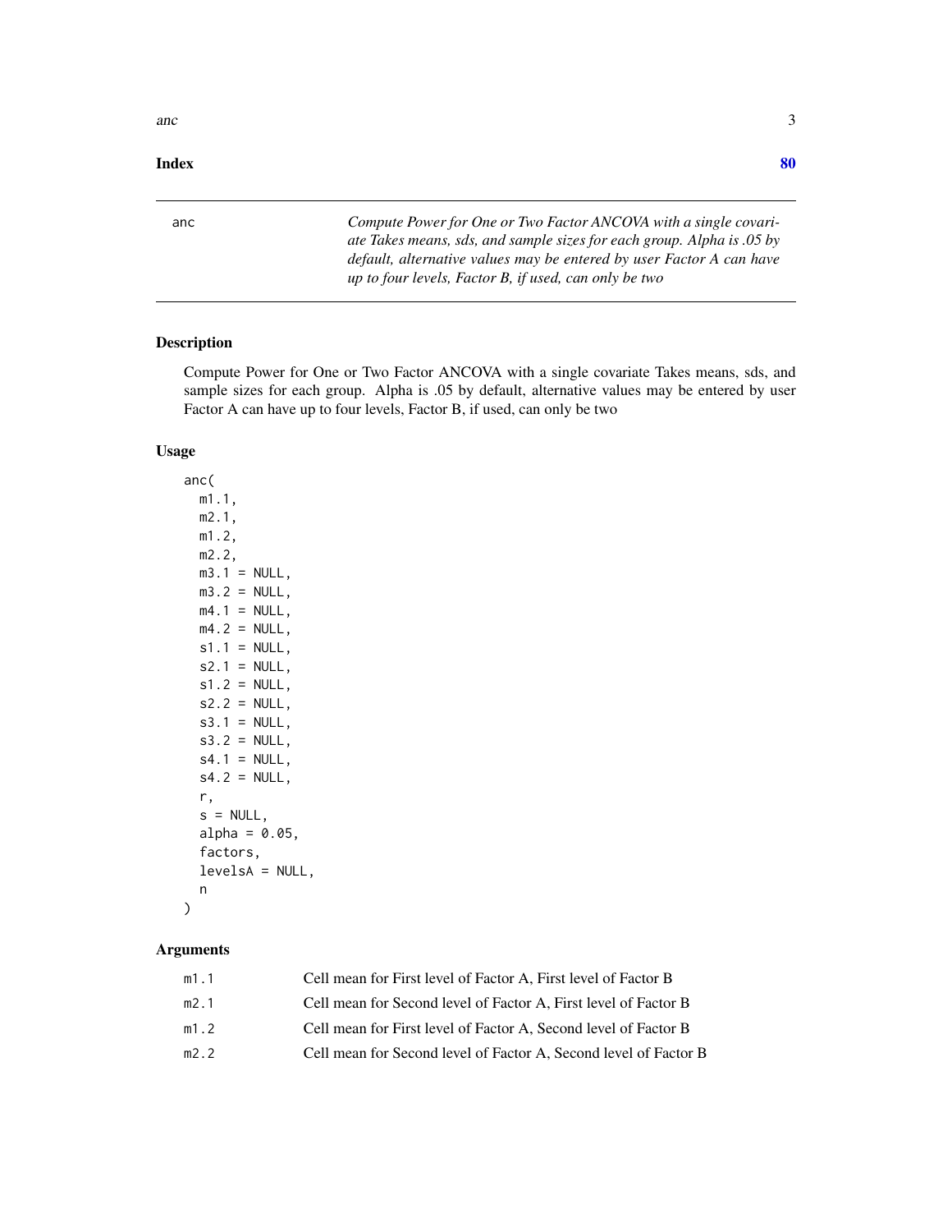Index 80

---

anc — *Compute Power for One or Two Factor ANCOVA with a single covariate Takes means, sds, and sample sizes for each group. Alpha is .05 by default, alternative values may be entered by user Factor A can have up to four levels, Factor B, if used, can only be two*

---

## Description

Compute Power for One or Two Factor ANCOVA with a single covariate Takes means, sds, and sample sizes for each group. Alpha is .05 by default, alternative values may be entered by user Factor A can have up to four levels, Factor B, if used, can only be two

## Usage

```
anc(
  m1.1,
  m2.1,
  m1.2,
  m2.2,
  m3.1 = NULL,
  m3.2 = NULL,
  m4.1 = NULL,
  m4.2 = NULL,
  s1.1 = NULL,
  s2.1 = NULL,
  s1.2 = NULL,
  s2.2 = NULL,
  s3.1 = NULL,
  s3.2 = NULL,
  s4.1 = NULL,
  s4.2 = NULL,
  r,
  s = NULL,
  alpha = 0.05,
  factors,
  levelsA = NULL,
  n
)
```

## Arguments

| | |
|---|---|
| m1.1 | Cell mean for First level of Factor A, First level of Factor B |
| m2.1 | Cell mean for Second level of Factor A, First level of Factor B |
| m1.2 | Cell mean for First level of Factor A, Second level of Factor B |
| m2.2 | Cell mean for Second level of Factor A, Second level of Factor B |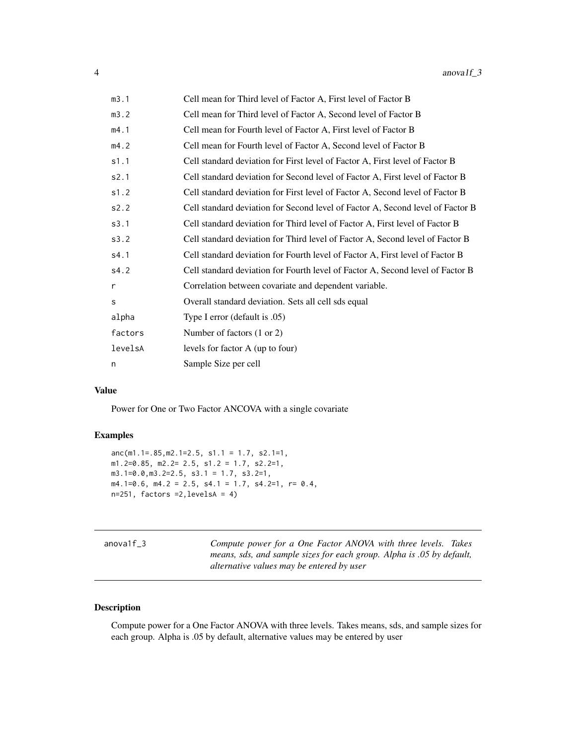| | |
|---|---|
| m3.1 | Cell mean for Third level of Factor A, First level of Factor B |
| m3.2 | Cell mean for Third level of Factor A, Second level of Factor B |
| m4.1 | Cell mean for Fourth level of Factor A, First level of Factor B |
| m4.2 | Cell mean for Fourth level of Factor A, Second level of Factor B |
| s1.1 | Cell standard deviation for First level of Factor A, First level of Factor B |
| s2.1 | Cell standard deviation for Second level of Factor A, First level of Factor B |
| s1.2 | Cell standard deviation for First level of Factor A, Second level of Factor B |
| s2.2 | Cell standard deviation for Second level of Factor A, Second level of Factor B |
| s3.1 | Cell standard deviation for Third level of Factor A, First level of Factor B |
| s3.2 | Cell standard deviation for Third level of Factor A, Second level of Factor B |
| s4.1 | Cell standard deviation for Fourth level of Factor A, First level of Factor B |
| s4.2 | Cell standard deviation for Fourth level of Factor A, Second level of Factor B |
| r | Correlation between covariate and dependent variable. |
| s | Overall standard deviation. Sets all cell sds equal |
| alpha | Type I error (default is .05) |
| factors | Number of factors (1 or 2) |
| levelsA | levels for factor A (up to four) |
| n | Sample Size per cell |

### Value

Power for One or Two Factor ANCOVA with a single covariate

### Examples

```
anc(m1.1=.85,m2.1=2.5, s1.1 = 1.7, s2.1=1,
m1.2=0.85, m2.2= 2.5, s1.2 = 1.7, s2.2=1,
m3.1=0.0,m3.2=2.5, s3.1 = 1.7, s3.2=1,
m4.1=0.6, m4.2 = 2.5, s4.1 = 1.7, s4.2=1, r= 0.4,
n=251, factors =2,levelsA = 4)
```

---

## anova1f_3

*Compute power for a One Factor ANOVA with three levels. Takes means, sds, and sample sizes for each group. Alpha is .05 by default, alternative values may be entered by user*

### Description

Compute power for a One Factor ANOVA with three levels. Takes means, sds, and sample sizes for each group. Alpha is .05 by default, alternative values may be entered by user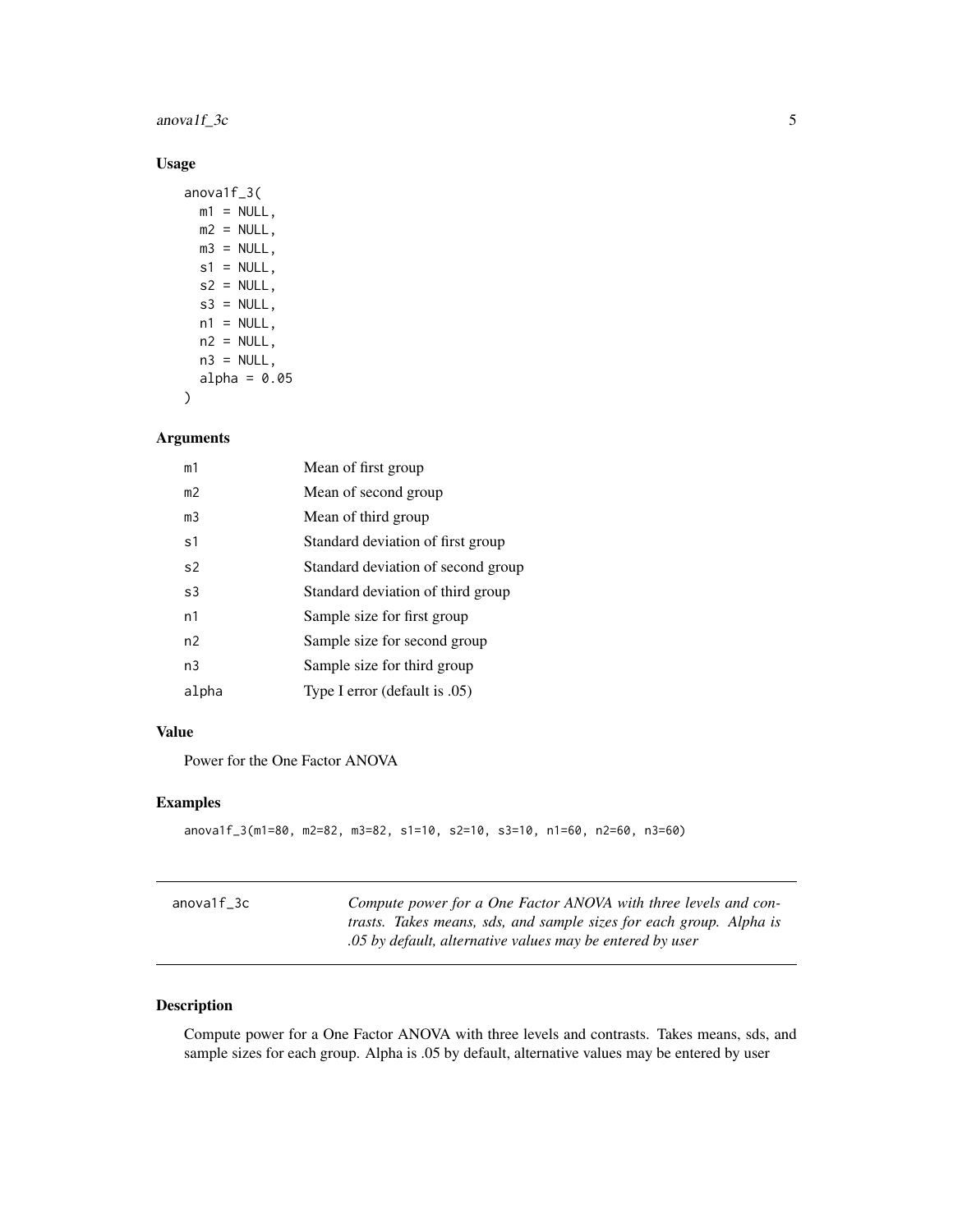### Usage

```
anova1f_3(
  m1 = NULL,
  m2 = NULL,
  m3 = NULL,
  s1 = NULL,
  s2 = NULL,
  s3 = NULL,
  n1 = NULL,
  n2 = NULL,
  n3 = NULL,
  alpha = 0.05
)
```

### Arguments

| | |
|---|---|
| m1 | Mean of first group |
| m2 | Mean of second group |
| m3 | Mean of third group |
| s1 | Standard deviation of first group |
| s2 | Standard deviation of second group |
| s3 | Standard deviation of third group |
| n1 | Sample size for first group |
| n2 | Sample size for second group |
| n3 | Sample size for third group |
| alpha | Type I error (default is .05) |

### Value

Power for the One Factor ANOVA

### Examples

```
anova1f_3(m1=80, m2=82, m3=82, s1=10, s2=10, s3=10, n1=60, n2=60, n3=60)
```

---

## anova1f_3c

*Compute power for a One Factor ANOVA with three levels and contrasts. Takes means, sds, and sample sizes for each group. Alpha is .05 by default, alternative values may be entered by user*

---

### Description

Compute power for a One Factor ANOVA with three levels and contrasts. Takes means, sds, and sample sizes for each group. Alpha is .05 by default, alternative values may be entered by user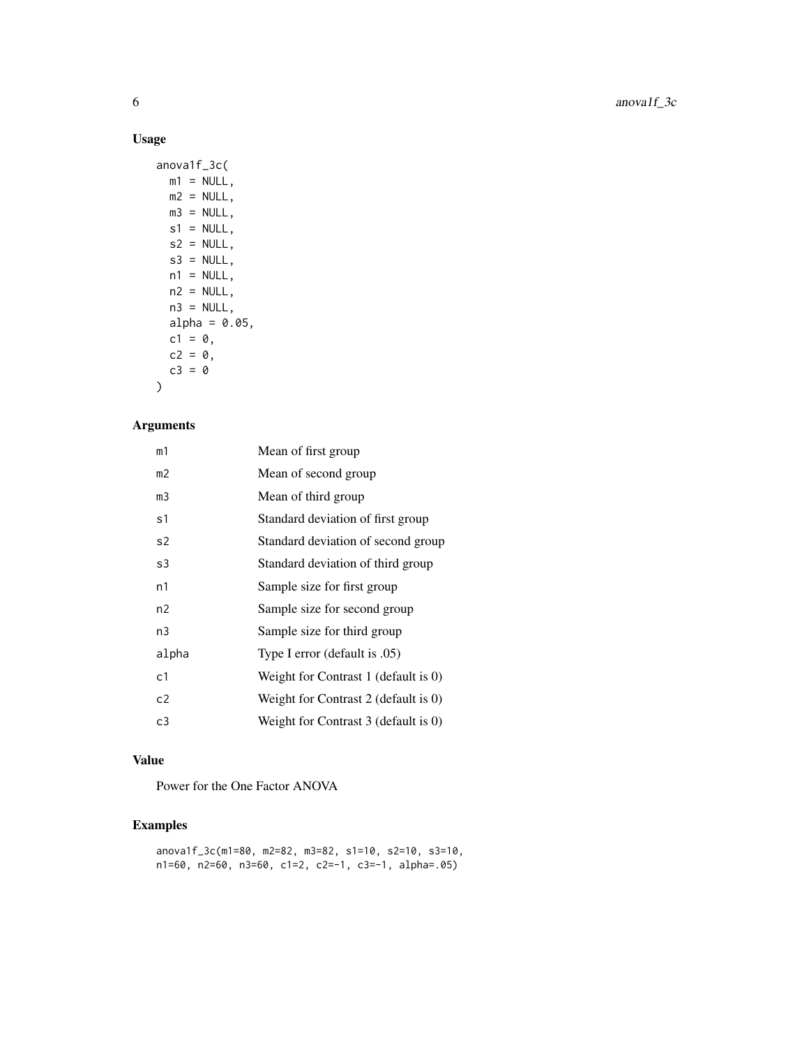## Usage

```
anova1f_3c(
  m1 = NULL,
  m2 = NULL,
  m3 = NULL,
  s1 = NULL,
  s2 = NULL,
  s3 = NULL,
  n1 = NULL,
  n2 = NULL,
  n3 = NULL,
  alpha = 0.05,
  c1 = 0,
  c2 = 0,
  c3 = 0
)
```

## Arguments

| | |
|---|---|
| m1 | Mean of first group |
| m2 | Mean of second group |
| m3 | Mean of third group |
| s1 | Standard deviation of first group |
| s2 | Standard deviation of second group |
| s3 | Standard deviation of third group |
| n1 | Sample size for first group |
| n2 | Sample size for second group |
| n3 | Sample size for third group |
| alpha | Type I error (default is .05) |
| c1 | Weight for Contrast 1 (default is 0) |
| c2 | Weight for Contrast 2 (default is 0) |
| c3 | Weight for Contrast 3 (default is 0) |

## Value

Power for the One Factor ANOVA

## Examples

```
anova1f_3c(m1=80, m2=82, m3=82, s1=10, s2=10, s3=10,
n1=60, n2=60, n3=60, c1=2, c2=-1, c3=-1, alpha=.05)
```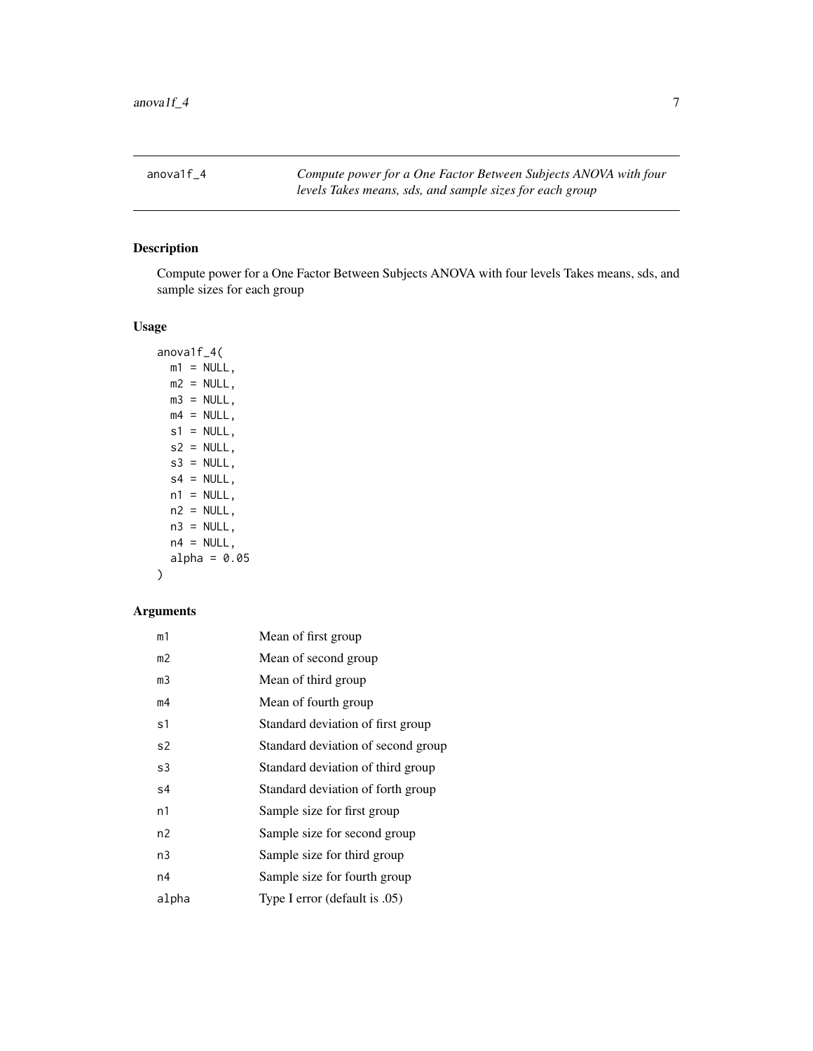## anova1f_4

*Compute power for a One Factor Between Subjects ANOVA with four levels Takes means, sds, and sample sizes for each group*

### Description

Compute power for a One Factor Between Subjects ANOVA with four levels Takes means, sds, and sample sizes for each group

### Usage

```
anova1f_4(
  m1 = NULL,
  m2 = NULL,
  m3 = NULL,
  m4 = NULL,
  s1 = NULL,
  s2 = NULL,
  s3 = NULL,
  s4 = NULL,
  n1 = NULL,
  n2 = NULL,
  n3 = NULL,
  n4 = NULL,
  alpha = 0.05
)
```

### Arguments

| | |
|---|---|
| m1 | Mean of first group |
| m2 | Mean of second group |
| m3 | Mean of third group |
| m4 | Mean of fourth group |
| s1 | Standard deviation of first group |
| s2 | Standard deviation of second group |
| s3 | Standard deviation of third group |
| s4 | Standard deviation of forth group |
| n1 | Sample size for first group |
| n2 | Sample size for second group |
| n3 | Sample size for third group |
| n4 | Sample size for fourth group |
| alpha | Type I error (default is .05) |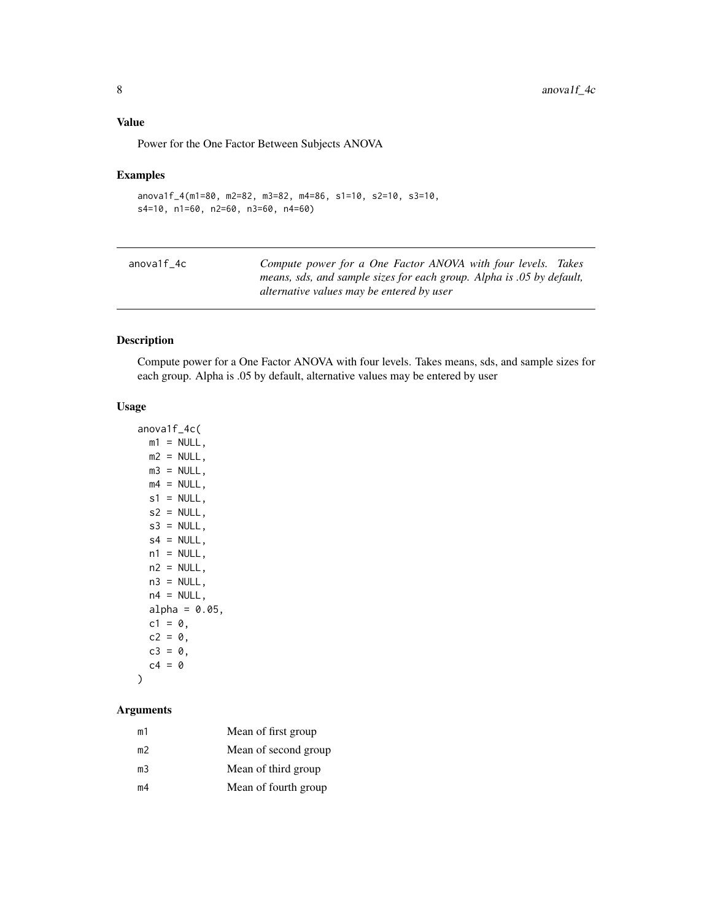## Value

Power for the One Factor Between Subjects ANOVA

## Examples

```
anova1f_4(m1=80, m2=82, m3=82, m4=86, s1=10, s2=10, s3=10,
s4=10, n1=60, n2=60, n3=60, n4=60)
```

---

`anova1f_4c` *Compute power for a One Factor ANOVA with four levels. Takes means, sds, and sample sizes for each group. Alpha is .05 by default, alternative values may be entered by user*

---

## Description

Compute power for a One Factor ANOVA with four levels. Takes means, sds, and sample sizes for each group. Alpha is .05 by default, alternative values may be entered by user

## Usage

```
anova1f_4c(
  m1 = NULL,
  m2 = NULL,
  m3 = NULL,
  m4 = NULL,
  s1 = NULL,
  s2 = NULL,
  s3 = NULL,
  s4 = NULL,
  n1 = NULL,
  n2 = NULL,
  n3 = NULL,
  n4 = NULL,
  alpha = 0.05,
  c1 = 0,
  c2 = 0,
  c3 = 0,
  c4 = 0
)
```

## Arguments

| | |
|---|---|
| m1 | Mean of first group |
| m2 | Mean of second group |
| m3 | Mean of third group |
| m4 | Mean of fourth group |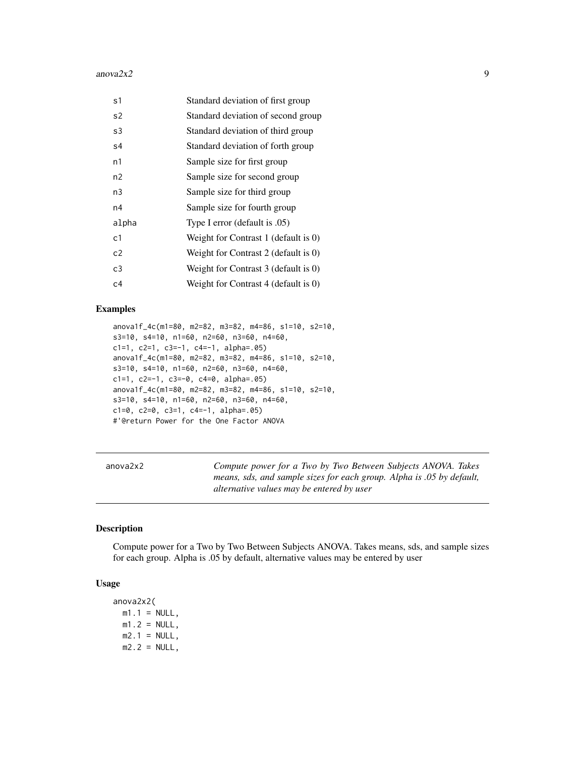| | |
|---|---|
| s1 | Standard deviation of first group |
| s2 | Standard deviation of second group |
| s3 | Standard deviation of third group |
| s4 | Standard deviation of forth group |
| n1 | Sample size for first group |
| n2 | Sample size for second group |
| n3 | Sample size for third group |
| n4 | Sample size for fourth group |
| alpha | Type I error (default is .05) |
| c1 | Weight for Contrast 1 (default is 0) |
| c2 | Weight for Contrast 2 (default is 0) |
| c3 | Weight for Contrast 3 (default is 0) |
| c4 | Weight for Contrast 4 (default is 0) |

### Examples

```
anova1f_4c(m1=80, m2=82, m3=82, m4=86, s1=10, s2=10,
s3=10, s4=10, n1=60, n2=60, n3=60, n4=60,
c1=1, c2=1, c3=-1, c4=-1, alpha=.05)
anova1f_4c(m1=80, m2=82, m3=82, m4=86, s1=10, s2=10,
s3=10, s4=10, n1=60, n2=60, n3=60, n4=60,
c1=1, c2=-1, c3=-0, c4=0, alpha=.05)
anova1f_4c(m1=80, m2=82, m3=82, m4=86, s1=10, s2=10,
s3=10, s4=10, n1=60, n2=60, n3=60, n4=60,
c1=0, c2=0, c3=1, c4=-1, alpha=.05)
#'@return Power for the One Factor ANOVA
```

---

## anova2x2

*Compute power for a Two by Two Between Subjects ANOVA. Takes means, sds, and sample sizes for each group. Alpha is .05 by default, alternative values may be entered by user*

---

### Description

Compute power for a Two by Two Between Subjects ANOVA. Takes means, sds, and sample sizes for each group. Alpha is .05 by default, alternative values may be entered by user

### Usage

```
anova2x2(
  m1.1 = NULL,
  m1.2 = NULL,
  m2.1 = NULL,
  m2.2 = NULL,
```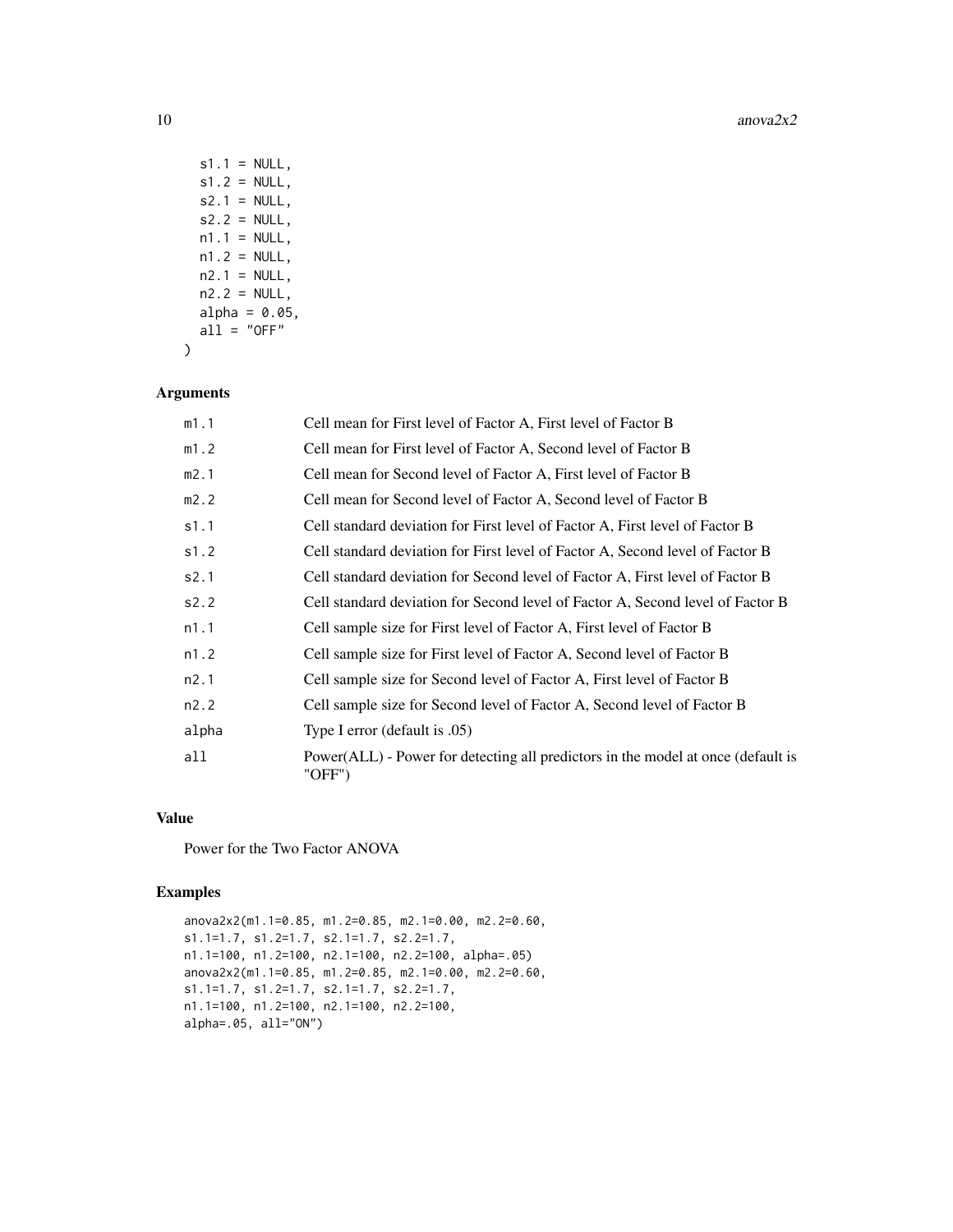```
  s1.1 = NULL,
  s1.2 = NULL,
  s2.1 = NULL,
  s2.2 = NULL,
  n1.1 = NULL,
  n1.2 = NULL,
  n2.1 = NULL,
  n2.2 = NULL,
  alpha = 0.05,
  all = "OFF"
)
```

## Arguments

| | |
|---|---|
| m1.1 | Cell mean for First level of Factor A, First level of Factor B |
| m1.2 | Cell mean for First level of Factor A, Second level of Factor B |
| m2.1 | Cell mean for Second level of Factor A, First level of Factor B |
| m2.2 | Cell mean for Second level of Factor A, Second level of Factor B |
| s1.1 | Cell standard deviation for First level of Factor A, First level of Factor B |
| s1.2 | Cell standard deviation for First level of Factor A, Second level of Factor B |
| s2.1 | Cell standard deviation for Second level of Factor A, First level of Factor B |
| s2.2 | Cell standard deviation for Second level of Factor A, Second level of Factor B |
| n1.1 | Cell sample size for First level of Factor A, First level of Factor B |
| n1.2 | Cell sample size for First level of Factor A, Second level of Factor B |
| n2.1 | Cell sample size for Second level of Factor A, First level of Factor B |
| n2.2 | Cell sample size for Second level of Factor A, Second level of Factor B |
| alpha | Type I error (default is .05) |
| all | Power(ALL) - Power for detecting all predictors in the model at once (default is "OFF") |

## Value

Power for the Two Factor ANOVA

## Examples

```
anova2x2(m1.1=0.85, m1.2=0.85, m2.1=0.00, m2.2=0.60,
s1.1=1.7, s1.2=1.7, s2.1=1.7, s2.2=1.7,
n1.1=100, n1.2=100, n2.1=100, n2.2=100, alpha=.05)
anova2x2(m1.1=0.85, m1.2=0.85, m2.1=0.00, m2.2=0.60,
s1.1=1.7, s1.2=1.7, s2.1=1.7, s2.2=1.7,
n1.1=100, n1.2=100, n2.1=100, n2.2=100,
alpha=.05, all="ON")
```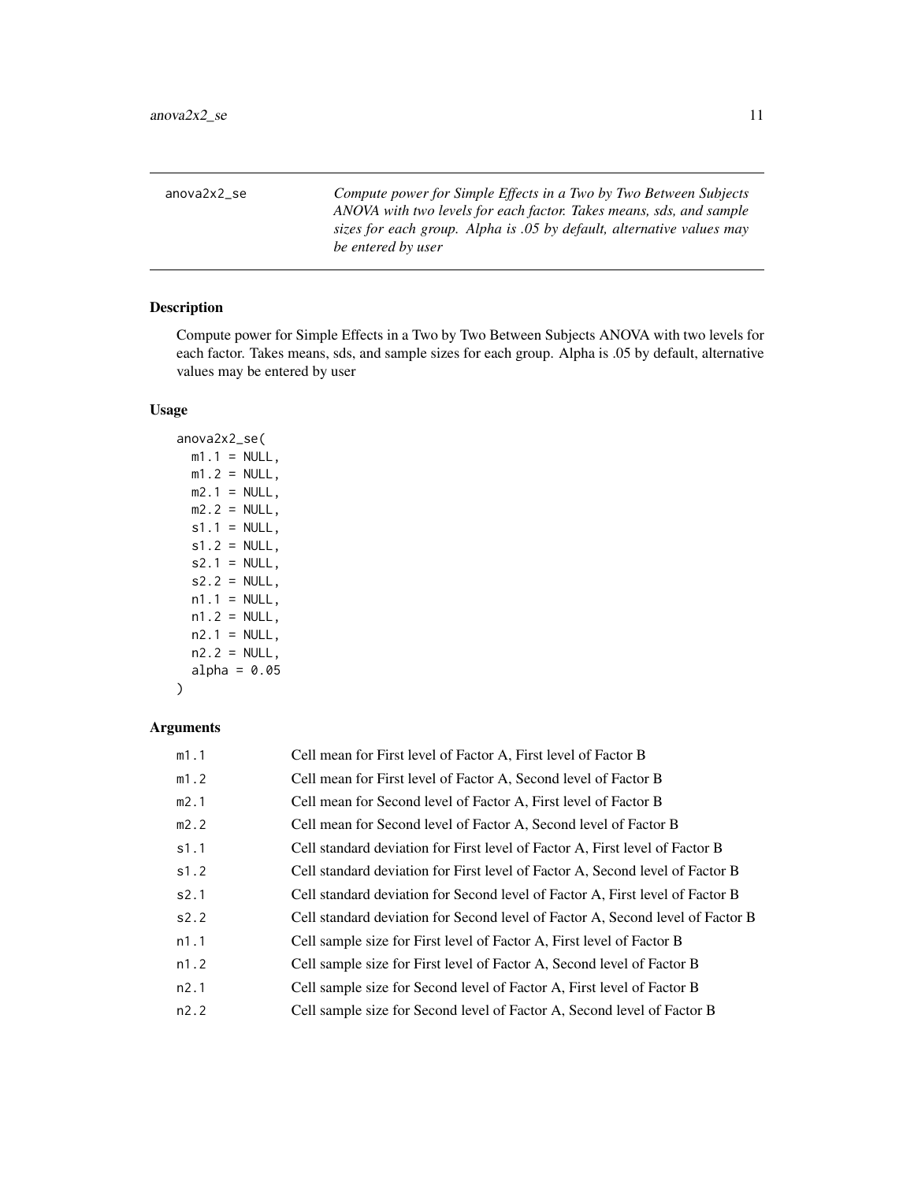anova2x2_se *Compute power for Simple Effects in a Two by Two Between Subjects ANOVA with two levels for each factor. Takes means, sds, and sample sizes for each group. Alpha is .05 by default, alternative values may be entered by user*

## Description

Compute power for Simple Effects in a Two by Two Between Subjects ANOVA with two levels for each factor. Takes means, sds, and sample for each group. Alpha is .05 by default, alternative values may be entered by user

## Usage

```
anova2x2_se(
  m1.1 = NULL,
  m1.2 = NULL,
  m2.1 = NULL,
  m2.2 = NULL,
  s1.1 = NULL,
  s1.2 = NULL,
  s2.1 = NULL,
  s2.2 = NULL,
  n1.1 = NULL,
  n1.2 = NULL,
  n2.1 = NULL,
  n2.2 = NULL,
  alpha = 0.05
)
```

## Arguments

| | |
|---|---|
| m1.1 | Cell mean for First level of Factor A, First level of Factor B |
| m1.2 | Cell mean for First level of Factor A, Second level of Factor B |
| m2.1 | Cell mean for Second level of Factor A, First level of Factor B |
| m2.2 | Cell mean for Second level of Factor A, Second level of Factor B |
| s1.1 | Cell standard deviation for First level of Factor A, First level of Factor B |
| s1.2 | Cell standard deviation for First level of Factor A, Second level of Factor B |
| s2.1 | Cell standard deviation for Second level of Factor A, First level of Factor B |
| s2.2 | Cell standard deviation for Second level of Factor A, Second level of Factor B |
| n1.1 | Cell sample size for First level of Factor A, First level of Factor B |
| n1.2 | Cell sample size for First level of Factor A, Second level of Factor B |
| n2.1 | Cell sample size for Second level of Factor A, First level of Factor B |
| n2.2 | Cell sample size for Second level of Factor A, Second level of Factor B |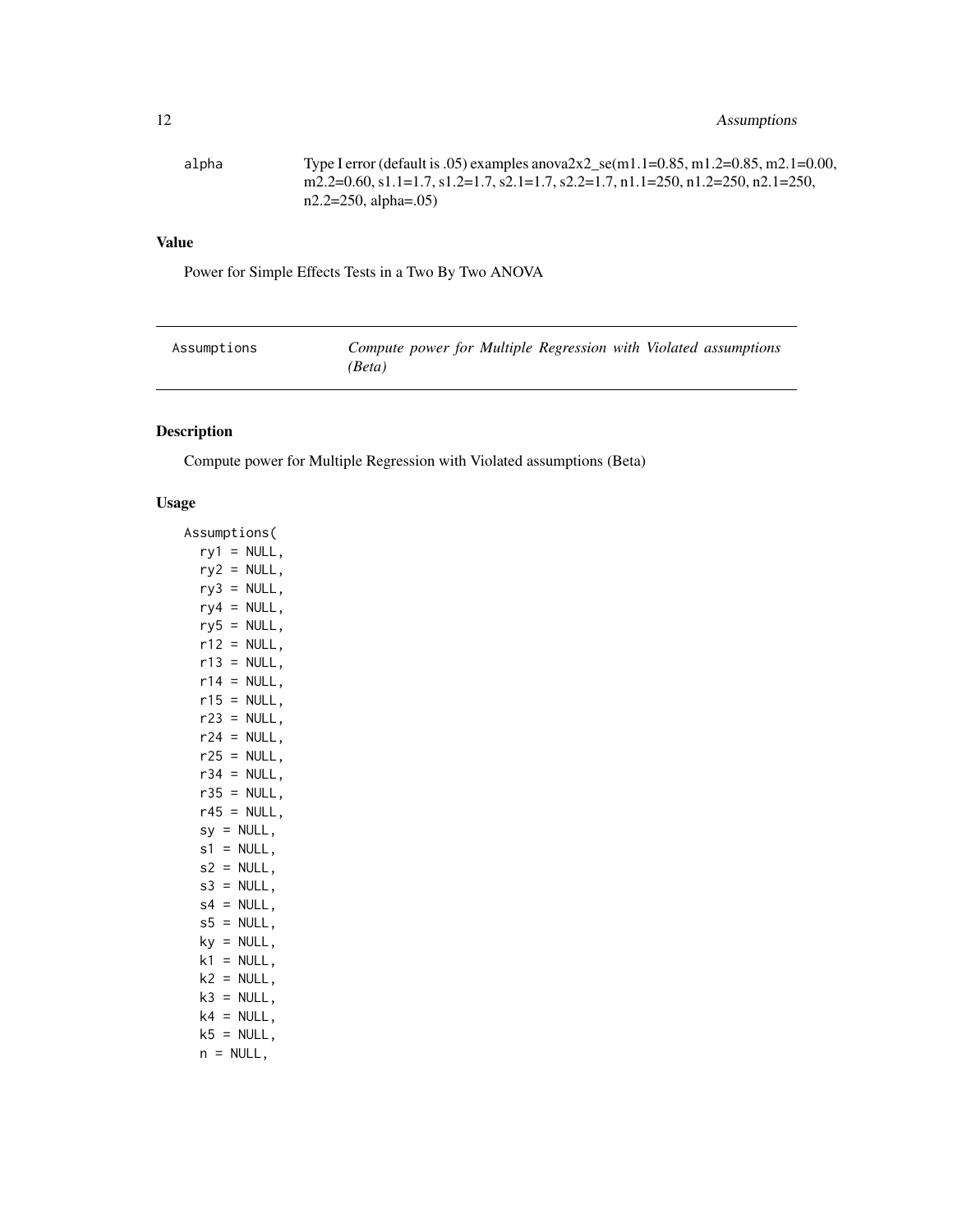| | |
|---|---|
| alpha | Type I error (default is .05) examples anova2x2_se(m1.1=0.85, m1.2=0.85, m2.1=0.00, m2.2=0.60, s1.1=1.7, s1.2=1.7, s2.1=1.7, s2.2=1.7, n1.1=250, n1.2=250, n2.1=250, n2.2=250, alpha=.05) |

### Value

Power for Simple Effects Tests in a Two By Two ANOVA

---

## Assumptions — *Compute power for Multiple Regression with Violated assumptions (Beta)*

---

### Description

Compute power for Multiple Regression with Violated assumptions (Beta)

### Usage

```
Assumptions(
  ry1 = NULL,
  ry2 = NULL,
  ry3 = NULL,
  ry4 = NULL,
  ry5 = NULL,
  r12 = NULL,
  r13 = NULL,
  r14 = NULL,
  r15 = NULL,
  r23 = NULL,
  r24 = NULL,
  r25 = NULL,
  r34 = NULL,
  r35 = NULL,
  r45 = NULL,
  sy = NULL,
  s1 = NULL,
  s2 = NULL,
  s3 = NULL,
  s4 = NULL,
  s5 = NULL,
  ky = NULL,
  k1 = NULL,
  k2 = NULL,
  k3 = NULL,
  k4 = NULL,
  k5 = NULL,
  n = NULL,
```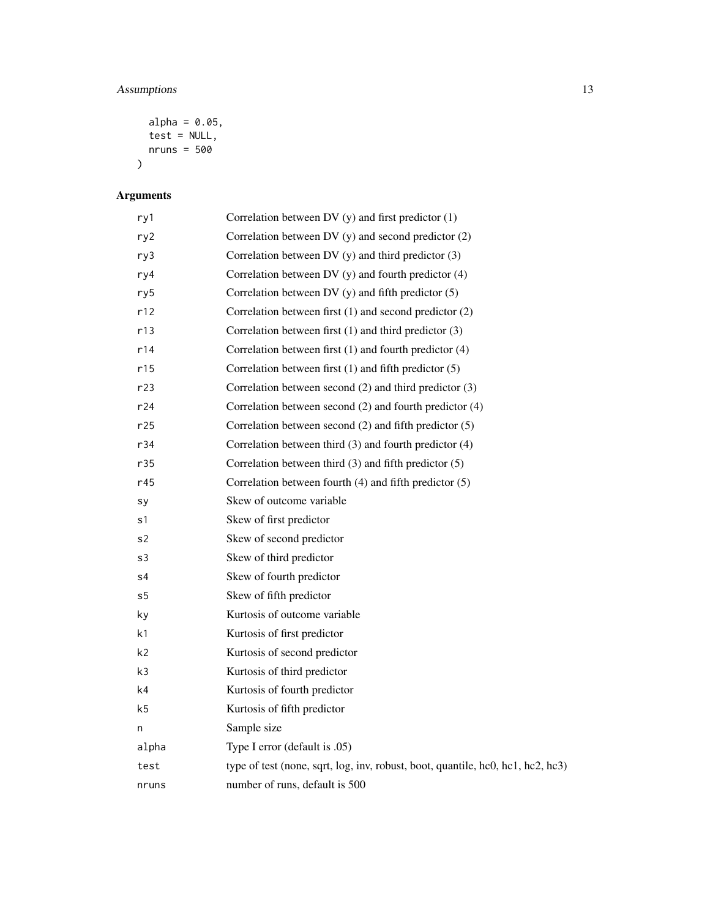```
  alpha = 0.05,
  test = NULL,
  nruns = 500
)
```

## Arguments

| | |
|---|---|
| ry1 | Correlation between DV (y) and first predictor (1) |
| ry2 | Correlation between DV (y) and second predictor (2) |
| ry3 | Correlation between DV (y) and third predictor (3) |
| ry4 | Correlation between DV (y) and fourth predictor (4) |
| ry5 | Correlation between DV (y) and fifth predictor (5) |
| r12 | Correlation between first (1) and second predictor (2) |
| r13 | Correlation between first (1) and third predictor (3) |
| r14 | Correlation between first (1) and fourth predictor (4) |
| r15 | Correlation between first (1) and fifth predictor (5) |
| r23 | Correlation between second (2) and third predictor (3) |
| r24 | Correlation between second (2) and fourth predictor (4) |
| r25 | Correlation between second (2) and fifth predictor (5) |
| r34 | Correlation between third (3) and fourth predictor (4) |
| r35 | Correlation between third (3) and fifth predictor (5) |
| r45 | Correlation between fourth (4) and fifth predictor (5) |
| sy | Skew of outcome variable |
| s1 | Skew of first predictor |
| s2 | Skew of second predictor |
| s3 | Skew of third predictor |
| s4 | Skew of fourth predictor |
| s5 | Skew of fifth predictor |
| ky | Kurtosis of outcome variable |
| k1 | Kurtosis of first predictor |
| k2 | Kurtosis of second predictor |
| k3 | Kurtosis of third predictor |
| k4 | Kurtosis of fourth predictor |
| k5 | Kurtosis of fifth predictor |
| n | Sample size |
| alpha | Type I error (default is .05) |
| test | type of test (none, sqrt, log, inv, robust, boot, quantile, hc0, hc1, hc2, hc3) |
| nruns | number of runs, default is 500 |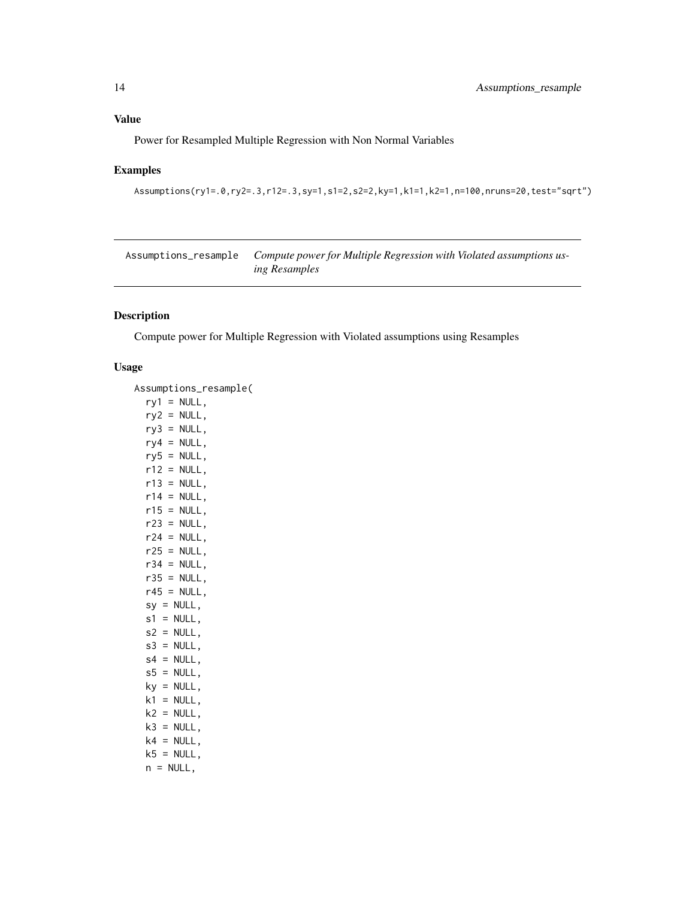### Value

Power for Resampled Multiple Regression with Non Normal Variables

### Examples

```
Assumptions(ry1=.0,ry2=.3,r12=.3,sy=1,s1=2,s2=2,ky=1,k1=1,k2=1,n=100,nruns=20,test="sqrt")
```

---

## Assumptions_resample — *Compute power for Multiple Regression with Violated assumptions using Resamples*

### Description

Compute power for Multiple Regression with Violated assumptions using Resamples

### Usage

```
Assumptions_resample(
  ry1 = NULL,
  ry2 = NULL,
  ry3 = NULL,
  ry4 = NULL,
  ry5 = NULL,
  r12 = NULL,
  r13 = NULL,
  r14 = NULL,
  r15 = NULL,
  r23 = NULL,
  r24 = NULL,
  r25 = NULL,
  r34 = NULL,
  r35 = NULL,
  r45 = NULL,
  sy = NULL,
  s1 = NULL,
  s2 = NULL,
  s3 = NULL,
  s4 = NULL,
  s5 = NULL,
  ky = NULL,
  k1 = NULL,
  k2 = NULL,
  k3 = NULL,
  k4 = NULL,
  k5 = NULL,
  n = NULL,
```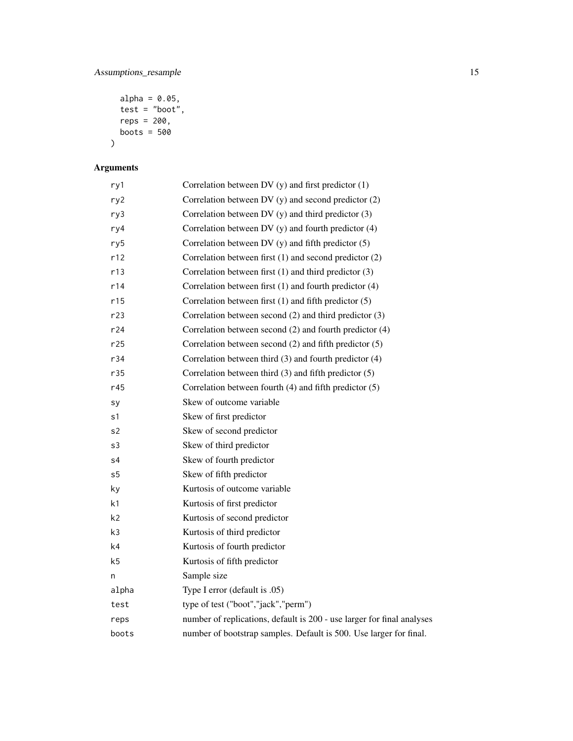```
  alpha = 0.05,
  test = "boot",
  reps = 200,
  boots = 500
)
```

## Arguments

| | |
|---|---|
| ry1 | Correlation between DV (y) and first predictor (1) |
| ry2 | Correlation between DV (y) and second predictor (2) |
| ry3 | Correlation between DV (y) and third predictor (3) |
| ry4 | Correlation between DV (y) and fourth predictor (4) |
| ry5 | Correlation between DV (y) and fifth predictor (5) |
| r12 | Correlation between first (1) and second predictor (2) |
| r13 | Correlation between first (1) and third predictor (3) |
| r14 | Correlation between first (1) and fourth predictor (4) |
| r15 | Correlation between first (1) and fifth predictor (5) |
| r23 | Correlation between second (2) and third predictor (3) |
| r24 | Correlation between second (2) and fourth predictor (4) |
| r25 | Correlation between second (2) and fifth predictor (5) |
| r34 | Correlation between third (3) and fourth predictor (4) |
| r35 | Correlation between third (3) and fifth predictor (5) |
| r45 | Correlation between fourth (4) and fifth predictor (5) |
| sy | Skew of outcome variable |
| s1 | Skew of first predictor |
| s2 | Skew of second predictor |
| s3 | Skew of third predictor |
| s4 | Skew of fourth predictor |
| s5 | Skew of fifth predictor |
| ky | Kurtosis of outcome variable |
| k1 | Kurtosis of first predictor |
| k2 | Kurtosis of second predictor |
| k3 | Kurtosis of third predictor |
| k4 | Kurtosis of fourth predictor |
| k5 | Kurtosis of fifth predictor |
| n | Sample size |
| alpha | Type I error (default is .05) |
| test | type of test ("boot","jack","perm") |
| reps | number of replications, default is 200 - use larger for final analyses |
| boots | number of bootstrap samples. Default is 500. Use larger for final. |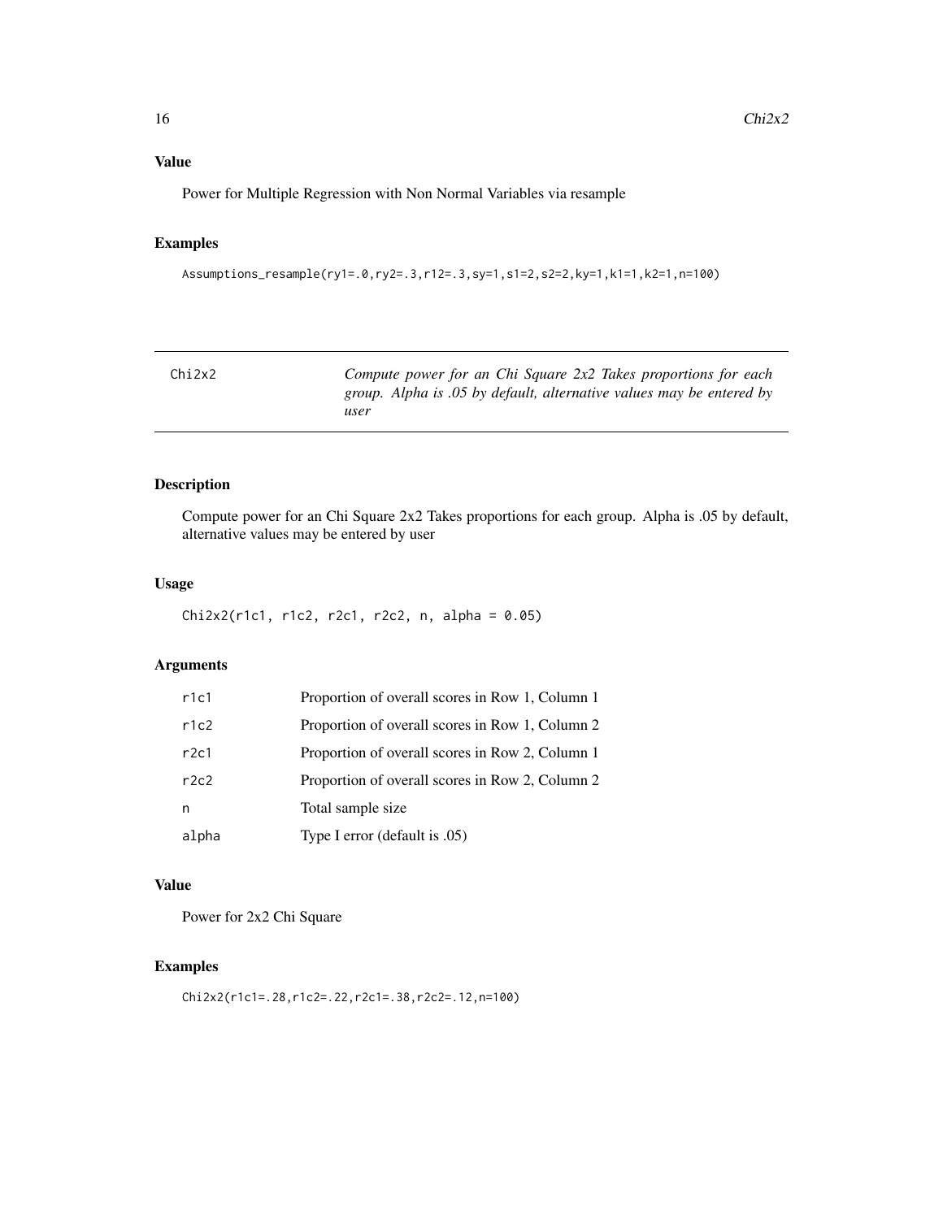## Value

Power for Multiple Regression with Non Normal Variables via resample

## Examples

```
Assumptions_resample(ry1=.0,ry2=.3,r12=.3,sy=1,s1=2,s2=2,ky=1,k1=1,k2=1,n=100)
```

---

| Chi2x2 | *Compute power for an Chi Square 2x2 Takes proportions for each group. Alpha is .05 by default, alternative values may be entered by user* |
|---|---|

## Description

Compute power for an Chi Square 2x2 Takes proportions for each group. Alpha is .05 by default, alternative values may be entered by user

## Usage

```
Chi2x2(r1c1, r1c2, r2c1, r2c2, n, alpha = 0.05)
```

## Arguments

| | |
|---|---|
| r1c1 | Proportion of overall scores in Row 1, Column 1 |
| r1c2 | Proportion of overall scores in Row 1, Column 2 |
| r2c1 | Proportion of overall scores in Row 2, Column 1 |
| r2c2 | Proportion of overall scores in Row 2, Column 2 |
| n | Total sample size |
| alpha | Type I error (default is .05) |

## Value

Power for 2x2 Chi Square

## Examples

```
Chi2x2(r1c1=.28,r1c2=.22,r2c1=.38,r2c2=.12,n=100)
```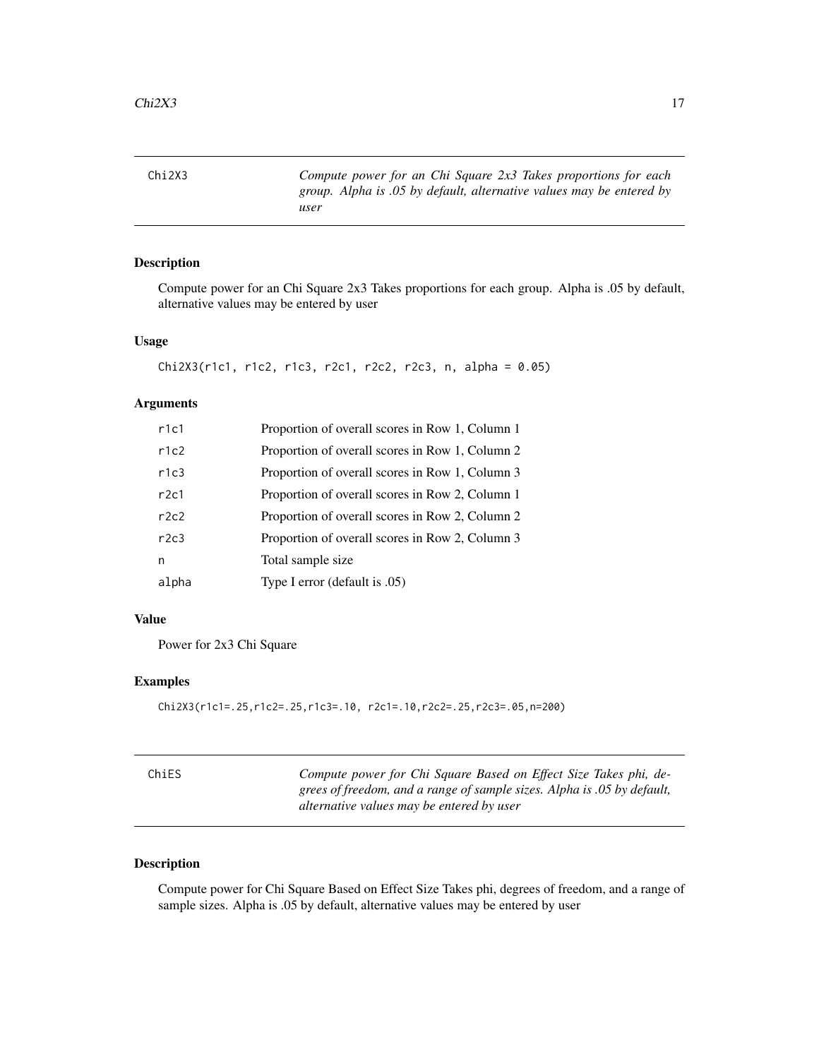## Chi2X3

*Compute power for an Chi Square 2x3 Takes proportions for each group. Alpha is .05 by default, alternative values may be entered by user*

### Description

Compute power for an Chi Square 2x3 Takes proportions for each group. Alpha is .05 by default, alternative values may be entered by user

### Usage

```
Chi2X3(r1c1, r1c2, r1c3, r2c1, r2c2, r2c3, n, alpha = 0.05)
```

### Arguments

| | |
|---|---|
| `r1c1` | Proportion of overall scores in Row 1, Column 1 |
| `r1c2` | Proportion of overall scores in Row 1, Column 2 |
| `r1c3` | Proportion of overall scores in Row 1, Column 3 |
| `r2c1` | Proportion of overall scores in Row 2, Column 1 |
| `r2c2` | Proportion of overall scores in Row 2, Column 2 |
| `r2c3` | Proportion of overall scores in Row 2, Column 3 |
| `n` | Total sample size |
| `alpha` | Type I error (default is .05) |

### Value

Power for 2x3 Chi Square

### Examples

```
Chi2X3(r1c1=.25,r1c2=.25,r1c3=.10, r2c1=.10,r2c2=.25,r2c3=.05,n=200)
```

## ChiES

*Compute power for Chi Square Based on Effect Size Takes phi, degrees of freedom, and a range of sample sizes. Alpha is .05 by default, alternative values may be entered by user*

### Description

Compute power for Chi Square Based on Effect Size Takes phi, degrees of freedom, and a range of sample sizes. Alpha is .05 by default, alternative values may be entered by user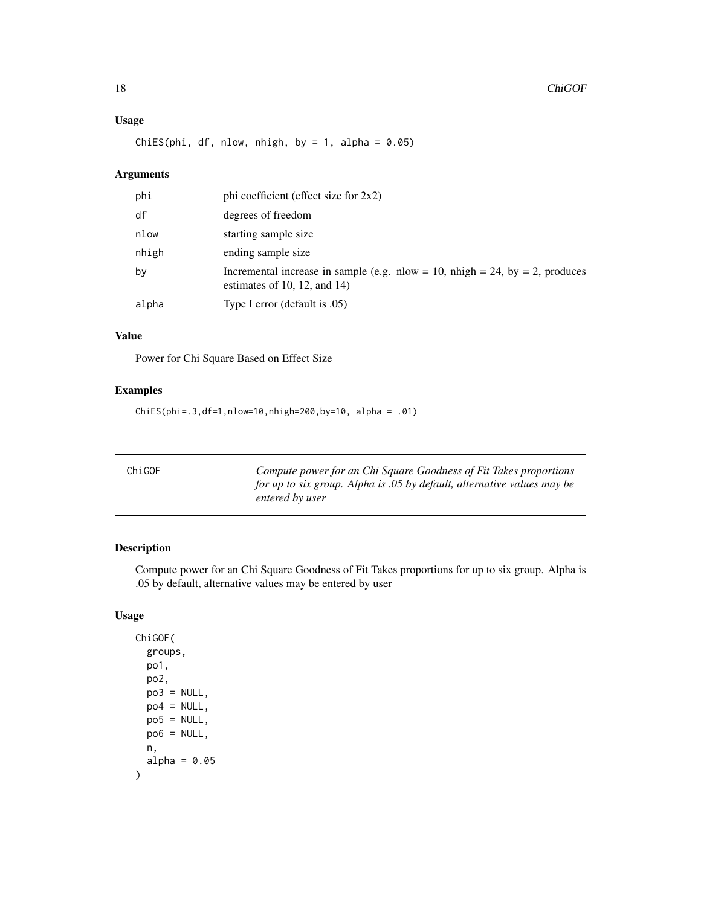## Usage

```
ChiES(phi, df, nlow, nhigh, by = 1, alpha = 0.05)
```

## Arguments

| | |
|---|---|
| phi | phi coefficient (effect size for 2x2) |
| df | degrees of freedom |
| nlow | starting sample size |
| nhigh | ending sample size |
| by | Incremental increase in sample (e.g. nlow = 10, nhigh = 24, by = 2, produces estimates of 10, 12, and 14) |
| alpha | Type I error (default is .05) |

## Value

Power for Chi Square Based on Effect Size

## Examples

```
ChiES(phi=.3,df=1,nlow=10,nhigh=200,by=10, alpha = .01)
```

---

# ChiGOF *Compute power for an Chi Square Goodness of Fit Takes proportions for up to six group. Alpha is .05 by default, alternative values may be entered by user*

---

## Description

Compute power for an Chi Square Goodness of Fit Takes proportions for up to six group. Alpha is .05 by default, alternative values may be entered by user

## Usage

```
ChiGOF(
  groups,
  po1,
  po2,
  po3 = NULL,
  po4 = NULL,
  po5 = NULL,
  po6 = NULL,
  n,
  alpha = 0.05
)
```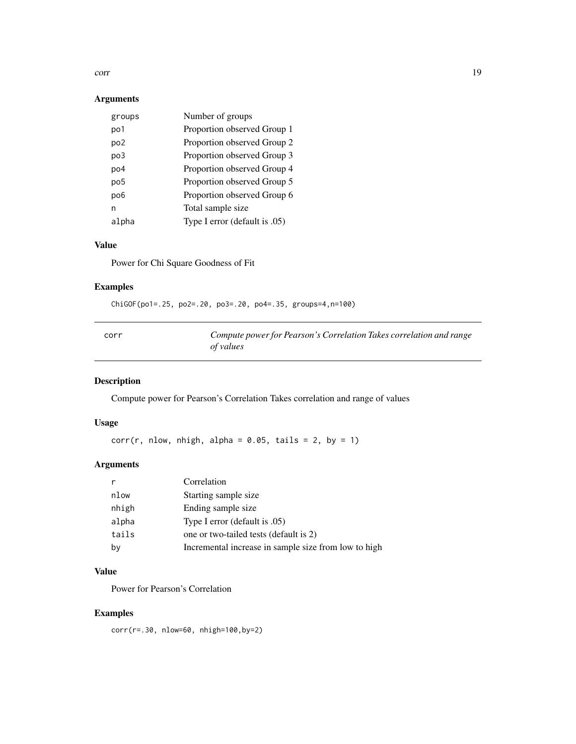### Arguments

| | |
|---|---|
| groups | Number of groups |
| po1 | Proportion observed Group 1 |
| po2 | Proportion observed Group 2 |
| po3 | Proportion observed Group 3 |
| po4 | Proportion observed Group 4 |
| po5 | Proportion observed Group 5 |
| po6 | Proportion observed Group 6 |
| n | Total sample size |
| alpha | Type I error (default is .05) |

### Value

Power for Chi Square Goodness of Fit

### Examples

```
ChiGOF(po1=.25, po2=.20, po3=.20, po4=.35, groups=4,n=100)
```

---

## corr — *Compute power for Pearson's Correlation Takes correlation and range of values*

### Description

Compute power for Pearson's Correlation Takes correlation and range of values

### Usage

```
corr(r, nlow, nhigh, alpha = 0.05, tails = 2, by = 1)
```

### Arguments

| | |
|---|---|
| r | Correlation |
| nlow | Starting sample size |
| nhigh | Ending sample size |
| alpha | Type I error (default is .05) |
| tails | one or two-tailed tests (default is 2) |
| by | Incremental increase in sample size from low to high |

### Value

Power for Pearson's Correlation

### Examples

```
corr(r=.30, nlow=60, nhigh=100,by=2)
```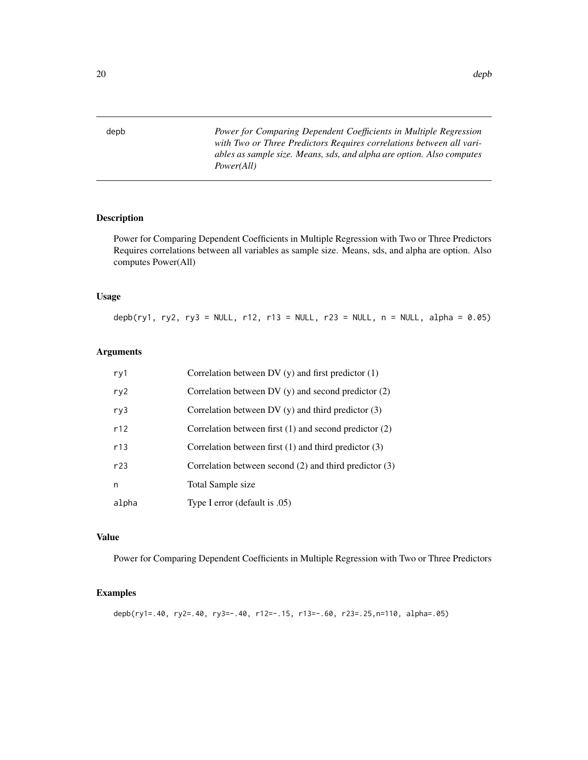depb *Power for Comparing Dependent Coefficients in Multiple Regression with Two or Three Predictors Requires correlations between all variables as sample size. Means, sds, and alpha are option. Also computes Power(All)*

## Description

Power for Comparing Dependent Coefficients in Multiple Regression with Two or Three Predictors Requires correlations between all variables as sample size. Means, sds, and alpha are option. Also computes Power(All)

## Usage

```
depb(ry1, ry2, ry3 = NULL, r12, r13 = NULL, r23 = NULL, n = NULL, alpha = 0.05)
```

## Arguments

| | |
|---|---|
| ry1 | Correlation between DV (y) and first predictor (1) |
| ry2 | Correlation between DV (y) and second predictor (2) |
| ry3 | Correlation between DV (y) and third predictor (3) |
| r12 | Correlation between first (1) and second predictor (2) |
| r13 | Correlation between first (1) and third predictor (3) |
| r23 | Correlation between second (2) and third predictor (3) |
| n | Total Sample size |
| alpha | Type I error (default is .05) |

## Value

Power for Comparing Dependent Coefficients in Multiple Regression with Two or Three Predictors

## Examples

```
depb(ry1=.40, ry2=.40, ry3=-.40, r12=-.15, r13=-.60, r23=.25,n=110, alpha=.05)
```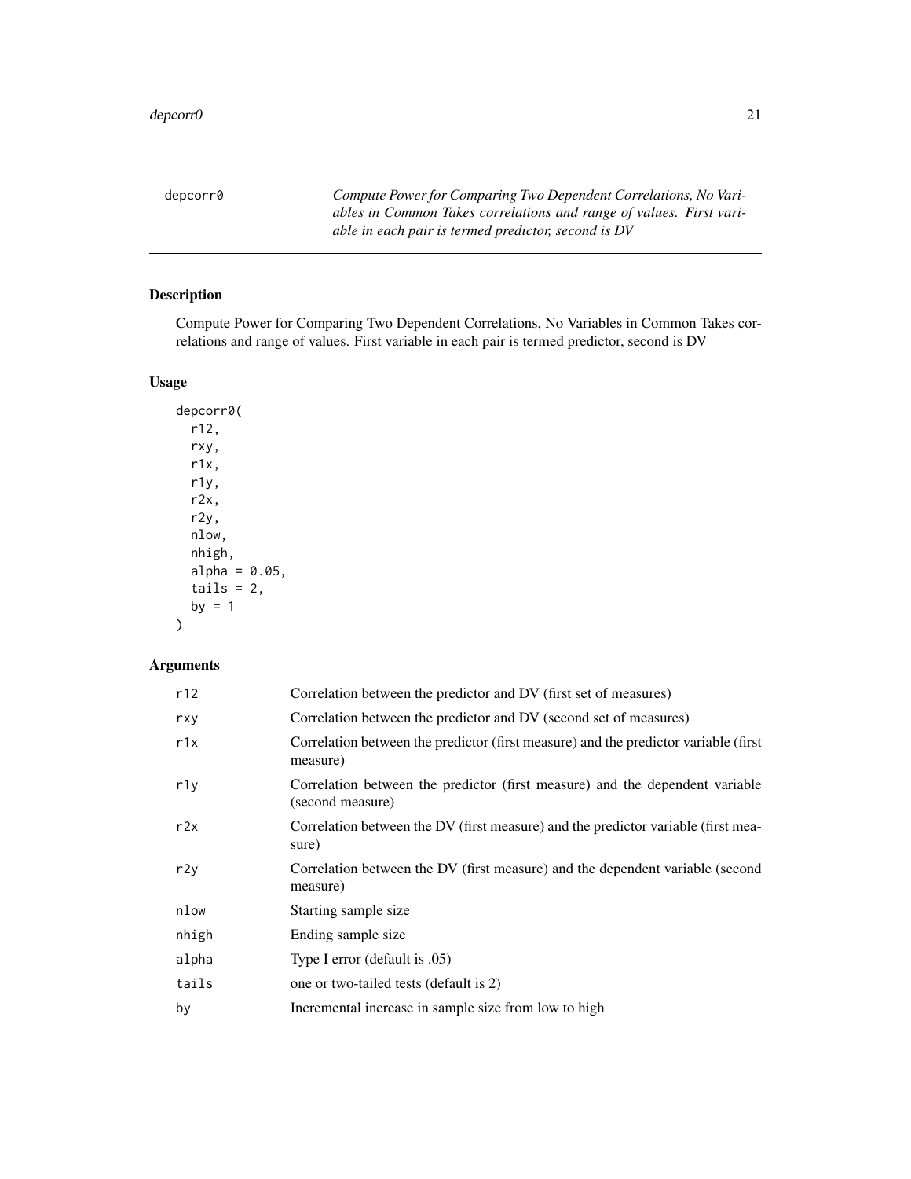| depcorr0 | *Compute Power for Comparing Two Dependent Correlations, No Variables in Common Takes correlations and range of values. First variable in each pair is termed predictor, second is DV* |
|---|---|

## Description

Compute Power for Comparing Two Dependent Correlations, No Variables in Common Takes correlations and range of values. First variable in each pair is termed predictor, second is DV

## Usage

```
depcorr0(
  r12,
  rxy,
  r1x,
  r1y,
  r2x,
  r2y,
  nlow,
  nhigh,
  alpha = 0.05,
  tails = 2,
  by = 1
)
```

## Arguments

| | |
|---|---|
| r12 | Correlation between the predictor and DV (first set of measures) |
| rxy | Correlation between the predictor and DV (second set of measures) |
| r1x | Correlation between the predictor (first measure) and the predictor variable (first measure) |
| r1y | Correlation between the predictor (first measure) and the dependent variable (second measure) |
| r2x | Correlation between the DV (first measure) and the predictor variable (first measure) |
| r2y | Correlation between the DV (first measure) and the dependent variable (second measure) |
| nlow | Starting sample size |
| nhigh | Ending sample size |
| alpha | Type I error (default is .05) |
| tails | one or two-tailed tests (default is 2) |
| by | Incremental increase in sample size from low to high |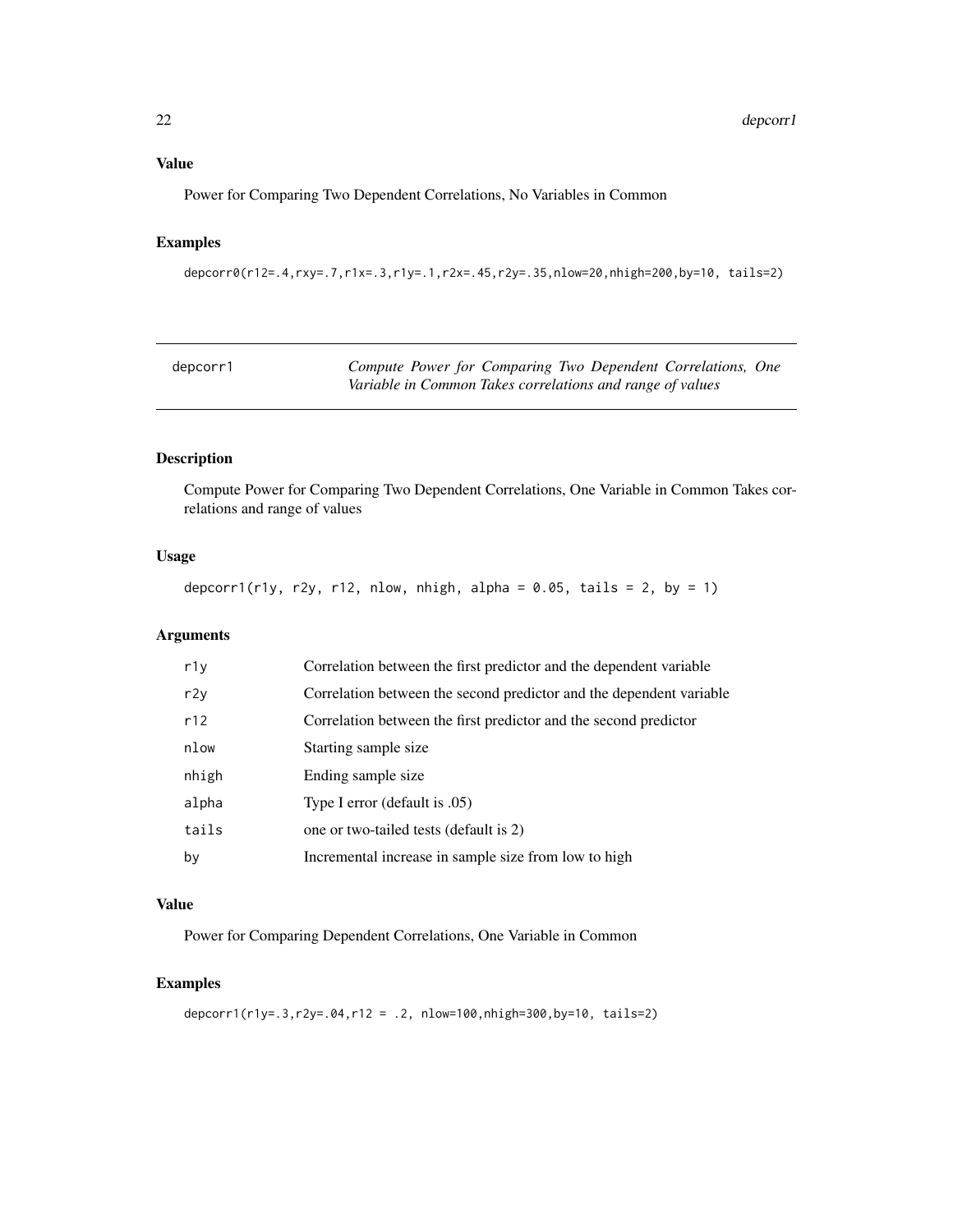## Value

Power for Comparing Two Dependent Correlations, No Variables in Common

## Examples

```
depcorr0(r12=.4,rxy=.7,r1x=.3,r1y=.1,r2x=.45,r2y=.35,nlow=20,nhigh=200,by=10, tails=2)
```

---

# depcorr1 — *Compute Power for Comparing Two Dependent Correlations, One Variable in Common Takes correlations and range of values*

---

## Description

Compute Power for Comparing Two Dependent Correlations, One Variable in Common Takes correlations and range of values

## Usage

```
depcorr1(r1y, r2y, r12, nlow, nhigh, alpha = 0.05, tails = 2, by = 1)
```

## Arguments

| | |
|---|---|
| r1y | Correlation between the first predictor and the dependent variable |
| r2y | Correlation between the second predictor and the dependent variable |
| r12 | Correlation between the first predictor and the second predictor |
| nlow | Starting sample size |
| nhigh | Ending sample size |
| alpha | Type I error (default is .05) |
| tails | one or two-tailed tests (default is 2) |
| by | Incremental increase in sample size from low to high |

## Value

Power for Comparing Dependent Correlations, One Variable in Common

## Examples

```
depcorr1(r1y=.3,r2y=.04,r12 = .2, nlow=100,nhigh=300,by=10, tails=2)
```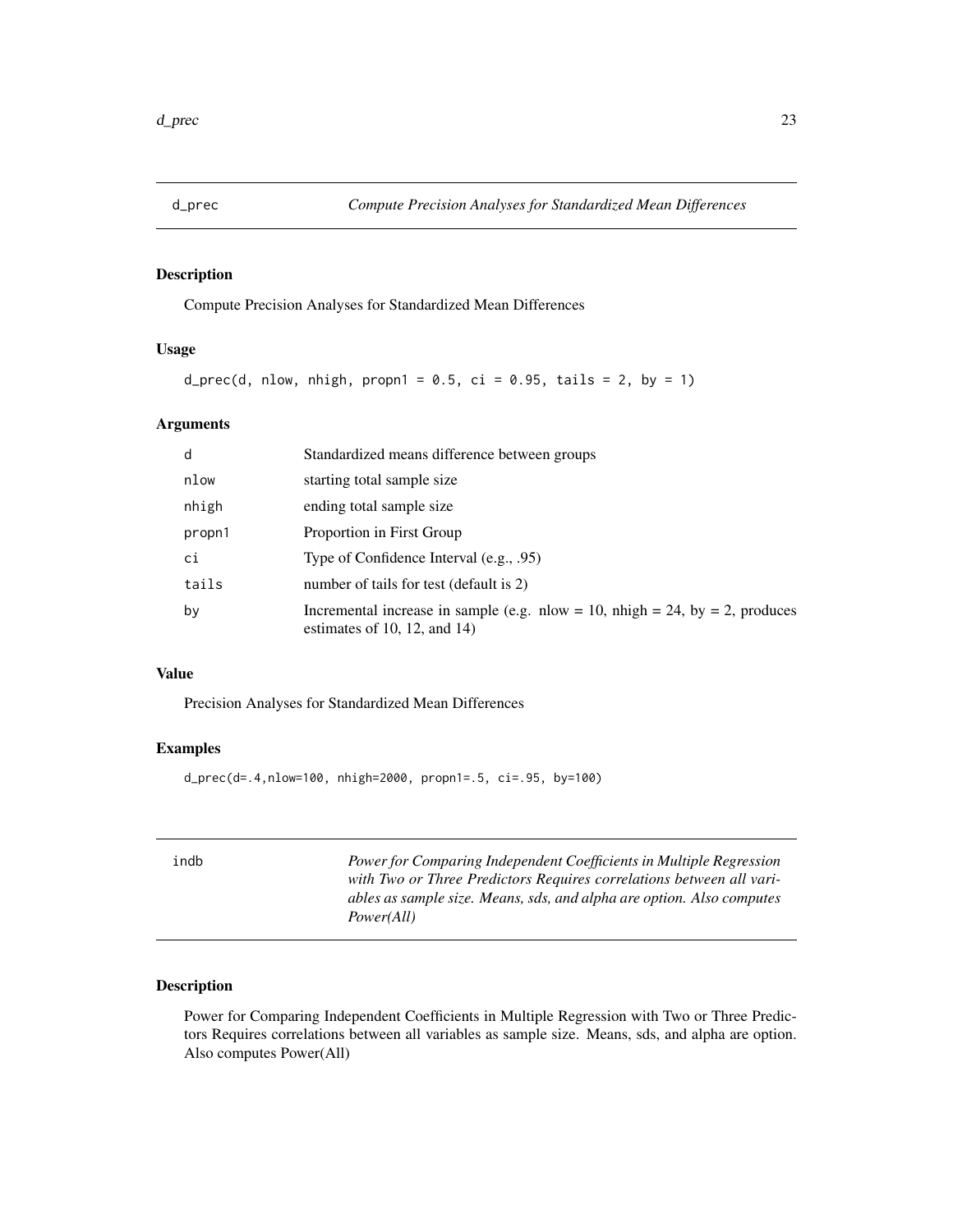## d_prec *Compute Precision Analyses for Standardized Mean Differences*

### Description

Compute Precision Analyses for Standardized Mean Differences

### Usage

```
d_prec(d, nlow, nhigh, propn1 = 0.5, ci = 0.95, tails = 2, by = 1)
```

### Arguments

| | |
|---|---|
| d | Standardized means difference between groups |
| nlow | starting total sample size |
| nhigh | ending total sample size |
| propn1 | Proportion in First Group |
| ci | Type of Confidence Interval (e.g., .95) |
| tails | number of tails for test (default is 2) |
| by | Incremental increase in sample (e.g. nlow = 10, nhigh = 24, by = 2, produces estimates of 10, 12, and 14) |

### Value

Precision Analyses for Standardized Mean Differences

### Examples

```
d_prec(d=.4,nlow=100, nhigh=2000, propn1=.5, ci=.95, by=100)
```

## indb *Power for Comparing Independent Coefficients in Multiple Regression with Two or Three Predictors Requires correlations between all variables as sample size. Means, sds, and alpha are option. Also computes Power(All)*

### Description

Power for Comparing Independent Coefficients in Multiple Regression with Two or Three Predictors Requires correlations between all variables as sample size. Means, sds, and alpha are option. Also computes Power(All)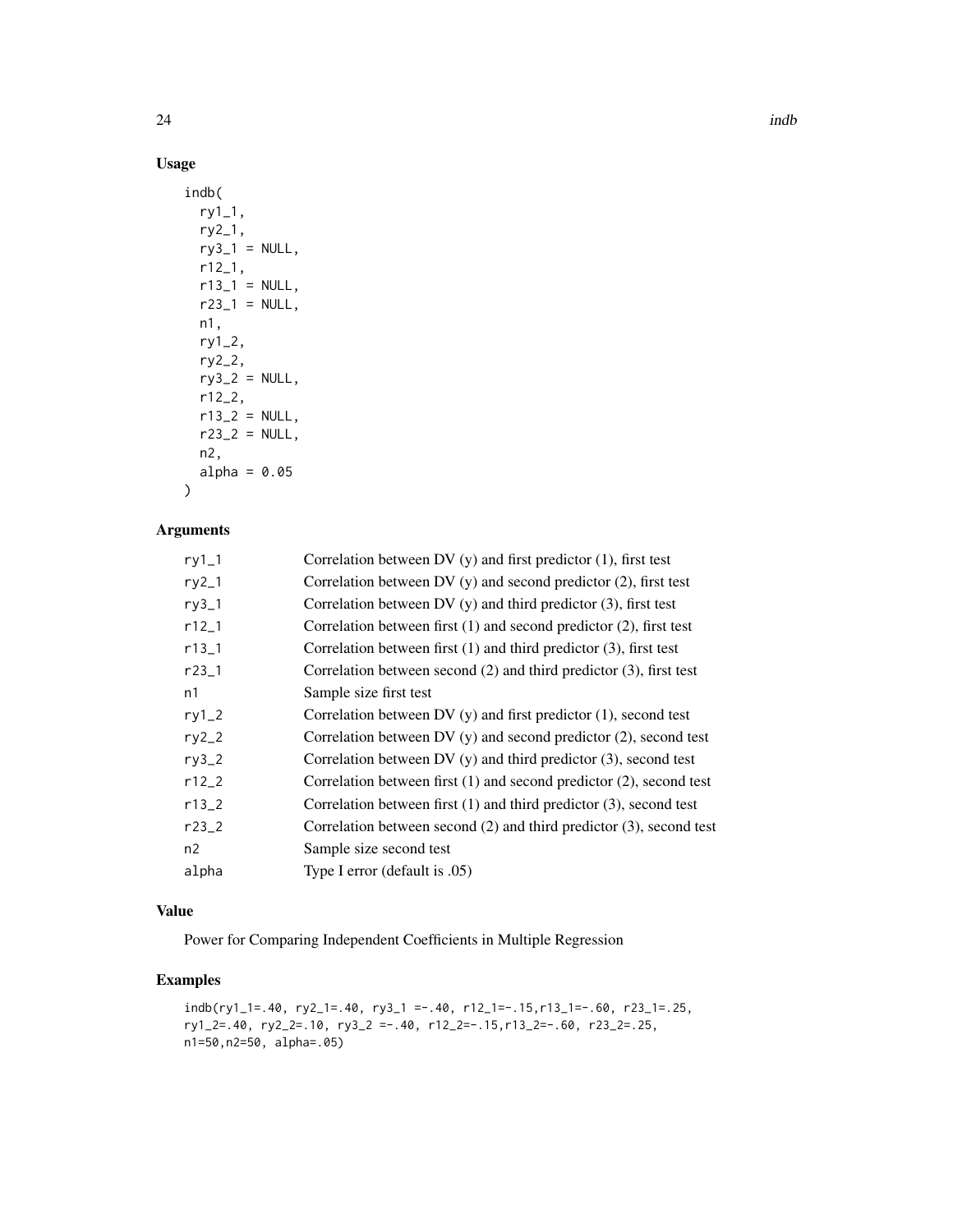## Usage

```
indb(
  ry1_1,
  ry2_1,
  ry3_1 = NULL,
  r12_1,
  r13_1 = NULL,
  r23_1 = NULL,
  n1,
  ry1_2,
  ry2_2,
  ry3_2 = NULL,
  r12_2,
  r13_2 = NULL,
  r23_2 = NULL,
  n2,
  alpha = 0.05
)
```

## Arguments

| | |
|---|---|
| ry1_1 | Correlation between DV (y) and first predictor (1), first test |
| ry2_1 | Correlation between DV (y) and second predictor (2), first test |
| ry3_1 | Correlation between DV (y) and third predictor (3), first test |
| r12_1 | Correlation between first (1) and second predictor (2), first test |
| r13_1 | Correlation between first (1) and third predictor (3), first test |
| r23_1 | Correlation between second (2) and third predictor (3), first test |
| n1 | Sample size first test |
| ry1_2 | Correlation between DV (y) and first predictor (1), second test |
| ry2_2 | Correlation between DV (y) and second predictor (2), second test |
| ry3_2 | Correlation between DV (y) and third predictor (3), second test |
| r12_2 | Correlation between first (1) and second predictor (2), second test |
| r13_2 | Correlation between first (1) and third predictor (3), second test |
| r23_2 | Correlation between second (2) and third predictor (3), second test |
| n2 | Sample size second test |
| alpha | Type I error (default is .05) |

## Value

Power for Comparing Independent Coefficients in Multiple Regression

## Examples

```
indb(ry1_1=.40, ry2_1=.40, ry3_1 =-.40, r12_1=-.15,r13_1=-.60, r23_1=.25,
ry1_2=.40, ry2_2=.10, ry3_2 =-.40, r12_2=-.15,r13_2=-.60, r23_2=.25,
n1=50,n2=50, alpha=.05)
```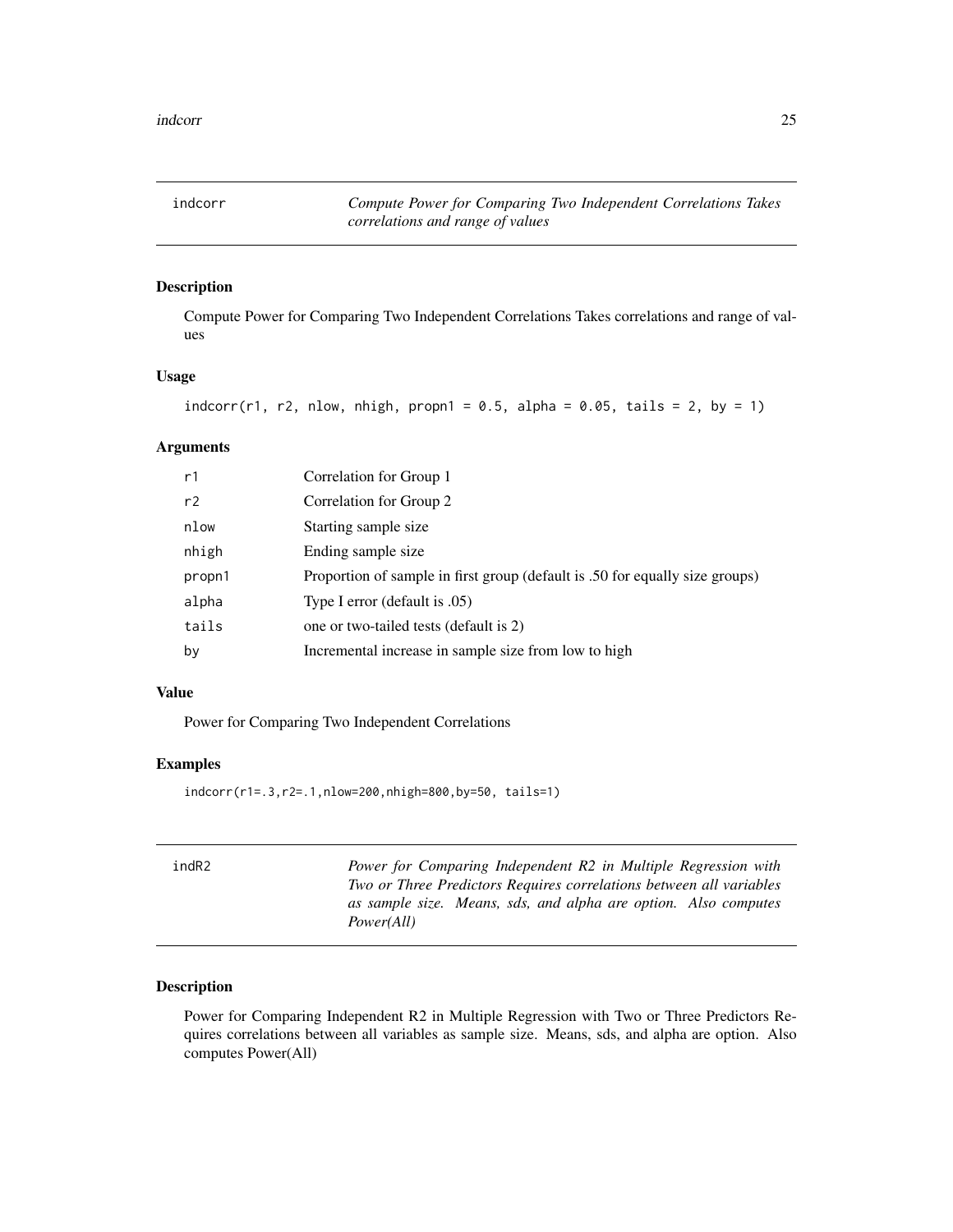## indcorr — *Compute Power for Comparing Two Independent Correlations Takes correlations and range of values*

### Description

Compute Power for Comparing Two Independent Correlations Takes correlations and range of values

### Usage

```
indcorr(r1, r2, nlow, nhigh, propn1 = 0.5, alpha = 0.05, tails = 2, by = 1)
```

### Arguments

| | |
|---|---|
| r1 | Correlation for Group 1 |
| r2 | Correlation for Group 2 |
| nlow | Starting sample size |
| nhigh | Ending sample size |
| propn1 | Proportion of sample in first group (default is .50 for equally size groups) |
| alpha | Type I error (default is .05) |
| tails | one or two-tailed tests (default is 2) |
| by | Incremental increase in sample size from low to high |

### Value

Power for Comparing Two Independent Correlations

### Examples

```
indcorr(r1=.3,r2=.1,nlow=200,nhigh=800,by=50, tails=1)
```

## indR2 — *Power for Comparing Independent R2 in Multiple Regression with Two or Three Predictors Requires correlations between all variables as sample size. Means, sds, and alpha are option. Also computes Power(All)*

### Description

Power for Comparing Independent R2 in Multiple Regression with Two or Three Predictors Requires correlations between all variables as sample size. Means, sds, and alpha are option. Also computes Power(All)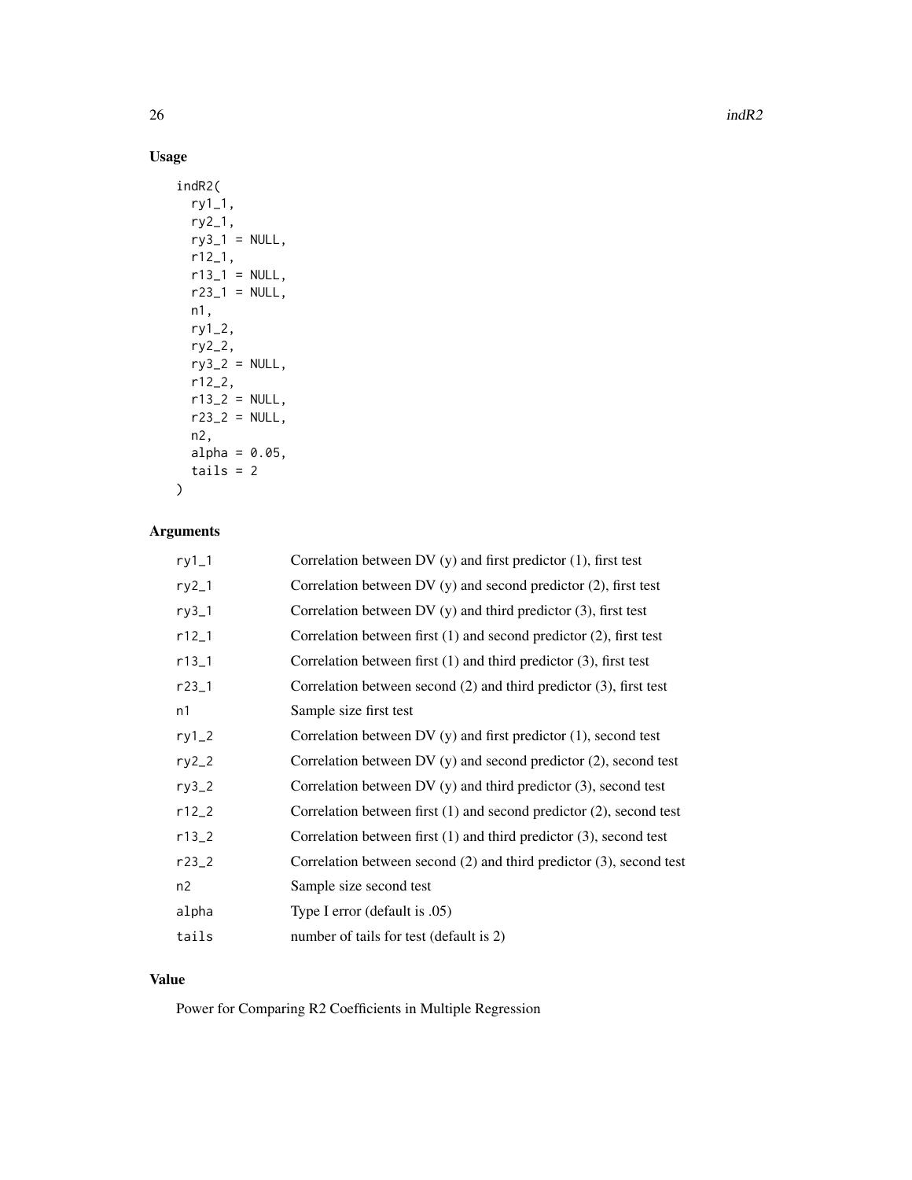## Usage

```
indR2(
  ry1_1,
  ry2_1,
  ry3_1 = NULL,
  r12_1,
  r13_1 = NULL,
  r23_1 = NULL,
  n1,
  ry1_2,
  ry2_2,
  ry3_2 = NULL,
  r12_2,
  r13_2 = NULL,
  r23_2 = NULL,
  n2,
  alpha = 0.05,
  tails = 2
)
```

## Arguments

| | |
|---|---|
| ry1_1 | Correlation between DV (y) and first predictor (1), first test |
| ry2_1 | Correlation between DV (y) and second predictor (2), first test |
| ry3_1 | Correlation between DV (y) and third predictor (3), first test |
| r12_1 | Correlation between first (1) and second predictor (2), first test |
| r13_1 | Correlation between first (1) and third predictor (3), first test |
| r23_1 | Correlation between second (2) and third predictor (3), first test |
| n1 | Sample size first test |
| ry1_2 | Correlation between DV (y) and first predictor (1), second test |
| ry2_2 | Correlation between DV (y) and second predictor (2), second test |
| ry3_2 | Correlation between DV (y) and third predictor (3), second test |
| r12_2 | Correlation between first (1) and second predictor (2), second test |
| r13_2 | Correlation between first (1) and third predictor (3), second test |
| r23_2 | Correlation between second (2) and third predictor (3), second test |
| n2 | Sample size second test |
| alpha | Type I error (default is .05) |
| tails | number of tails for test (default is 2) |

## Value

Power for Comparing R2 Coefficients in Multiple Regression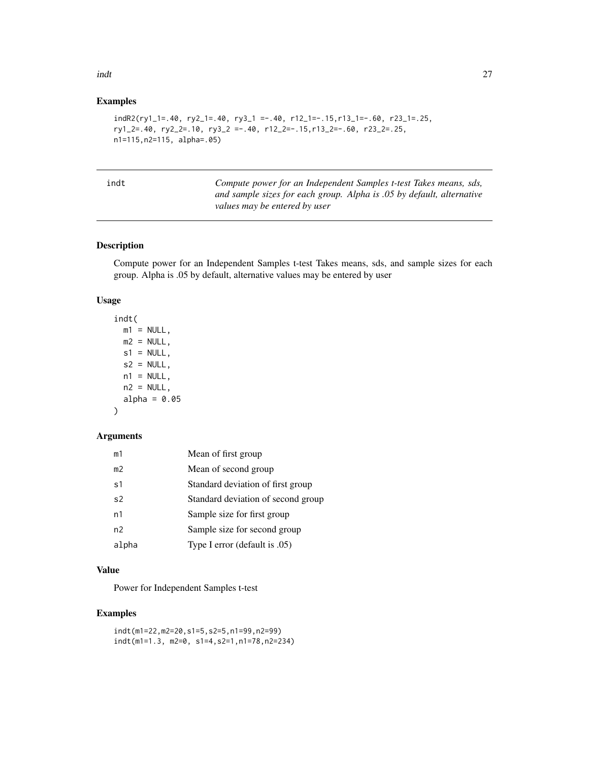## Examples

```
indR2(ry1_1=.40, ry2_1=.40, ry3_1 =-.40, r12_1=-.15,r13_1=-.60, r23_1=.25,
ry1_2=.40, ry2_2=.10, ry3_2 =-.40, r12_2=-.15,r13_2=-.60, r23_2=.25,
n1=115,n2=115, alpha=.05)
```

---

# indt

*Compute power for an Independent Samples t-test Takes means, sds, and sample sizes for each group. Alpha is .05 by default, alternative values may be entered by user*

---

## Description

Compute power for an Independent Samples t-test Takes means, sds, and sample sizes for each group. Alpha is .05 by default, alternative values may be entered by user

## Usage

```
indt(
  m1 = NULL,
  m2 = NULL,
  s1 = NULL,
  s2 = NULL,
  n1 = NULL,
  n2 = NULL,
  alpha = 0.05
)
```

## Arguments

| | |
|---|---|
| m1 | Mean of first group |
| m2 | Mean of second group |
| s1 | Standard deviation of first group |
| s2 | Standard deviation of second group |
| n1 | Sample size for first group |
| n2 | Sample size for second group |
| alpha | Type I error (default is .05) |

## Value

Power for Independent Samples t-test

## Examples

```
indt(m1=22,m2=20,s1=5,s2=5,n1=99,n2=99)
indt(m1=1.3, m2=0, s1=4,s2=1,n1=78,n2=234)
```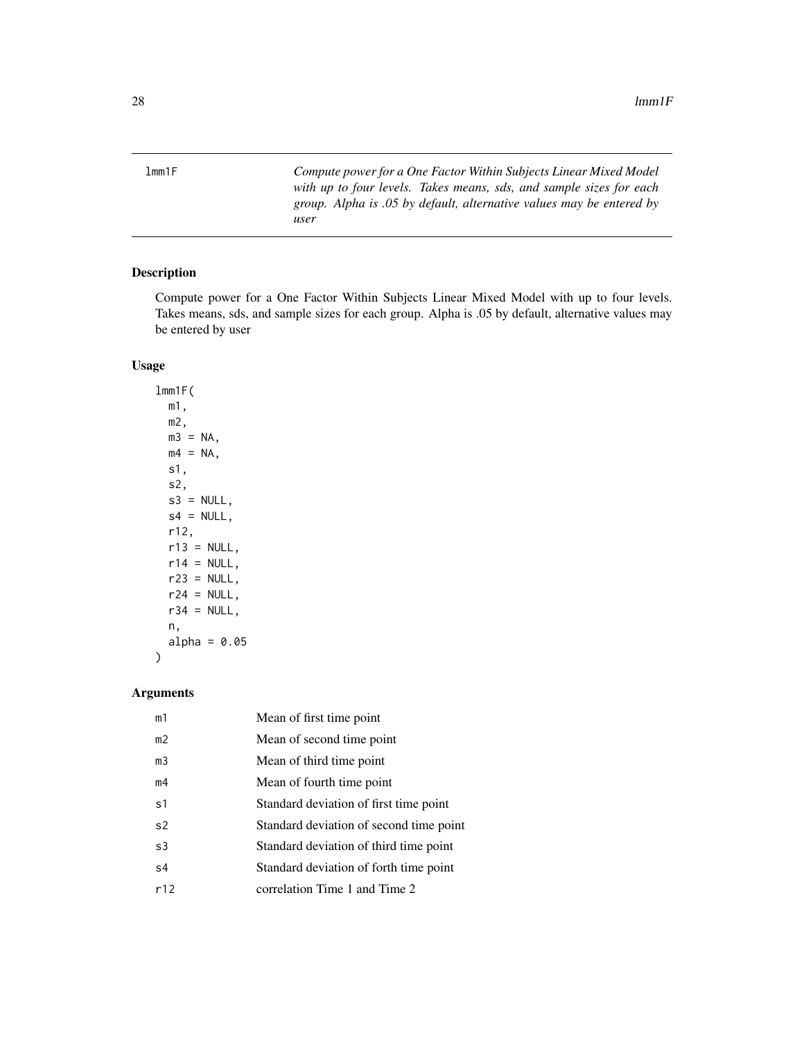lmm1F — *Compute power for a One Factor Within Subjects Linear Mixed Model with up to four levels. Takes means, sds, and sample sizes for each group. Alpha is .05 by default, alternative values may be entered by user*

## Description

Compute power for a One Factor Within Subjects Linear Mixed Model with up to four levels. Takes means, sds, and sample sizes for each group. Alpha is .05 by default, alternative values may be entered by user

## Usage

```
lmm1F(
  m1,
  m2,
  m3 = NA,
  m4 = NA,
  s1,
  s2,
  s3 = NULL,
  s4 = NULL,
  r12,
  r13 = NULL,
  r14 = NULL,
  r23 = NULL,
  r24 = NULL,
  r34 = NULL,
  n,
  alpha = 0.05
)
```

## Arguments

| | |
|---|---|
| m1 | Mean of first time point |
| m2 | Mean of second time point |
| m3 | Mean of third time point |
| m4 | Mean of fourth time point |
| s1 | Standard deviation of first time point |
| s2 | Standard deviation of second time point |
| s3 | Standard deviation of third time point |
| s4 | Standard deviation of forth time point |
| r12 | correlation Time 1 and Time 2 |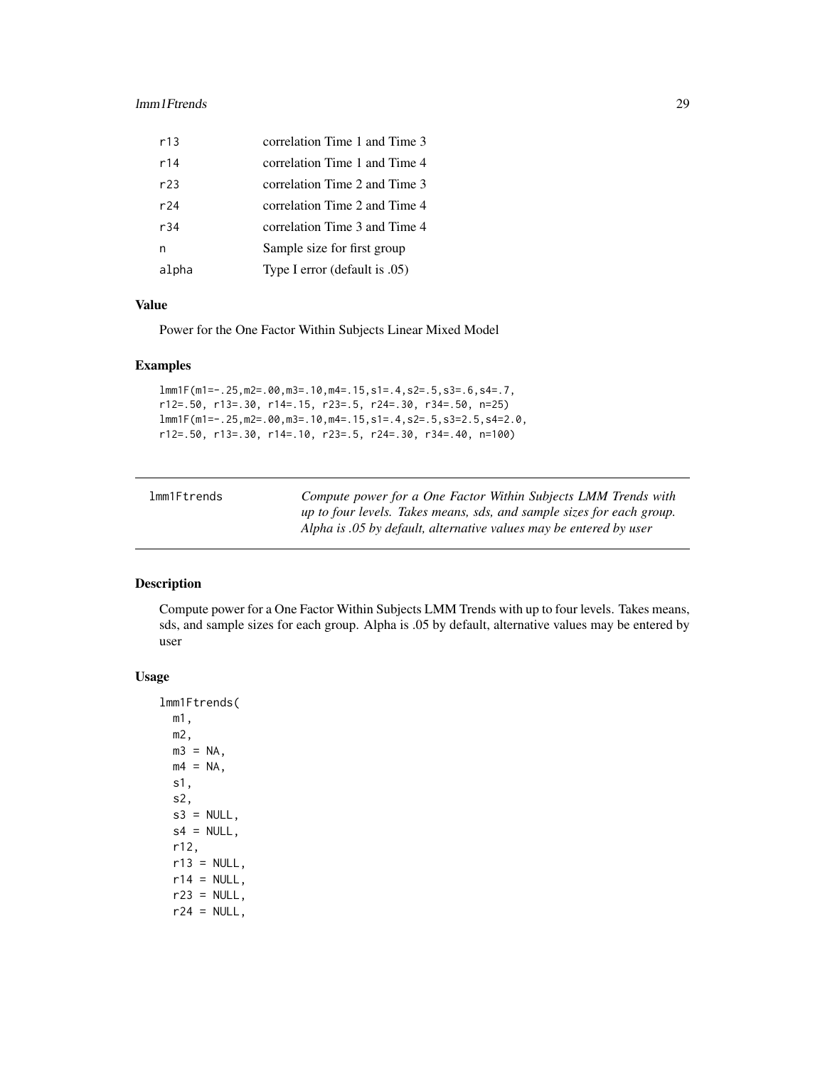| | |
|---|---|
| r13 | correlation Time 1 and Time 3 |
| r14 | correlation Time 1 and Time 4 |
| r23 | correlation Time 2 and Time 3 |
| r24 | correlation Time 2 and Time 4 |
| r34 | correlation Time 3 and Time 4 |
| n | Sample size for first group |
| alpha | Type I error (default is .05) |

### Value

Power for the One Factor Within Subjects Linear Mixed Model

### Examples

```
lmm1F(m1=-.25,m2=.00,m3=.10,m4=.15,s1=.4,s2=.5,s3=.6,s4=.7,
r12=.50, r13=.30, r14=.15, r23=.5, r24=.30, r34=.50, n=25)
lmm1F(m1=-.25,m2=.00,m3=.10,m4=.15,s1=.4,s2=.5,s3=2.5,s4=2.0,
r12=.50, r13=.30, r14=.10, r23=.5, r24=.30, r34=.40, n=100)
```

---

## lmm1Ftrends

*Compute power for a One Factor Within Subjects LMM Trends with up to four levels. Takes means, sds, and sample sizes for each group. Alpha is .05 by default, alternative values may be entered by user*

---

### Description

Compute power for a One Factor Within Subjects LMM Trends with up to four levels. Takes means, sds, and sample sizes for each group. Alpha is .05 by default, alternative values may be entered by user

### Usage

```
lmm1Ftrends(
  m1,
  m2,
  m3 = NA,
  m4 = NA,
  s1,
  s2,
  s3 = NULL,
  s4 = NULL,
  r12,
  r13 = NULL,
  r14 = NULL,
  r23 = NULL,
  r24 = NULL,
```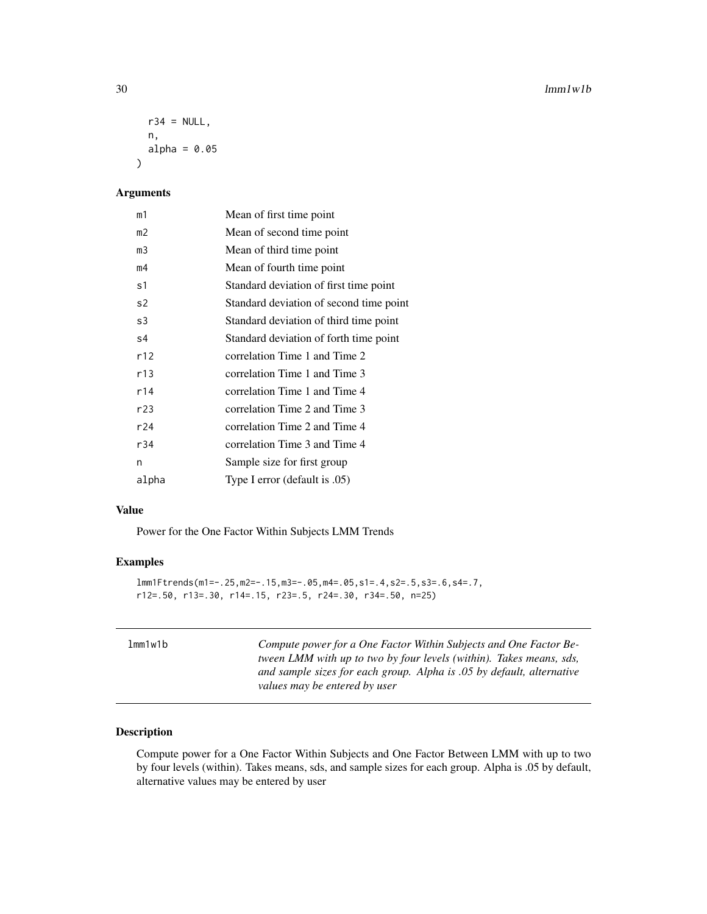```
  r34 = NULL,
  n,
  alpha = 0.05
)
```

### Arguments

| | |
|---|---|
| m1 | Mean of first time point |
| m2 | Mean of second time point |
| m3 | Mean of third time point |
| m4 | Mean of fourth time point |
| s1 | Standard deviation of first time point |
| s2 | Standard deviation of second time point |
| s3 | Standard deviation of third time point |
| s4 | Standard deviation of forth time point |
| r12 | correlation Time 1 and Time 2 |
| r13 | correlation Time 1 and Time 3 |
| r14 | correlation Time 1 and Time 4 |
| r23 | correlation Time 2 and Time 3 |
| r24 | correlation Time 2 and Time 4 |
| r34 | correlation Time 3 and Time 4 |
| n | Sample size for first group |
| alpha | Type I error (default is .05) |

### Value

Power for the One Factor Within Subjects LMM Trends

### Examples

```
lmm1Ftrends(m1=-.25,m2=-.15,m3=-.05,m4=.05,s1=.4,s2=.5,s3=.6,s4=.7,
r12=.50, r13=.30, r14=.15, r23=.5, r24=.30, r34=.50, n=25)
```

---

## lmm1w1b

*Compute power for a One Factor Within Subjects and One Factor Between LMM with up to two by four levels (within). Takes means, sds, and sample sizes for each group. Alpha is .05 by default, alternative values may be entered by user*

---

### Description

Compute power for a One Factor Within Subjects and One Factor Between LMM with up to two by four levels (within). Takes means, sds, and sample sizes for each group. Alpha is .05 by default, alternative values may be entered by user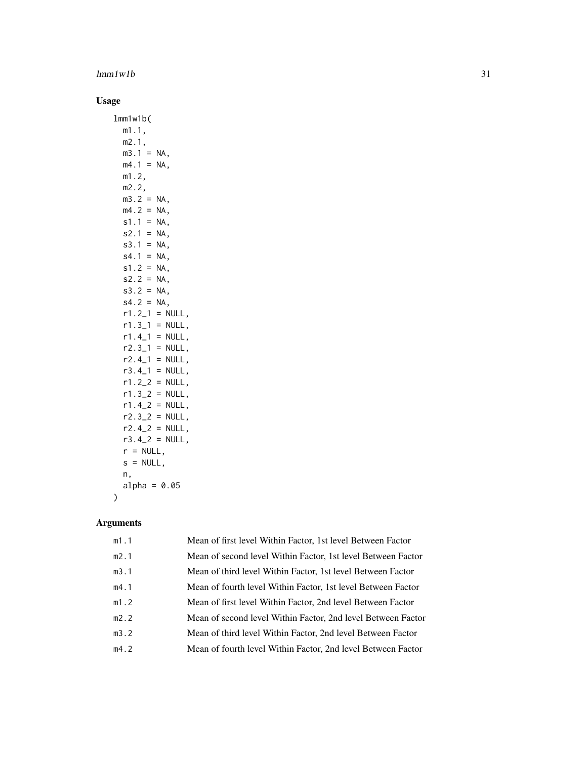## Usage

```
lmm1w1b(
  m1.1,
  m2.1,
  m3.1 = NA,
  m4.1 = NA,
  m1.2,
  m2.2,
  m3.2 = NA,
  m4.2 = NA,
  s1.1 = NA,
  s2.1 = NA,
  s3.1 = NA,
  s4.1 = NA,
  s1.2 = NA,
  s2.2 = NA,
  s3.2 = NA,
  s4.2 = NA,
  r1.2_1 = NULL,
  r1.3_1 = NULL,
  r1.4_1 = NULL,
  r2.3_1 = NULL,
  r2.4_1 = NULL,
  r3.4_1 = NULL,
  r1.2_2 = NULL,
  r1.3_2 = NULL,
  r1.4_2 = NULL,
  r2.3_2 = NULL,
  r2.4_2 = NULL,
  r3.4_2 = NULL,
  r = NULL,
  s = NULL,
  n,
  alpha = 0.05
)
```

## Arguments

| | |
|---|---|
| m1.1 | Mean of first level Within Factor, 1st level Between Factor |
| m2.1 | Mean of second level Within Factor, 1st level Between Factor |
| m3.1 | Mean of third level Within Factor, 1st level Between Factor |
| m4.1 | Mean of fourth level Within Factor, 1st level Between Factor |
| m1.2 | Mean of first level Within Factor, 2nd level Between Factor |
| m2.2 | Mean of second level Within Factor, 2nd level Between Factor |
| m3.2 | Mean of third level Within Factor, 2nd level Between Factor |
| m4.2 | Mean of fourth level Within Factor, 2nd level Between Factor |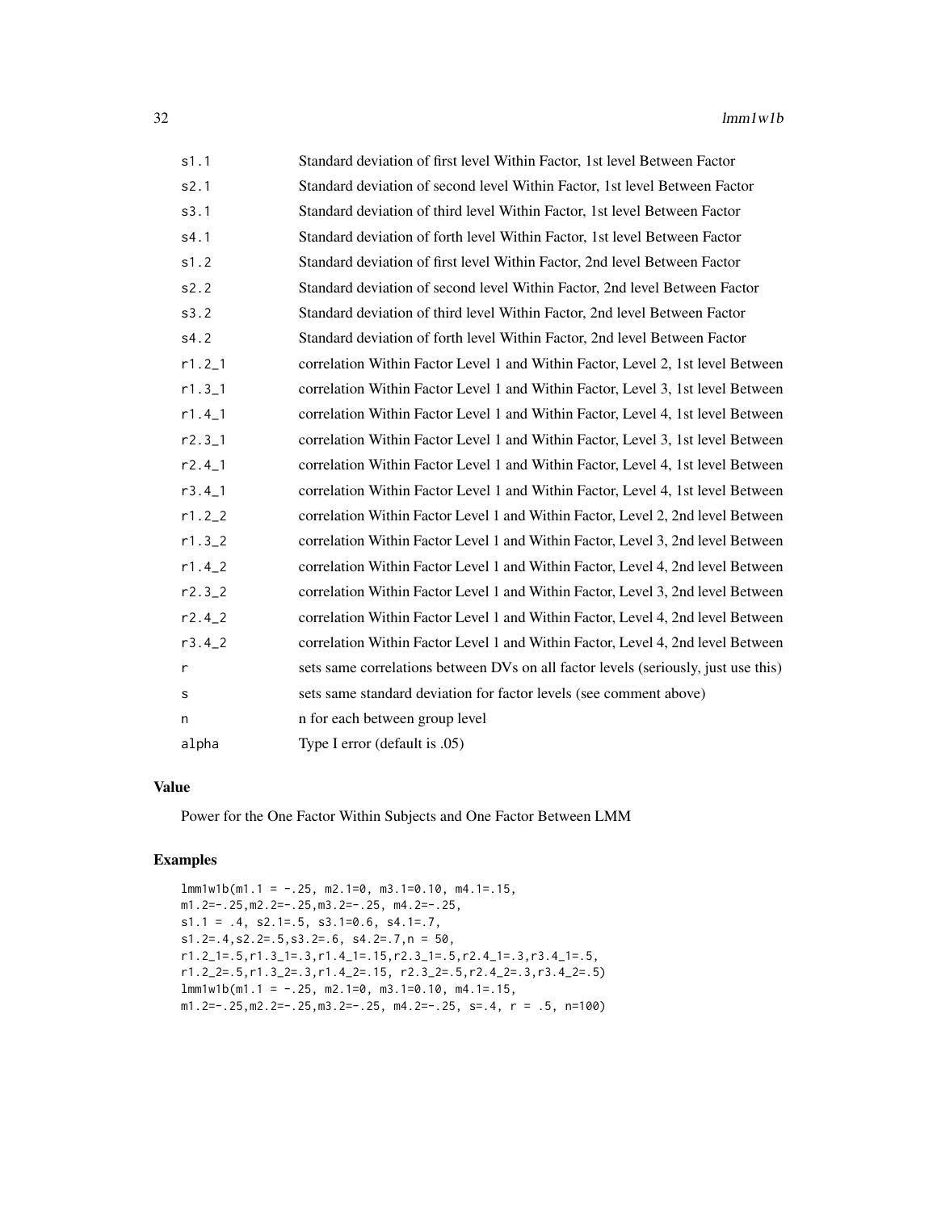| | |
|---|---|
| s1.1 | Standard deviation of first level Within Factor, 1st level Between Factor |
| s2.1 | Standard deviation of second level Within Factor, 1st level Between Factor |
| s3.1 | Standard deviation of third level Within Factor, 1st level Between Factor |
| s4.1 | Standard deviation of forth level Within Factor, 1st level Between Factor |
| s1.2 | Standard deviation of first level Within Factor, 2nd level Between Factor |
| s2.2 | Standard deviation of second level Within Factor, 2nd level Between Factor |
| s3.2 | Standard deviation of third level Within Factor, 2nd level Between Factor |
| s4.2 | Standard deviation of forth level Within Factor, 2nd level Between Factor |
| r1.2_1 | correlation Within Factor Level 1 and Within Factor, Level 2, 1st level Between |
| r1.3_1 | correlation Within Factor Level 1 and Within Factor, Level 3, 1st level Between |
| r1.4_1 | correlation Within Factor Level 1 and Within Factor, Level 4, 1st level Between |
| r2.3_1 | correlation Within Factor Level 1 and Within Factor, Level 3, 1st level Between |
| r2.4_1 | correlation Within Factor Level 1 and Within Factor, Level 4, 1st level Between |
| r3.4_1 | correlation Within Factor Level 1 and Within Factor, Level 4, 1st level Between |
| r1.2_2 | correlation Within Factor Level 1 and Within Factor, Level 2, 2nd level Between |
| r1.3_2 | correlation Within Factor Level 1 and Within Factor, Level 3, 2nd level Between |
| r1.4_2 | correlation Within Factor Level 1 and Within Factor, Level 4, 2nd level Between |
| r2.3_2 | correlation Within Factor Level 1 and Within Factor, Level 3, 2nd level Between |
| r2.4_2 | correlation Within Factor Level 1 and Within Factor, Level 4, 2nd level Between |
| r3.4_2 | correlation Within Factor Level 1 and Within Factor, Level 4, 2nd level Between |
| r | sets same correlations between DVs on all factor levels (seriously, just use this) |
| s | sets same standard deviation for factor levels (see comment above) |
| n | n for each between group level |
| alpha | Type I error (default is .05) |

### Value

Power for the One Factor Within Subjects and One Factor Between LMM

### Examples

```
lmm1w1b(m1.1 = -.25, m2.1=0, m3.1=0.10, m4.1=.15,
m1.2=-.25,m2.2=-.25,m3.2=-.25, m4.2=-.25,
s1.1 = .4, s2.1=.5, s3.1=0.6, s4.1=.7,
s1.2=.4,s2.2=.5,s3.2=.6, s4.2=.7,n = 50,
r1.2_1=.5,r1.3_1=.3,r1.4_1=.15,r2.3_1=.5,r2.4_1=.3,r3.4_1=.5,
r1.2_2=.5,r1.3_2=.3,r1.4_2=.15, r2.3_2=.5,r2.4_2=.3,r3.4_2=.5)
lmm1w1b(m1.1 = -.25, m2.1=0, m3.1=0.10, m4.1=.15,
m1.2=-.25,m2.2=-.25,m3.2=-.25, m4.2=-.25, s=.4, r = .5, n=100)
```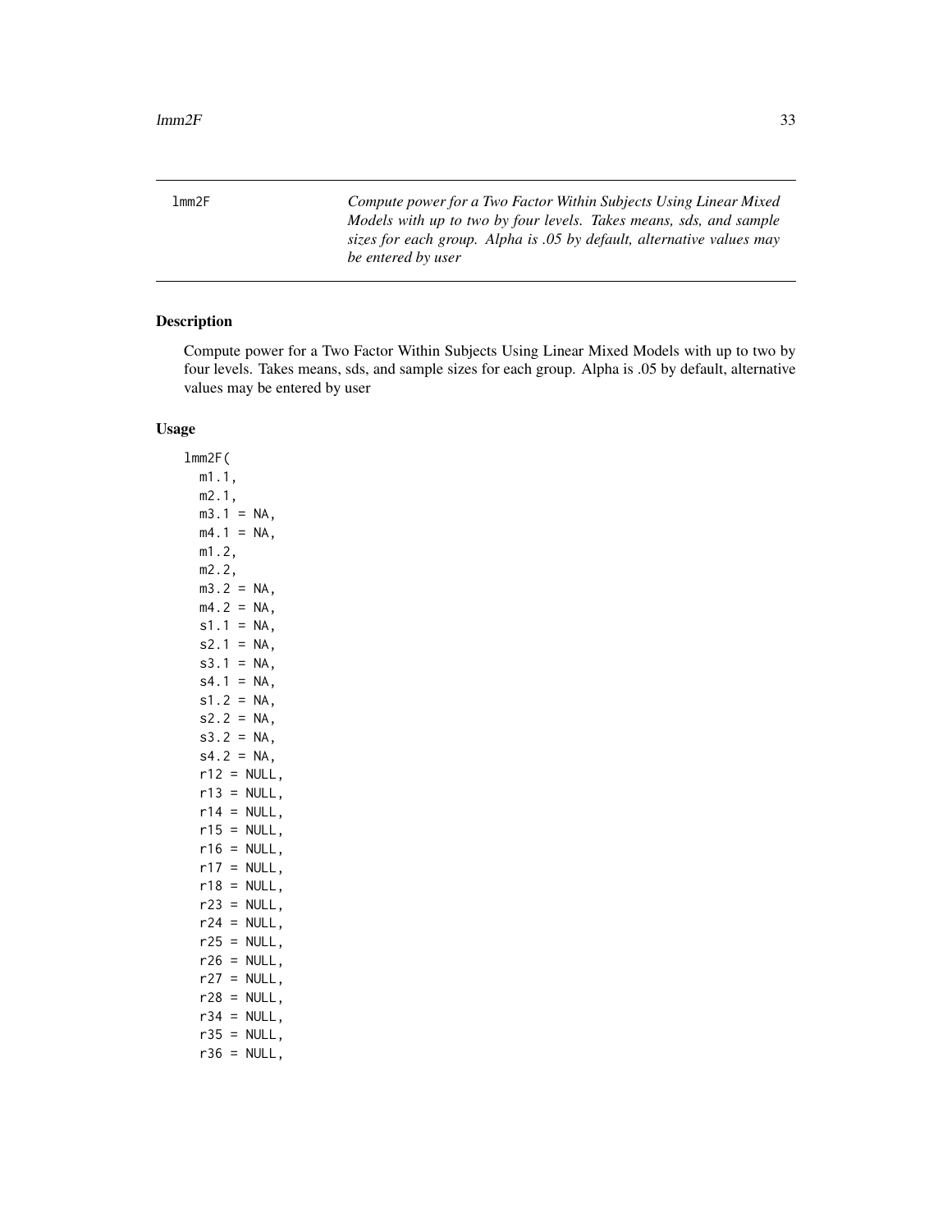lmm2F *Compute power for a Two Factor Within Subjects Using Linear Mixed Models with up to two by four levels. Takes means, sds, and sample sizes for each group. Alpha is .05 by default, alternative values may be entered by user*

## Description

Compute power for a Two Factor Within Subjects Using Linear Mixed Models with up to two by four levels. Takes means, sds, and sample for each group. Alpha is .05 by default, alternative values may be entered by user

## Usage

```
lmm2F(
  m1.1,
  m2.1,
  m3.1 = NA,
  m4.1 = NA,
  m1.2,
  m2.2,
  m3.2 = NA,
  m4.2 = NA,
  s1.1 = NA,
  s2.1 = NA,
  s3.1 = NA,
  s4.1 = NA,
  s1.2 = NA,
  s2.2 = NA,
  s3.2 = NA,
  s4.2 = NA,
  r12 = NULL,
  r13 = NULL,
  r14 = NULL,
  r15 = NULL,
  r16 = NULL,
  r17 = NULL,
  r18 = NULL,
  r23 = NULL,
  r24 = NULL,
  r25 = NULL,
  r26 = NULL,
  r27 = NULL,
  r28 = NULL,
  r34 = NULL,
  r35 = NULL,
  r36 = NULL,
```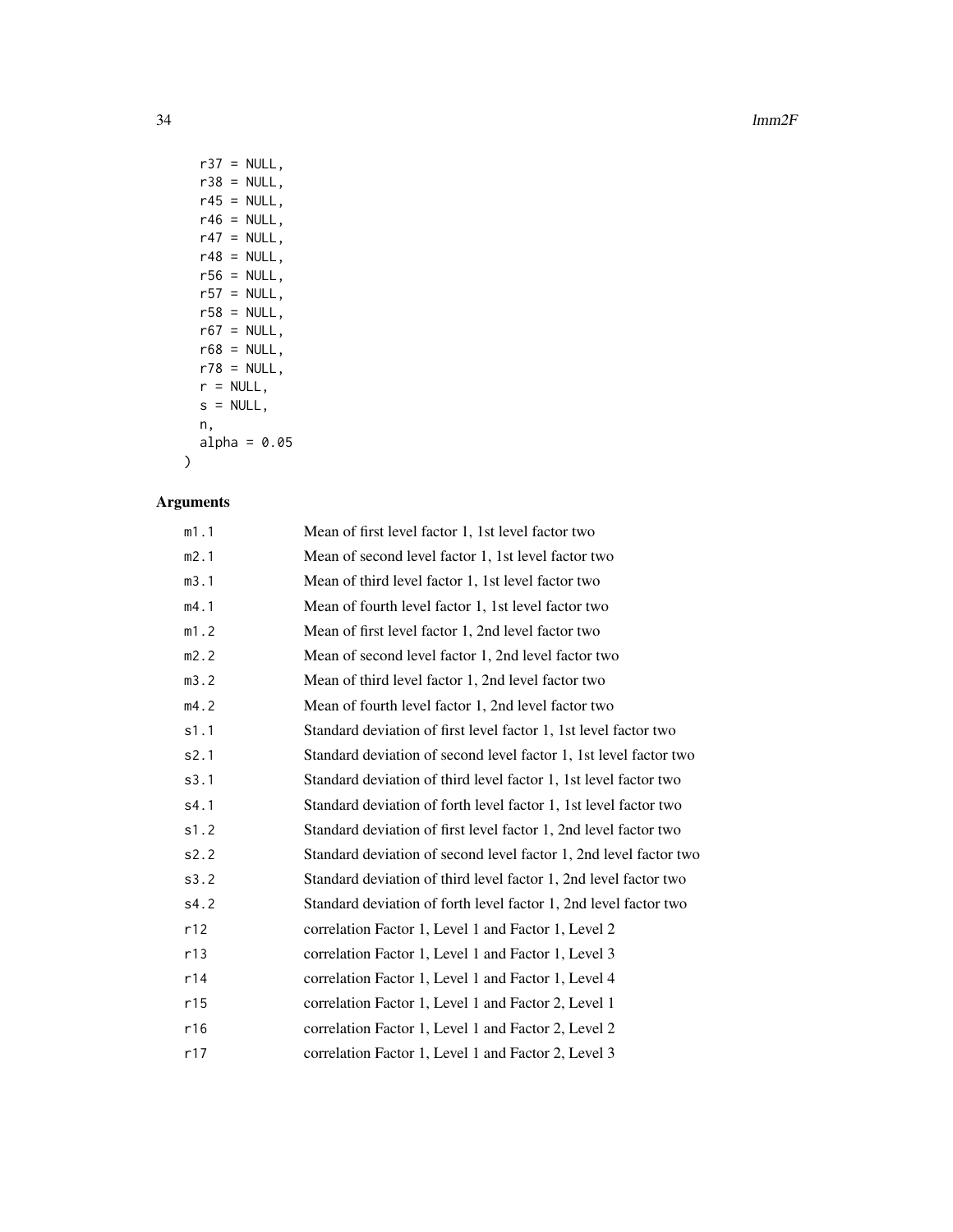```
  r37 = NULL,
  r38 = NULL,
  r45 = NULL,
  r46 = NULL,
  r47 = NULL,
  r48 = NULL,
  r56 = NULL,
  r57 = NULL,
  r58 = NULL,
  r67 = NULL,
  r68 = NULL,
  r78 = NULL,
  r = NULL,
  s = NULL,
  n,
  alpha = 0.05
)
```

## Arguments

| | |
|---|---|
| m1.1 | Mean of first level factor 1, 1st level factor two |
| m2.1 | Mean of second level factor 1, 1st level factor two |
| m3.1 | Mean of third level factor 1, 1st level factor two |
| m4.1 | Mean of fourth level factor 1, 1st level factor two |
| m1.2 | Mean of first level factor 1, 2nd level factor two |
| m2.2 | Mean of second level factor 1, 2nd level factor two |
| m3.2 | Mean of third level factor 1, 2nd level factor two |
| m4.2 | Mean of fourth level factor 1, 2nd level factor two |
| s1.1 | Standard deviation of first level factor 1, 1st level factor two |
| s2.1 | Standard deviation of second level factor 1, 1st level factor two |
| s3.1 | Standard deviation of third level factor 1, 1st level factor two |
| s4.1 | Standard deviation of forth level factor 1, 1st level factor two |
| s1.2 | Standard deviation of first level factor 1, 2nd level factor two |
| s2.2 | Standard deviation of second level factor 1, 2nd level factor two |
| s3.2 | Standard deviation of third level factor 1, 2nd level factor two |
| s4.2 | Standard deviation of forth level factor 1, 2nd level factor two |
| r12 | correlation Factor 1, Level 1 and Factor 1, Level 2 |
| r13 | correlation Factor 1, Level 1 and Factor 1, Level 3 |
| r14 | correlation Factor 1, Level 1 and Factor 1, Level 4 |
| r15 | correlation Factor 1, Level 1 and Factor 2, Level 1 |
| r16 | correlation Factor 1, Level 1 and Factor 2, Level 2 |
| r17 | correlation Factor 1, Level 1 and Factor 2, Level 3 |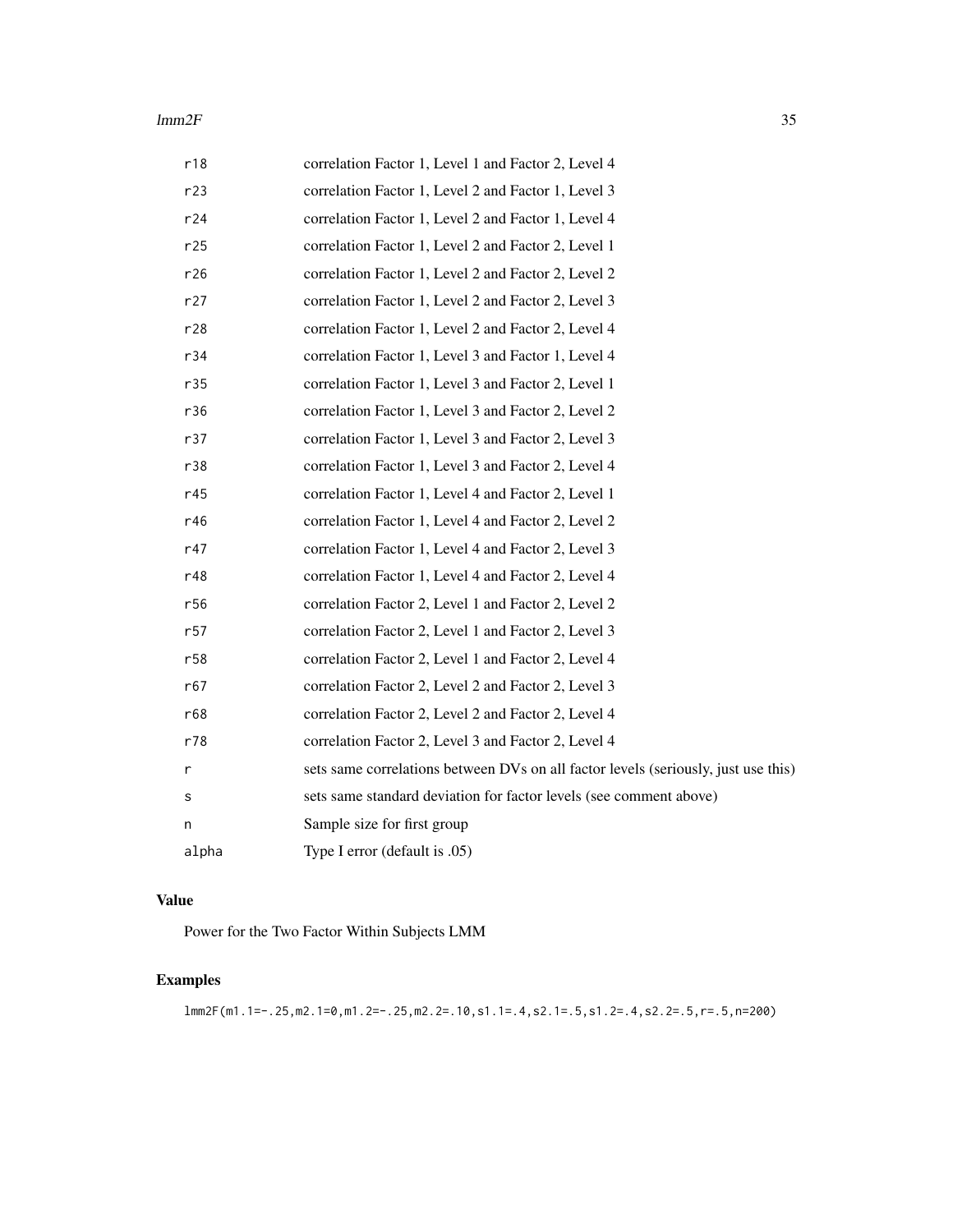| | |
|---|---|
| r18 | correlation Factor 1, Level 1 and Factor 2, Level 4 |
| r23 | correlation Factor 1, Level 2 and Factor 1, Level 3 |
| r24 | correlation Factor 1, Level 2 and Factor 1, Level 4 |
| r25 | correlation Factor 1, Level 2 and Factor 2, Level 1 |
| r26 | correlation Factor 1, Level 2 and Factor 2, Level 2 |
| r27 | correlation Factor 1, Level 2 and Factor 2, Level 3 |
| r28 | correlation Factor 1, Level 2 and Factor 2, Level 4 |
| r34 | correlation Factor 1, Level 3 and Factor 1, Level 4 |
| r35 | correlation Factor 1, Level 3 and Factor 2, Level 1 |
| r36 | correlation Factor 1, Level 3 and Factor 2, Level 2 |
| r37 | correlation Factor 1, Level 3 and Factor 2, Level 3 |
| r38 | correlation Factor 1, Level 3 and Factor 2, Level 4 |
| r45 | correlation Factor 1, Level 4 and Factor 2, Level 1 |
| r46 | correlation Factor 1, Level 4 and Factor 2, Level 2 |
| r47 | correlation Factor 1, Level 4 and Factor 2, Level 3 |
| r48 | correlation Factor 1, Level 4 and Factor 2, Level 4 |
| r56 | correlation Factor 2, Level 1 and Factor 2, Level 2 |
| r57 | correlation Factor 2, Level 1 and Factor 2, Level 3 |
| r58 | correlation Factor 2, Level 1 and Factor 2, Level 4 |
| r67 | correlation Factor 2, Level 2 and Factor 2, Level 3 |
| r68 | correlation Factor 2, Level 2 and Factor 2, Level 4 |
| r78 | correlation Factor 2, Level 3 and Factor 2, Level 4 |
| r | sets same correlations between DVs on all factor levels (seriously, just use this) |
| s | sets same standard deviation for factor levels (see comment above) |
| n | Sample size for first group |
| alpha | Type I error (default is .05) |

## Value

Power for the Two Factor Within Subjects LMM

## Examples

```
lmm2F(m1.1=-.25,m2.1=0,m1.2=-.25,m2.2=.10,s1.1=.4,s2.1=.5,s1.2=.4,s2.2=.5,r=.5,n=200)
```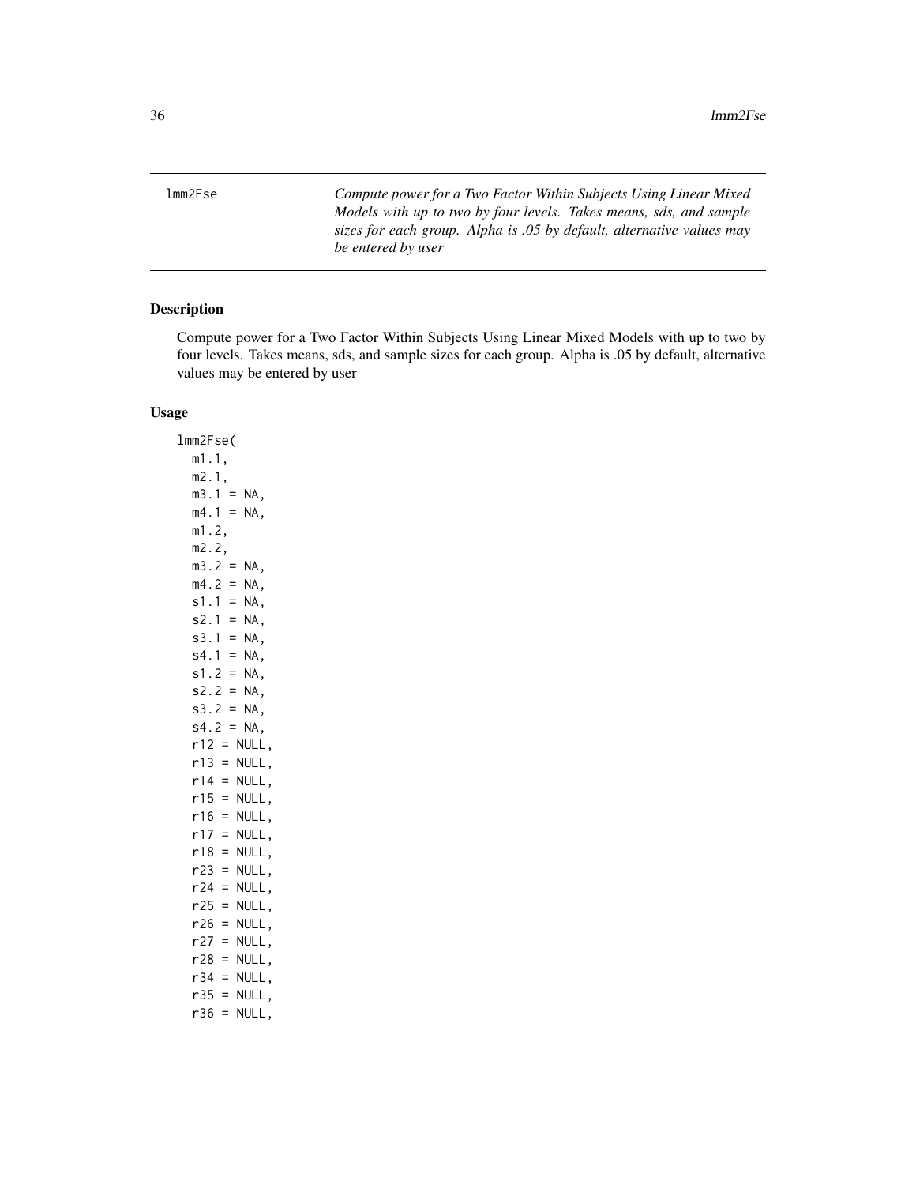lmm2Fse — *Compute power for a Two Factor Within Subjects Using Linear Mixed Models with up to two by four levels. Takes means, sds, and sample sizes for each group. Alpha is .05 by default, alternative values may be entered by user*

## Description

Compute power for a Two Factor Within Subjects Using Linear Mixed Models with up to two by four levels. Takes means, sds, and sample for each group. Alpha is .05 by default, alternative values may be entered by user

## Usage

```
lmm2Fse(
  m1.1,
  m2.1,
  m3.1 = NA,
  m4.1 = NA,
  m1.2,
  m2.2,
  m3.2 = NA,
  m4.2 = NA,
  s1.1 = NA,
  s2.1 = NA,
  s3.1 = NA,
  s4.1 = NA,
  s1.2 = NA,
  s2.2 = NA,
  s3.2 = NA,
  s4.2 = NA,
  r12 = NULL,
  r13 = NULL,
  r14 = NULL,
  r15 = NULL,
  r16 = NULL,
  r17 = NULL,
  r18 = NULL,
  r23 = NULL,
  r24 = NULL,
  r25 = NULL,
  r26 = NULL,
  r27 = NULL,
  r28 = NULL,
  r34 = NULL,
  r35 = NULL,
  r36 = NULL,
```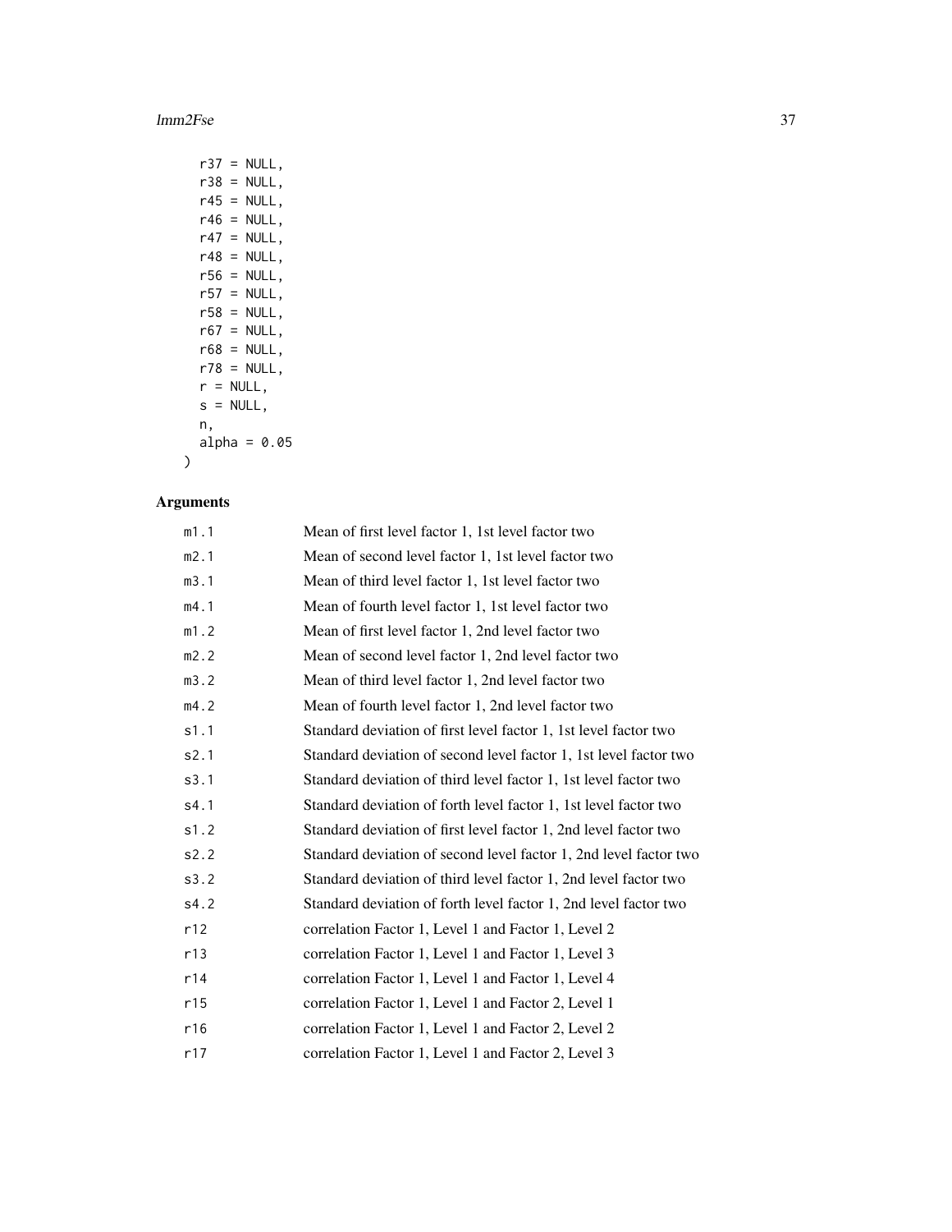```
  r37 = NULL,
  r38 = NULL,
  r45 = NULL,
  r46 = NULL,
  r47 = NULL,
  r48 = NULL,
  r56 = NULL,
  r57 = NULL,
  r58 = NULL,
  r67 = NULL,
  r68 = NULL,
  r78 = NULL,
  r = NULL,
  s = NULL,
  n,
  alpha = 0.05
)
```

## Arguments

| | |
|---|---|
| `m1.1` | Mean of first level factor 1, 1st level factor two |
| `m2.1` | Mean of second level factor 1, 1st level factor two |
| `m3.1` | Mean of third level factor 1, 1st level factor two |
| `m4.1` | Mean of fourth level factor 1, 1st level factor two |
| `m1.2` | Mean of first level factor 1, 2nd level factor two |
| `m2.2` | Mean of second level factor 1, 2nd level factor two |
| `m3.2` | Mean of third level factor 1, 2nd level factor two |
| `m4.2` | Mean of fourth level factor 1, 2nd level factor two |
| `s1.1` | Standard deviation of first level factor 1, 1st level factor two |
| `s2.1` | Standard deviation of second level factor 1, 1st level factor two |
| `s3.1` | Standard deviation of third level factor 1, 1st level factor two |
| `s4.1` | Standard deviation of forth level factor 1, 1st level factor two |
| `s1.2` | Standard deviation of first level factor 1, 2nd level factor two |
| `s2.2` | Standard deviation of second level factor 1, 2nd level factor two |
| `s3.2` | Standard deviation of third level factor 1, 2nd level factor two |
| `s4.2` | Standard deviation of forth level factor 1, 2nd level factor two |
| `r12` | correlation Factor 1, Level 1 and Factor 1, Level 2 |
| `r13` | correlation Factor 1, Level 1 and Factor 1, Level 3 |
| `r14` | correlation Factor 1, Level 1 and Factor 1, Level 4 |
| `r15` | correlation Factor 1, Level 1 and Factor 2, Level 1 |
| `r16` | correlation Factor 1, Level 1 and Factor 2, Level 2 |
| `r17` | correlation Factor 1, Level 1 and Factor 2, Level 3 |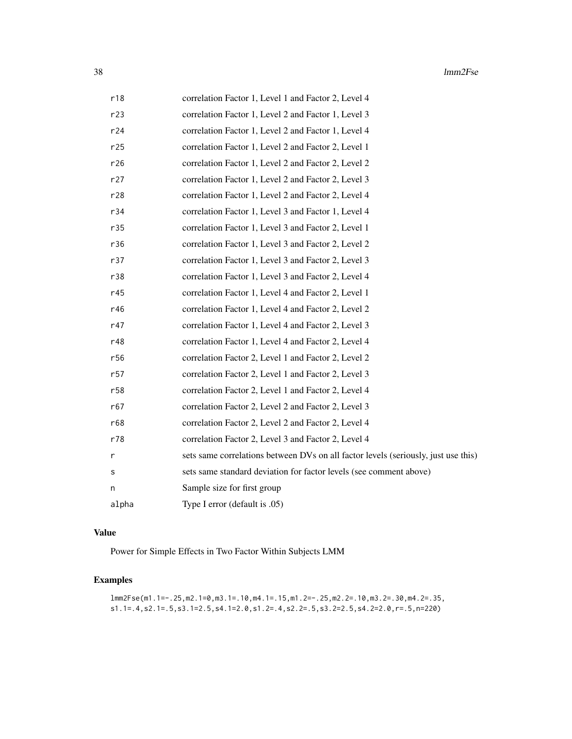| | |
|---|---|
| r18 | correlation Factor 1, Level 1 and Factor 2, Level 4 |
| r23 | correlation Factor 1, Level 2 and Factor 1, Level 3 |
| r24 | correlation Factor 1, Level 2 and Factor 1, Level 4 |
| r25 | correlation Factor 1, Level 2 and Factor 2, Level 1 |
| r26 | correlation Factor 1, Level 2 and Factor 2, Level 2 |
| r27 | correlation Factor 1, Level 2 and Factor 2, Level 3 |
| r28 | correlation Factor 1, Level 2 and Factor 2, Level 4 |
| r34 | correlation Factor 1, Level 3 and Factor 1, Level 4 |
| r35 | correlation Factor 1, Level 3 and Factor 2, Level 1 |
| r36 | correlation Factor 1, Level 3 and Factor 2, Level 2 |
| r37 | correlation Factor 1, Level 3 and Factor 2, Level 3 |
| r38 | correlation Factor 1, Level 3 and Factor 2, Level 4 |
| r45 | correlation Factor 1, Level 4 and Factor 2, Level 1 |
| r46 | correlation Factor 1, Level 4 and Factor 2, Level 2 |
| r47 | correlation Factor 1, Level 4 and Factor 2, Level 3 |
| r48 | correlation Factor 1, Level 4 and Factor 2, Level 4 |
| r56 | correlation Factor 2, Level 1 and Factor 2, Level 2 |
| r57 | correlation Factor 2, Level 1 and Factor 2, Level 3 |
| r58 | correlation Factor 2, Level 1 and Factor 2, Level 4 |
| r67 | correlation Factor 2, Level 2 and Factor 2, Level 3 |
| r68 | correlation Factor 2, Level 2 and Factor 2, Level 4 |
| r78 | correlation Factor 2, Level 3 and Factor 2, Level 4 |
| r | sets same correlations between DVs on all factor levels (seriously, just use this) |
| s | sets same standard deviation for factor levels (see comment above) |
| n | Sample size for first group |
| alpha | Type I error (default is .05) |

## Value

Power for Simple Effects in Two Factor Within Subjects LMM

## Examples

```
lmm2Fse(m1.1=-.25,m2.1=0,m3.1=.10,m4.1=.15,m1.2=-.25,m2.2=.10,m3.2=.30,m4.2=.35,
s1.1=.4,s2.1=.5,s3.1=2.5,s4.1=2.0,s1.2=.4,s2.2=.5,s3.2=2.5,s4.2=2.0,r=.5,n=220)
```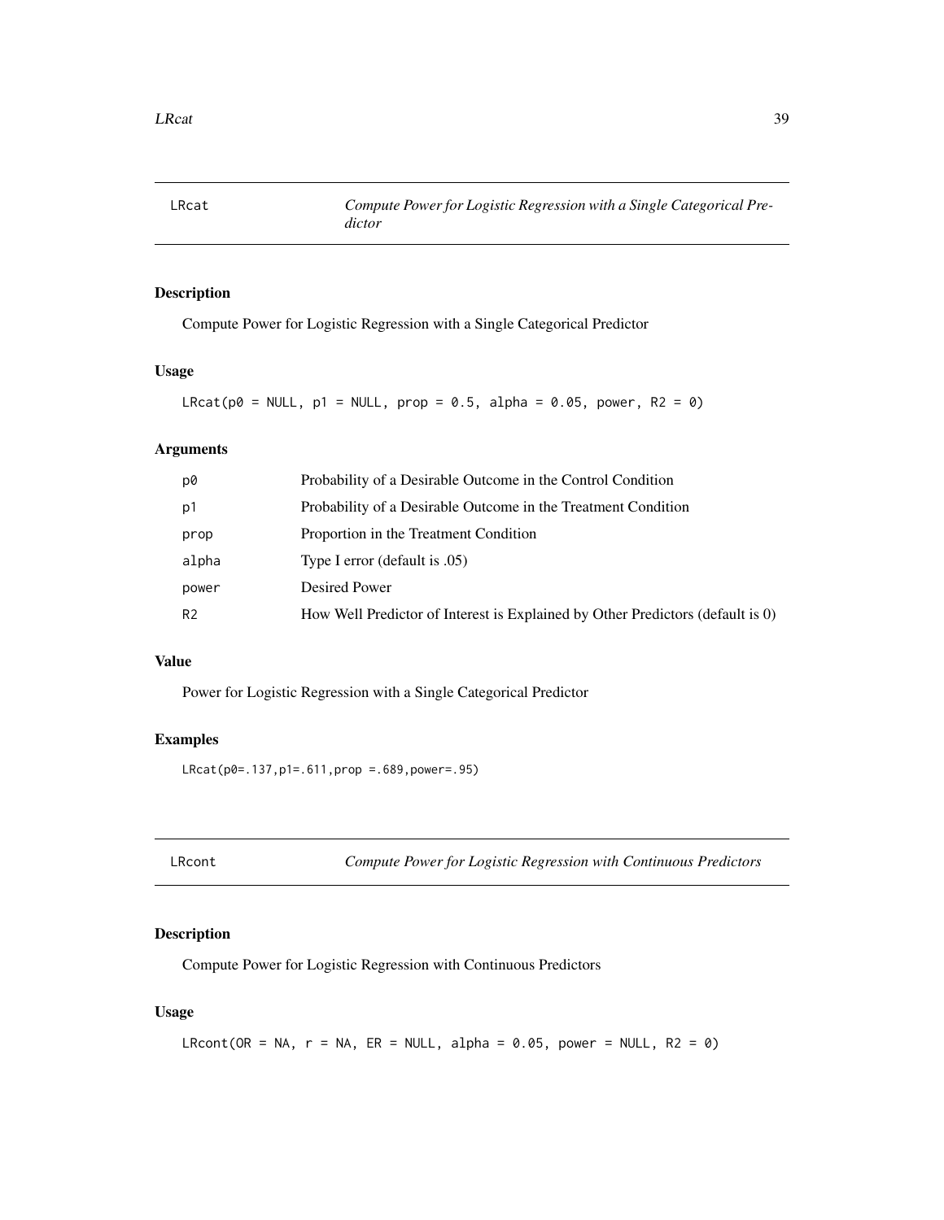## LRcat *Compute Power for Logistic Regression with a Single Categorical Predictor*

### Description

Compute Power for Logistic Regression with a Single Categorical Predictor

### Usage

```
LRcat(p0 = NULL, p1 = NULL, prop = 0.5, alpha = 0.05, power, R2 = 0)
```

### Arguments

| | |
|---|---|
| p0 | Probability of a Desirable Outcome in the Control Condition |
| p1 | Probability of a Desirable Outcome in the Treatment Condition |
| prop | Proportion in the Treatment Condition |
| alpha | Type I error (default is .05) |
| power | Desired Power |
| R2 | How Well Predictor of Interest is Explained by Other Predictors (default is 0) |

### Value

Power for Logistic Regression with a Single Categorical Predictor

### Examples

```
LRcat(p0=.137,p1=.611,prop =.689,power=.95)
```

## LRcont *Compute Power for Logistic Regression with Continuous Predictors*

### Description

Compute Power for Logistic Regression with Continuous Predictors

### Usage

```
LRcont(OR = NA, r = NA, ER = NULL, alpha = 0.05, power = NULL, R2 = 0)
```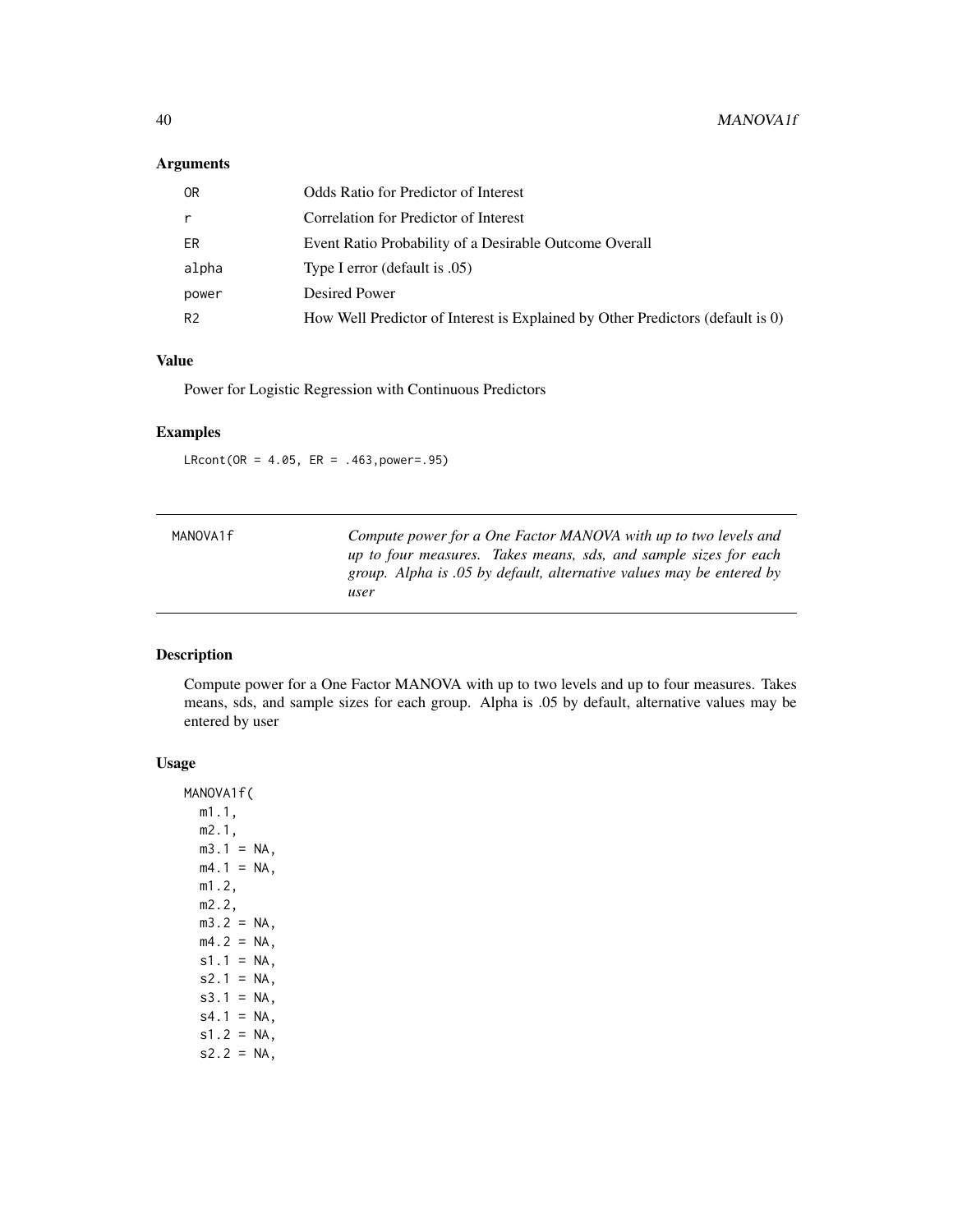### Arguments

| | |
|---|---|
| OR | Odds Ratio for Predictor of Interest |
| r | Correlation for Predictor of Interest |
| ER | Event Ratio Probability of a Desirable Outcome Overall |
| alpha | Type I error (default is .05) |
| power | Desired Power |
| R2 | How Well Predictor of Interest is Explained by Other Predictors (default is 0) |

### Value

Power for Logistic Regression with Continuous Predictors

### Examples

```
LRcont(OR = 4.05, ER = .463,power=.95)
```

---

## MANOVA1f

*Compute power for a One Factor MANOVA with up to two levels and up to four measures. Takes means, sds, and sample sizes for each group. Alpha is .05 by default, alternative values may be entered by user*

---

### Description

Compute power for a One Factor MANOVA with up to two levels and up to four measures. Takes means, sds, and sample sizes for each group. Alpha is .05 by default, alternative values may be entered by user

### Usage

```
MANOVA1f(
  m1.1,
  m2.1,
  m3.1 = NA,
  m4.1 = NA,
  m1.2,
  m2.2,
  m3.2 = NA,
  m4.2 = NA,
  s1.1 = NA,
  s2.1 = NA,
  s3.1 = NA,
  s4.1 = NA,
  s1.2 = NA,
  s2.2 = NA,
```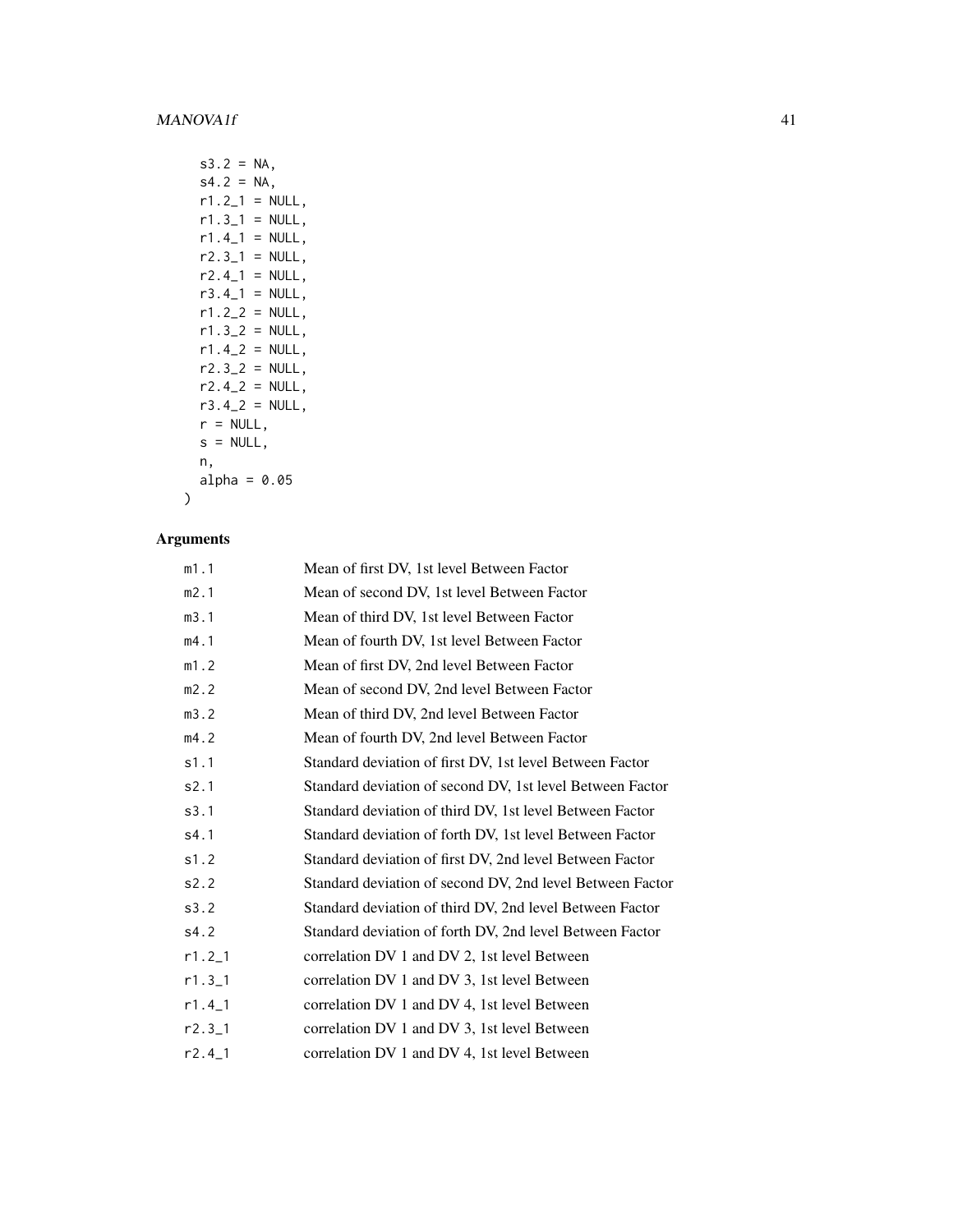```
  s3.2 = NA,
  s4.2 = NA,
  r1.2_1 = NULL,
  r1.3_1 = NULL,
  r1.4_1 = NULL,
  r2.3_1 = NULL,
  r2.4_1 = NULL,
  r3.4_1 = NULL,
  r1.2_2 = NULL,
  r1.3_2 = NULL,
  r1.4_2 = NULL,
  r2.3_2 = NULL,
  r2.4_2 = NULL,
  r3.4_2 = NULL,
  r = NULL,
  s = NULL,
  n,
  alpha = 0.05
)
```

## Arguments

| | |
|---|---|
| m1.1 | Mean of first DV, 1st level Between Factor |
| m2.1 | Mean of second DV, 1st level Between Factor |
| m3.1 | Mean of third DV, 1st level Between Factor |
| m4.1 | Mean of fourth DV, 1st level Between Factor |
| m1.2 | Mean of first DV, 2nd level Between Factor |
| m2.2 | Mean of second DV, 2nd level Between Factor |
| m3.2 | Mean of third DV, 2nd level Between Factor |
| m4.2 | Mean of fourth DV, 2nd level Between Factor |
| s1.1 | Standard deviation of first DV, 1st level Between Factor |
| s2.1 | Standard deviation of second DV, 1st level Between Factor |
| s3.1 | Standard deviation of third DV, 1st level Between Factor |
| s4.1 | Standard deviation of forth DV, 1st level Between Factor |
| s1.2 | Standard deviation of first DV, 2nd level Between Factor |
| s2.2 | Standard deviation of second DV, 2nd level Between Factor |
| s3.2 | Standard deviation of third DV, 2nd level Between Factor |
| s4.2 | Standard deviation of forth DV, 2nd level Between Factor |
| r1.2_1 | correlation DV 1 and DV 2, 1st level Between |
| r1.3_1 | correlation DV 1 and DV 3, 1st level Between |
| r1.4_1 | correlation DV 1 and DV 4, 1st level Between |
| r2.3_1 | correlation DV 1 and DV 3, 1st level Between |
| r2.4_1 | correlation DV 1 and DV 4, 1st level Between |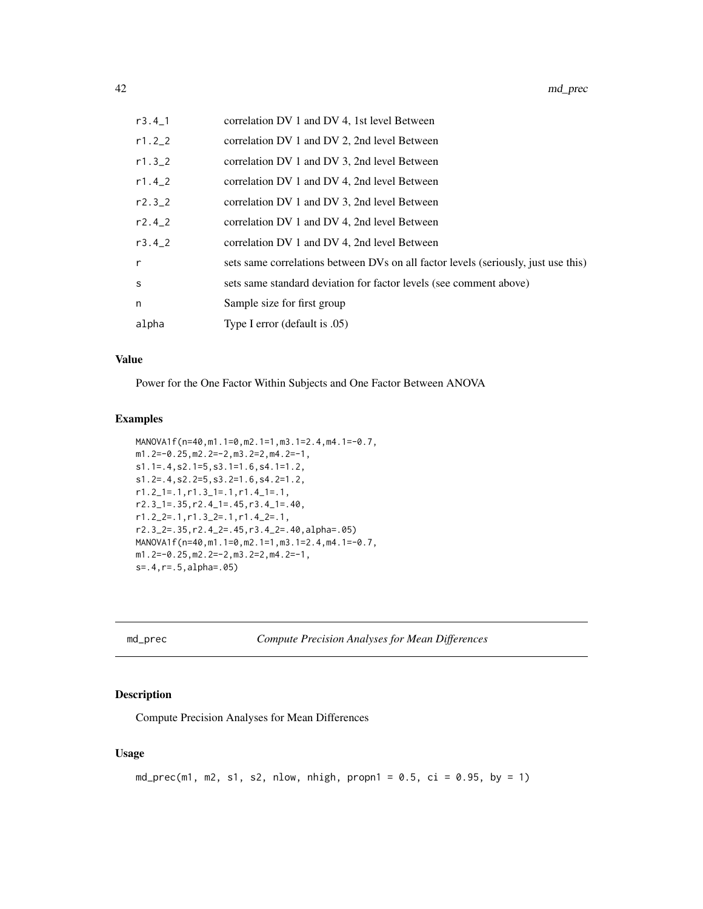| | |
|---|---|
| r3.4_1 | correlation DV 1 and DV 4, 1st level Between |
| r1.2_2 | correlation DV 1 and DV 2, 2nd level Between |
| r1.3_2 | correlation DV 1 and DV 3, 2nd level Between |
| r1.4_2 | correlation DV 1 and DV 4, 2nd level Between |
| r2.3_2 | correlation DV 1 and DV 3, 2nd level Between |
| r2.4_2 | correlation DV 1 and DV 4, 2nd level Between |
| r3.4_2 | correlation DV 1 and DV 4, 2nd level Between |
| r | sets same correlations between DVs on all factor levels (seriously, just use this) |
| s | sets same standard deviation for factor levels (see comment above) |
| n | Sample size for first group |
| alpha | Type I error (default is .05) |

### Value

Power for the One Factor Within Subjects and One Factor Between ANOVA

### Examples

```
MANOVA1f(n=40,m1.1=0,m2.1=1,m3.1=2.4,m4.1=-0.7,
m1.2=-0.25,m2.2=-2,m3.2=2,m4.2=-1,
s1.1=.4,s2.1=5,s3.1=1.6,s4.1=1.2,
s1.2=.4,s2.2=5,s3.2=1.6,s4.2=1.2,
r1.2_1=.1,r1.3_1=.1,r1.4_1=.1,
r2.3_1=.35,r2.4_1=.45,r3.4_1=.40,
r1.2_2=.1,r1.3_2=.1,r1.4_2=.1,
r2.3_2=.35,r2.4_2=.45,r3.4_2=.40,alpha=.05)
MANOVA1f(n=40,m1.1=0,m2.1=1,m3.1=2.4,m4.1=-0.7,
m1.2=-0.25,m2.2=-2,m3.2=2,m4.2=-1,
s=.4,r=.5,alpha=.05)
```

## md_prec *Compute Precision Analyses for Mean Differences*

### Description

Compute Precision Analyses for Mean Differences

### Usage

```
md_prec(m1, m2, s1, s2, nlow, nhigh, propn1 = 0.5, ci = 0.95, by = 1)
```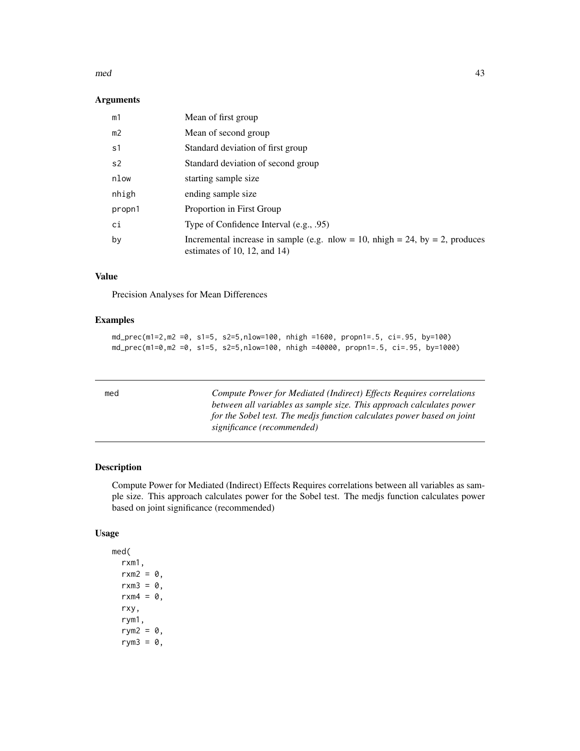### Arguments

| | |
|---|---|
| m1 | Mean of first group |
| m2 | Mean of second group |
| s1 | Standard deviation of first group |
| s2 | Standard deviation of second group |
| nlow | starting sample size |
| nhigh | ending sample size |
| propn1 | Proportion in First Group |
| ci | Type of Confidence Interval (e.g., .95) |
| by | Incremental increase in sample (e.g. nlow = 10, nhigh = 24, by = 2, produces estimates of 10, 12, and 14) |

### Value

Precision Analyses for Mean Differences

### Examples

```
md_prec(m1=2,m2 =0, s1=5, s2=5,nlow=100, nhigh =1600, propn1=.5, ci=.95, by=100)
md_prec(m1=0,m2 =0, s1=5, s2=5,nlow=100, nhigh =40000, propn1=.5, ci=.95, by=1000)
```

---

## med

*Compute Power for Mediated (Indirect) Effects Requires correlations between all variables as sample size. This approach calculates power for the Sobel test. The medjs function calculates power based on joint significance (recommended)*

---

### Description

Compute Power for Mediated (Indirect) Effects Requires correlations between all variables as sample size. This approach calculates power for the Sobel test. The medjs function calculates power based on joint significance (recommended)

### Usage

```
med(
  rxm1,
  rxm2 = 0,
  rxm3 = 0,
  rxm4 = 0,
  rxy,
  rym1,
  rym2 = 0,
  rym3 = 0,
```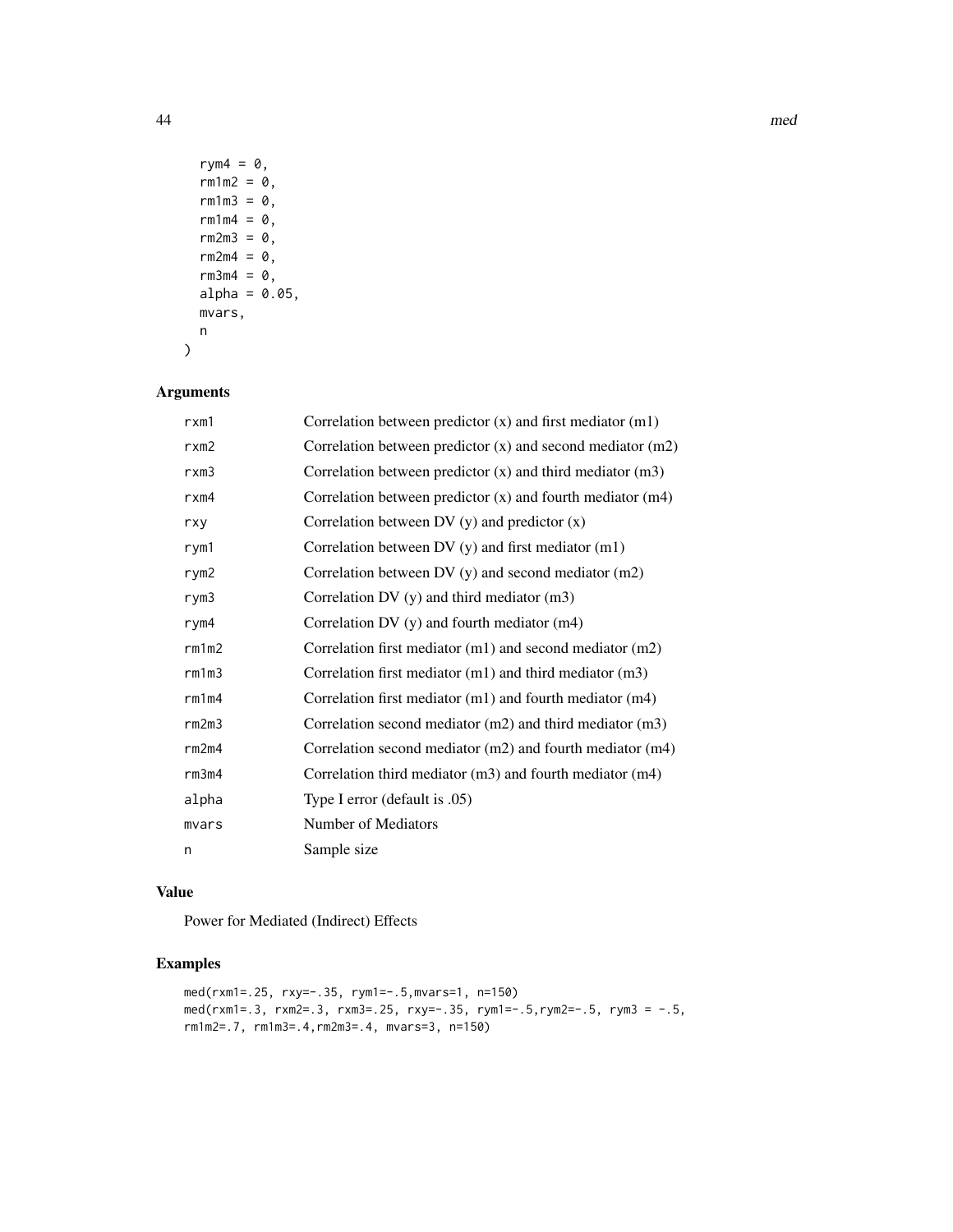```
  rym4 = 0,
  rm1m2 = 0,
  rm1m3 = 0,
  rm1m4 = 0,
  rm2m3 = 0,
  rm2m4 = 0,
  rm3m4 = 0,
  alpha = 0.05,
  mvars,
  n
)
```

## Arguments

| | |
|---|---|
| rxm1 | Correlation between predictor (x) and first mediator (m1) |
| rxm2 | Correlation between predictor (x) and second mediator (m2) |
| rxm3 | Correlation between predictor (x) and third mediator (m3) |
| rxm4 | Correlation between predictor (x) and fourth mediator (m4) |
| rxy | Correlation between DV (y) and predictor (x) |
| rym1 | Correlation between DV (y) and first mediator (m1) |
| rym2 | Correlation between DV (y) and second mediator (m2) |
| rym3 | Correlation DV (y) and third mediator (m3) |
| rym4 | Correlation DV (y) and fourth mediator (m4) |
| rm1m2 | Correlation first mediator (m1) and second mediator (m2) |
| rm1m3 | Correlation first mediator (m1) and third mediator (m3) |
| rm1m4 | Correlation first mediator (m1) and fourth mediator (m4) |
| rm2m3 | Correlation second mediator (m2) and third mediator (m3) |
| rm2m4 | Correlation second mediator (m2) and fourth mediator (m4) |
| rm3m4 | Correlation third mediator (m3) and fourth mediator (m4) |
| alpha | Type I error (default is .05) |
| mvars | Number of Mediators |
| n | Sample size |

## Value

Power for Mediated (Indirect) Effects

## Examples

```
med(rxm1=.25, rxy=-.35, rym1=-.5,mvars=1, n=150)
med(rxm1=.3, rxm2=.3, rxm3=.25, rxy=-.35, rym1=-.5,rym2=-.5, rym3 = -.5,
rm1m2=.7, rm1m3=.4,rm2m3=.4, mvars=3, n=150)
```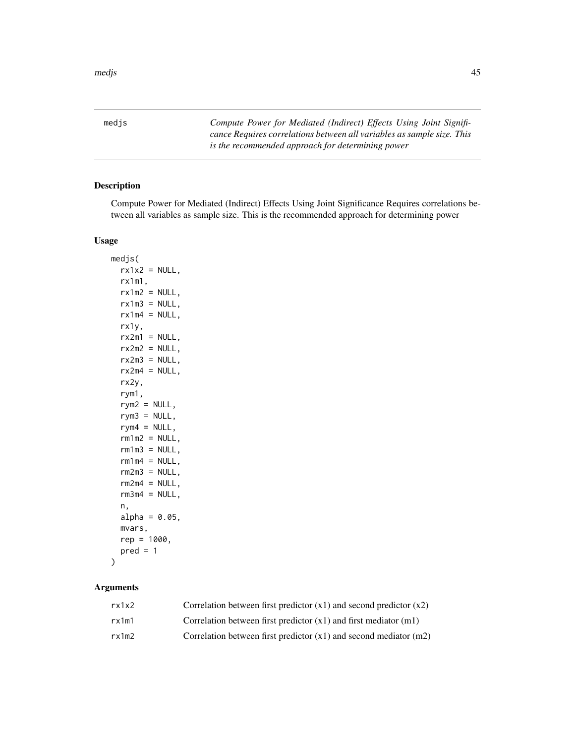medjs *Compute Power for Mediated (Indirect) Effects Using Joint Significance Requires correlations between all variables as sample size. This is the recommended approach for determining power*

## Description

Compute Power for Mediated (Indirect) Effects Using Joint Significance Requires correlations between all variables as sample size. This is the recommended approach for determining power

## Usage

```
medjs(
  rx1x2 = NULL,
  rx1m1,
  rx1m2 = NULL,
  rx1m3 = NULL,
  rx1m4 = NULL,
  rx1y,
  rx2m1 = NULL,
  rx2m2 = NULL,
  rx2m3 = NULL,
  rx2m4 = NULL,
  rx2y,
  rym1,
  rym2 = NULL,
  rym3 = NULL,
  rym4 = NULL,
  rm1m2 = NULL,
  rm1m3 = NULL,
  rm1m4 = NULL,
  rm2m3 = NULL,
  rm2m4 = NULL,
  rm3m4 = NULL,
  n,
  alpha = 0.05,
  mvars,
  rep = 1000,
  pred = 1
)
```

## Arguments

| | |
|---|---|
| rx1x2 | Correlation between first predictor (x1) and second predictor (x2) |
| rx1m1 | Correlation between first predictor (x1) and first mediator (m1) |
| rx1m2 | Correlation between first predictor (x1) and second mediator (m2) |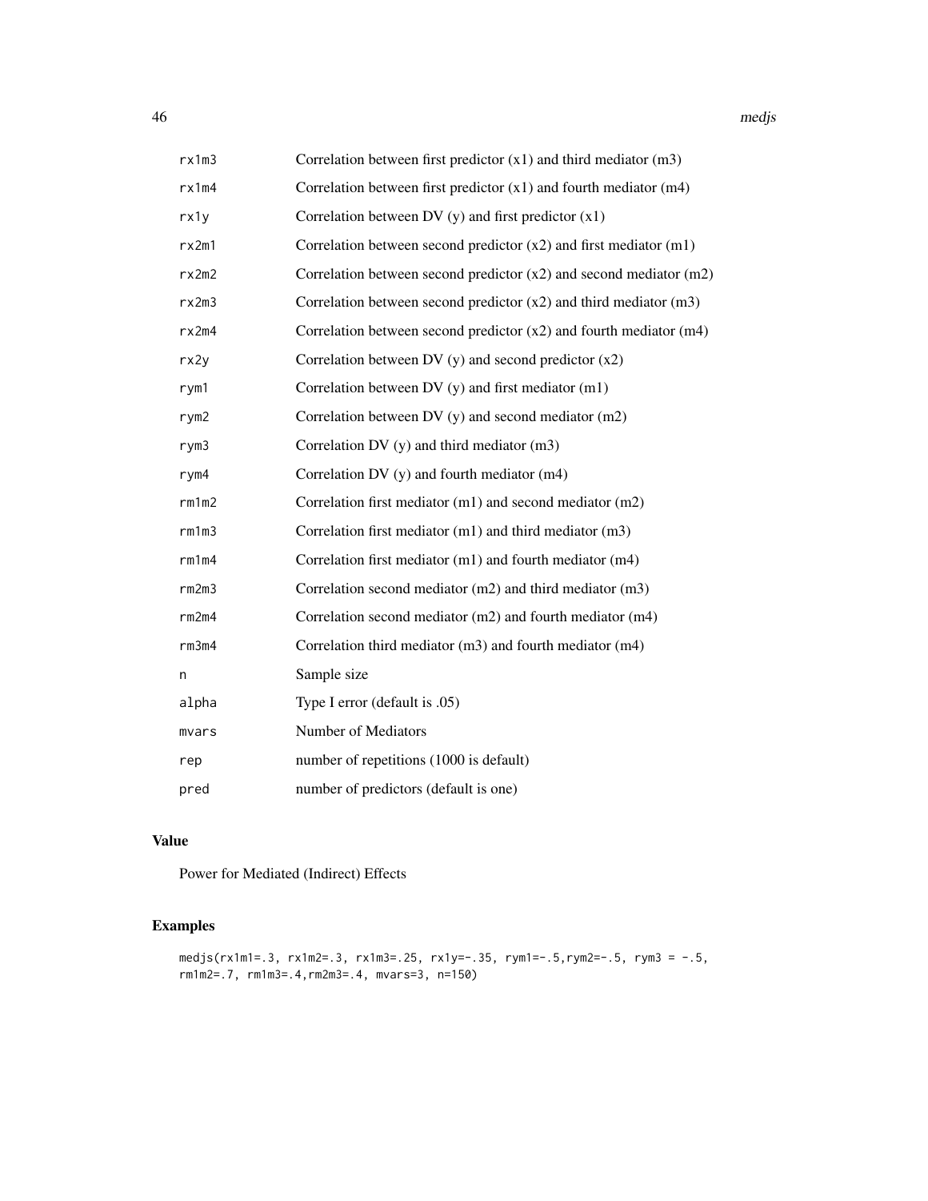| | |
|---|---|
| rx1m3 | Correlation between first predictor (x1) and third mediator (m3) |
| rx1m4 | Correlation between first predictor (x1) and fourth mediator (m4) |
| rx1y | Correlation between DV (y) and first predictor (x1) |
| rx2m1 | Correlation between second predictor (x2) and first mediator (m1) |
| rx2m2 | Correlation between second predictor (x2) and second mediator (m2) |
| rx2m3 | Correlation between second predictor (x2) and third mediator (m3) |
| rx2m4 | Correlation between second predictor (x2) and fourth mediator (m4) |
| rx2y | Correlation between DV (y) and second predictor (x2) |
| rym1 | Correlation between DV (y) and first mediator (m1) |
| rym2 | Correlation between DV (y) and second mediator (m2) |
| rym3 | Correlation DV (y) and third mediator (m3) |
| rym4 | Correlation DV (y) and fourth mediator (m4) |
| rm1m2 | Correlation first mediator (m1) and second mediator (m2) |
| rm1m3 | Correlation first mediator (m1) and third mediator (m3) |
| rm1m4 | Correlation first mediator (m1) and fourth mediator (m4) |
| rm2m3 | Correlation second mediator (m2) and third mediator (m3) |
| rm2m4 | Correlation second mediator (m2) and fourth mediator (m4) |
| rm3m4 | Correlation third mediator (m3) and fourth mediator (m4) |
| n | Sample size |
| alpha | Type I error (default is .05) |
| mvars | Number of Mediators |
| rep | number of repetitions (1000 is default) |
| pred | number of predictors (default is one) |

## Value

Power for Mediated (Indirect) Effects

## Examples

```
medjs(rx1m1=.3, rx1m2=.3, rx1m3=.25, rx1y=-.35, rym1=-.5,rym2=-.5, rym3 = -.5,
rm1m2=.7, rm1m3=.4,rm2m3=.4, mvars=3, n=150)
```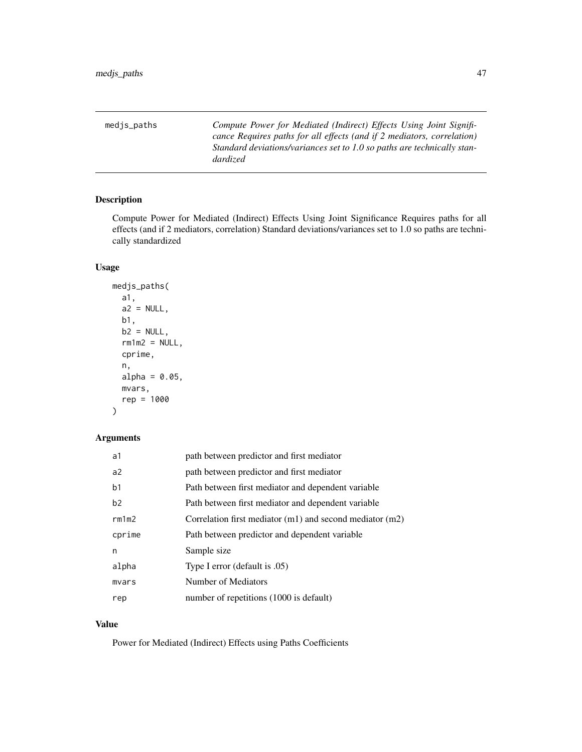medjs_paths — *Compute Power for Mediated (Indirect) Effects Using Joint Significance Requires paths for all effects (and if 2 mediators, correlation) Standard deviations/variances set to 1.0 so paths are technically standardized*

## Description

Compute Power for Mediated (Indirect) Effects Using Joint Significance Requires paths for all effects (and if 2 mediators, correlation) Standard deviations/variances set to 1.0 so paths are technically standardized

## Usage

```
medjs_paths(
  a1,
  a2 = NULL,
  b1,
  b2 = NULL,
  rm1m2 = NULL,
  cprime,
  n,
  alpha = 0.05,
  mvars,
  rep = 1000
)
```

## Arguments

| | |
|---|---|
| a1 | path between predictor and first mediator |
| a2 | path between predictor and first mediator |
| b1 | Path between first mediator and dependent variable |
| b2 | Path between first mediator and dependent variable |
| rm1m2 | Correlation first mediator (m1) and second mediator (m2) |
| cprime | Path between predictor and dependent variable |
| n | Sample size |
| alpha | Type I error (default is .05) |
| mvars | Number of Mediators |
| rep | number of repetitions (1000 is default) |

## Value

Power for Mediated (Indirect) Effects using Paths Coefficients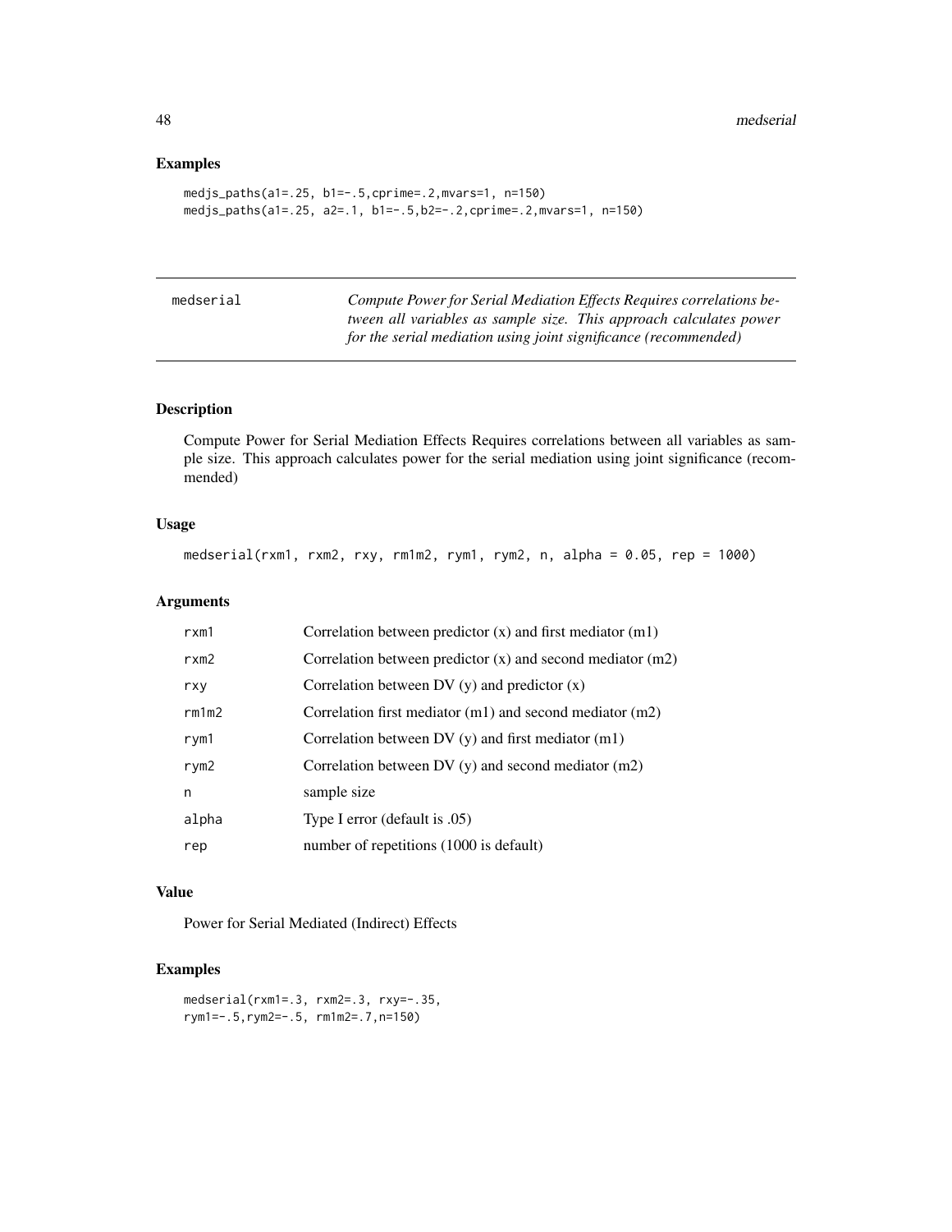### Examples

```
medjs_paths(a1=.25, b1=-.5,cprime=.2,mvars=1, n=150)
medjs_paths(a1=.25, a2=.1, b1=-.5,b2=-.2,cprime=.2,mvars=1, n=150)
```

---

## medserial — *Compute Power for Serial Mediation Effects Requires correlations between all variables as sample size. This approach calculates power for the serial mediation using joint significance (recommended)*

---

### Description

Compute Power for Serial Mediation Effects Requires correlations between all variables as sample size. This approach calculates power for the serial mediation using joint significance (recommended)

### Usage

```
medserial(rxm1, rxm2, rxy, rm1m2, rym1, rym2, n, alpha = 0.05, rep = 1000)
```

### Arguments

| | |
|---|---|
| rxm1 | Correlation between predictor (x) and first mediator (m1) |
| rxm2 | Correlation between predictor (x) and second mediator (m2) |
| rxy | Correlation between DV (y) and predictor (x) |
| rm1m2 | Correlation first mediator (m1) and second mediator (m2) |
| rym1 | Correlation between DV (y) and first mediator (m1) |
| rym2 | Correlation between DV (y) and second mediator (m2) |
| n | sample size |
| alpha | Type I error (default is .05) |
| rep | number of repetitions (1000 is default) |

### Value

Power for Serial Mediated (Indirect) Effects

### Examples

```
medserial(rxm1=.3, rxm2=.3, rxy=-.35,
rym1=-.5,rym2=-.5, rm1m2=.7,n=150)
```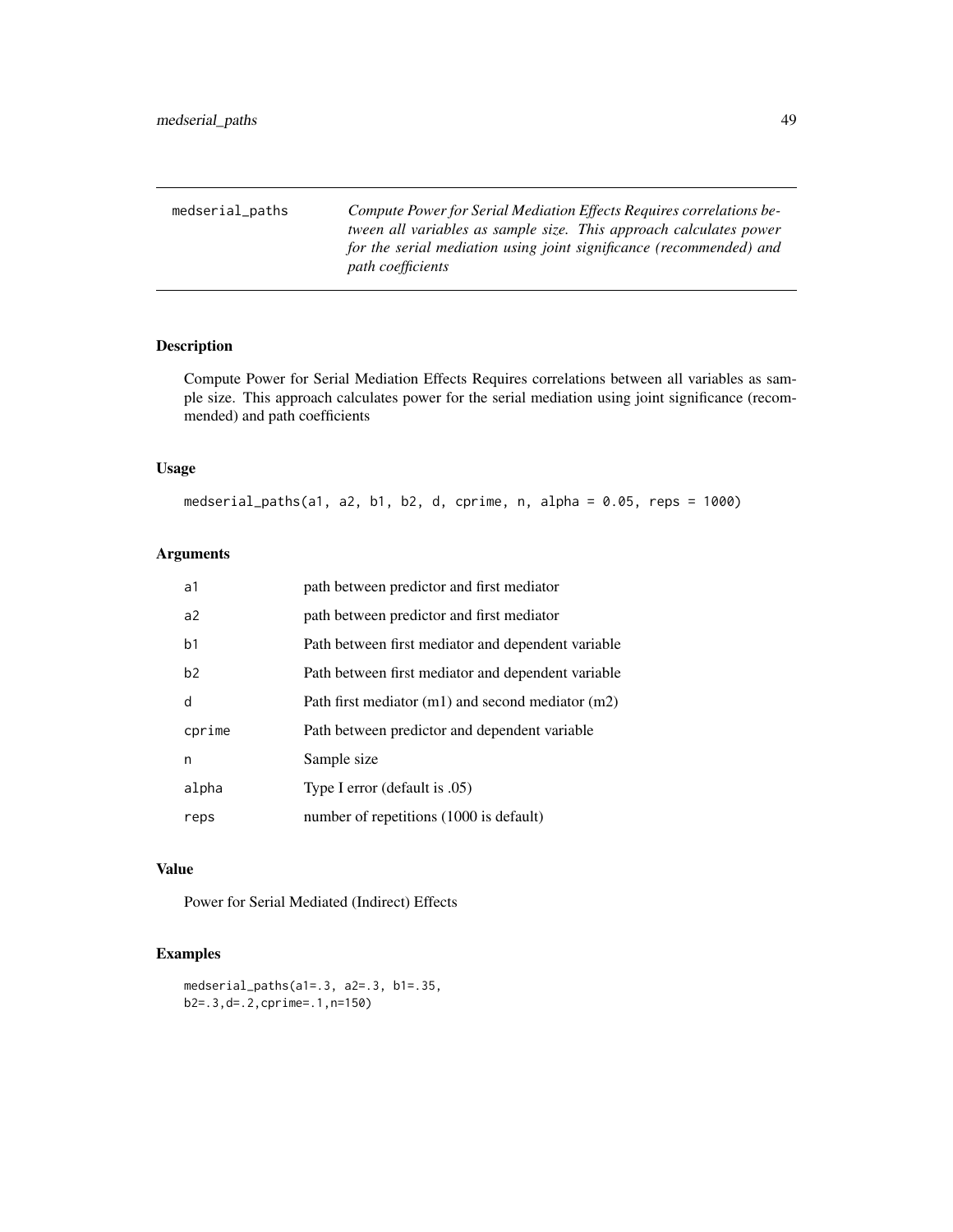medserial_paths — *Compute Power for Serial Mediation Effects Requires correlations between all variables as sample size. This approach calculates power for the serial mediation using joint significance (recommended) and path coefficients*

## Description

Compute Power for Serial Mediation Effects Requires correlations between all variables as sample size. This approach calculates power for the serial mediation using joint significance (recommended) and path coefficients

## Usage

```
medserial_paths(a1, a2, b1, b2, d, cprime, n, alpha = 0.05, reps = 1000)
```

## Arguments

| | |
|---|---|
| a1 | path between predictor and first mediator |
| a2 | path between predictor and first mediator |
| b1 | Path between first mediator and dependent variable |
| b2 | Path between first mediator and dependent variable |
| d | Path first mediator (m1) and second mediator (m2) |
| cprime | Path between predictor and dependent variable |
| n | Sample size |
| alpha | Type I error (default is .05) |
| reps | number of repetitions (1000 is default) |

## Value

Power for Serial Mediated (Indirect) Effects

## Examples

```
medserial_paths(a1=.3, a2=.3, b1=.35,
b2=.3,d=.2,cprime=.1,n=150)
```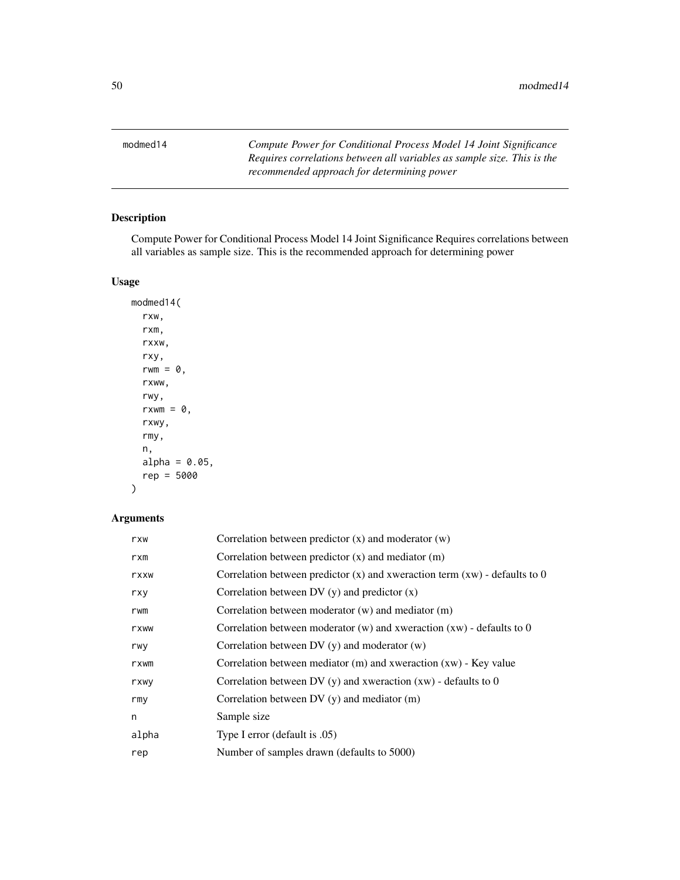modmed14 — *Compute Power for Conditional Process Model 14 Joint Significance Requires correlations between all variables as sample size. This is the recommended approach for determining power*

## Description

Compute Power for Conditional Process Model 14 Joint Significance Requires correlations between all variables as sample size. This is the recommended approach for determining power

## Usage

```
modmed14(
  rxw,
  rxm,
  rxxw,
  rxy,
  rwm = 0,
  rxww,
  rwy,
  rxwm = 0,
  rxwy,
  rmy,
  n,
  alpha = 0.05,
  rep = 5000
)
```

## Arguments

| | |
|---|---|
| rxw | Correlation between predictor (x) and moderator (w) |
| rxm | Correlation between predictor (x) and mediator (m) |
| rxxw | Correlation between predictor (x) and xweraction term (xw) - defaults to 0 |
| rxy | Correlation between DV (y) and predictor (x) |
| rwm | Correlation between moderator (w) and mediator (m) |
| rxww | Correlation between moderator (w) and xweraction (xw) - defaults to 0 |
| rwy | Correlation between DV (y) and moderator (w) |
| rxwm | Correlation between mediator (m) and xweraction (xw) - Key value |
| rxwy | Correlation between DV (y) and xweraction (xw) - defaults to 0 |
| rmy | Correlation between DV (y) and mediator (m) |
| n | Sample size |
| alpha | Type I error (default is .05) |
| rep | Number of samples drawn (defaults to 5000) |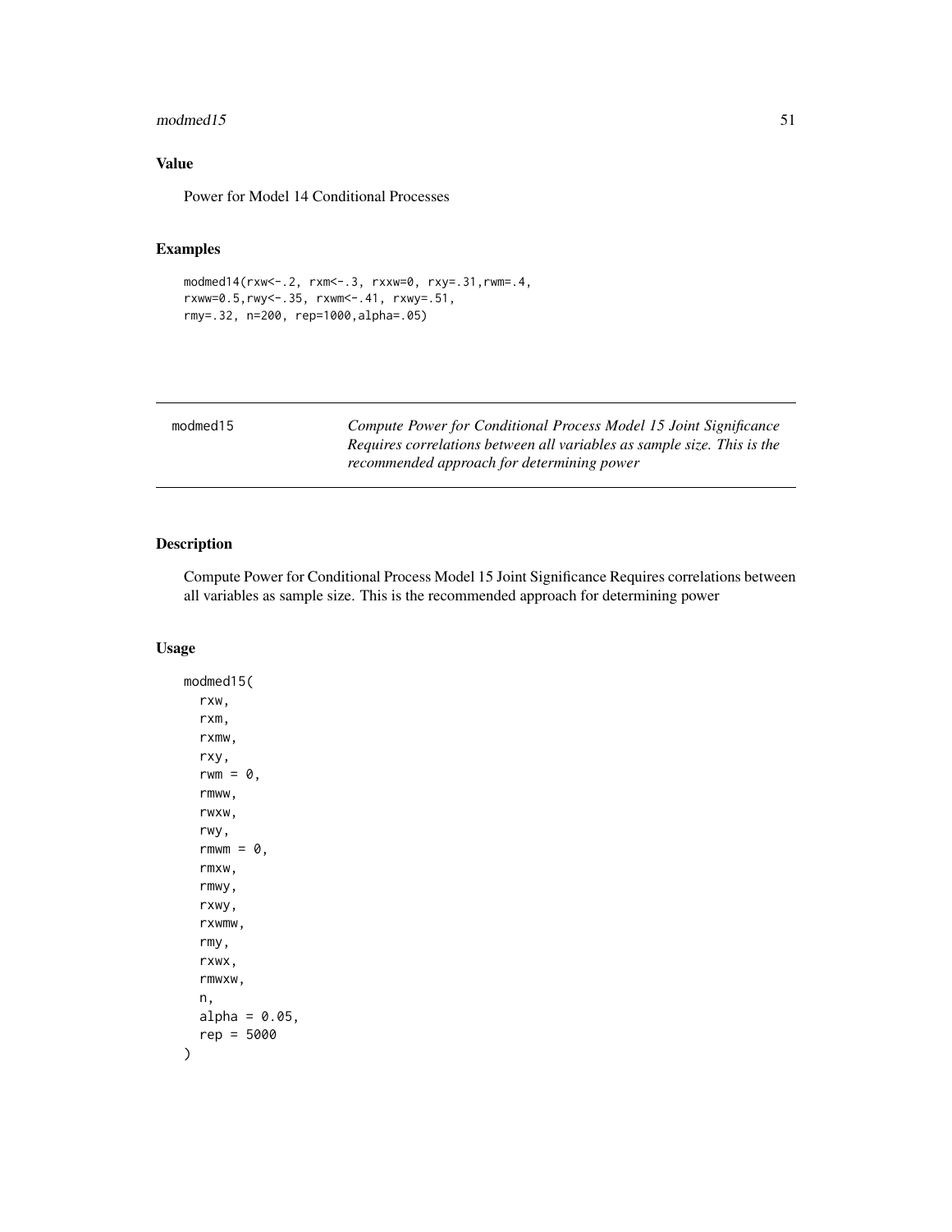### Value

Power for Model 14 Conditional Processes

### Examples

```
modmed14(rxw<-.2, rxm<-.3, rxxw=0, rxy=.31,rwm=.4,
rxww=0.5,rwy<-.35, rxwm<-.41, rxwy=.51,
rmy=.32, n=200, rep=1000,alpha=.05)
```

---

modmed15 — *Compute Power for Conditional Process Model 15 Joint Significance Requires correlations between all variables as sample size. This is the recommended approach for determining power*

---

### Description

Compute Power for Conditional Process Model 15 Joint Significance Requires correlations between all variables as sample size. This is the recommended approach for determining power

### Usage

```
modmed15(
  rxw,
  rxm,
  rxmw,
  rxy,
  rwm = 0,
  rmww,
  rwxw,
  rwy,
  rmwm = 0,
  rmxw,
  rmwy,
  rxwy,
  rxwmw,
  rmy,
  rxwx,
  rmwxw,
  n,
  alpha = 0.05,
  rep = 5000
)
```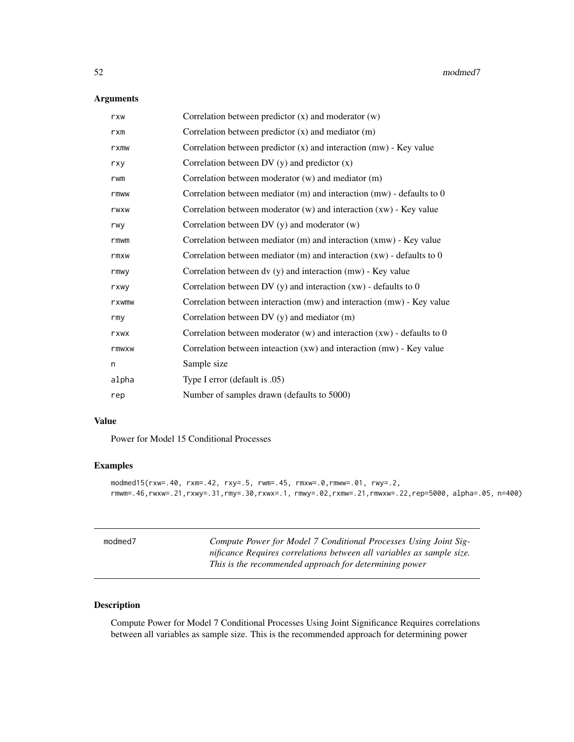### Arguments

| | |
|---|---|
| rxw | Correlation between predictor (x) and moderator (w) |
| rxm | Correlation between predictor (x) and mediator (m) |
| rxmw | Correlation between predictor (x) and interaction (mw) - Key value |
| rxy | Correlation between DV (y) and predictor (x) |
| rwm | Correlation between moderator (w) and mediator (m) |
| rmww | Correlation between mediator (m) and interaction (mw) - defaults to 0 |
| rwxw | Correlation between moderator (w) and interaction (xw) - Key value |
| rwy | Correlation between DV (y) and moderator (w) |
| rmwm | Correlation between mediator (m) and interaction (xmw) - Key value |
| rmxw | Correlation between mediator (m) and interaction (xw) - defaults to 0 |
| rmwy | Correlation between dv (y) and interaction (mw) - Key value |
| rxwy | Correlation between DV (y) and interaction (xw) - defaults to 0 |
| rxwmw | Correlation between interaction (mw) and interaction (mw) - Key value |
| rmy | Correlation between DV (y) and mediator (m) |
| rxwx | Correlation between moderator (w) and interaction (xw) - defaults to 0 |
| rmwxw | Correlation between inteaction (xw) and interaction (mw) - Key value |
| n | Sample size |
| alpha | Type I error (default is .05) |
| rep | Number of samples drawn (defaults to 5000) |

### Value

Power for Model 15 Conditional Processes

### Examples

```
modmed15(rxw=.40, rxm=.42, rxy=.5, rwm=.45, rmxw=.0,rmww=.01, rwy=.2,
rmwm=.46,rwxw=.21,rxwy=.31,rmy=.30,rxwx=.1, rmwy=.02,rxmw=.21,rmwxw=.22,rep=5000, alpha=.05, n=400)
```

---

## modmed7

*Compute Power for Model 7 Conditional Processes Using Joint Significance Requires correlations between all variables as sample size. This is the recommended approach for determining power*

---

### Description

Compute Power for Model 7 Conditional Processes Using Joint Significance Requires correlations between all variables as sample size. This is the recommended approach for determining power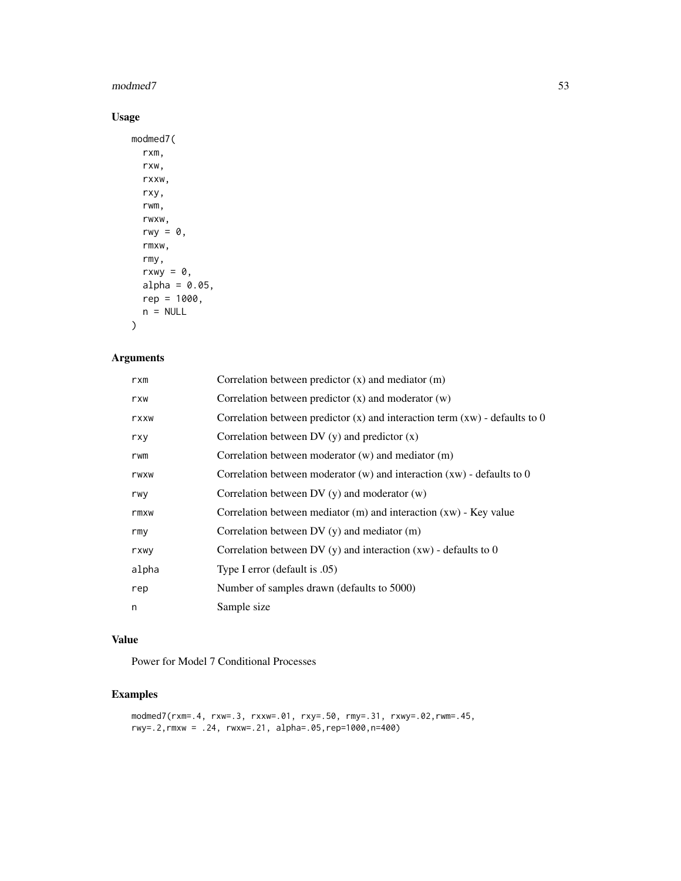## Usage

```
modmed7(
  rxm,
  rxw,
  rxxw,
  rxy,
  rwm,
  rwxw,
  rwy = 0,
  rmxw,
  rmy,
  rxwy = 0,
  alpha = 0.05,
  rep = 1000,
  n = NULL
)
```

## Arguments

| | |
|---|---|
| rxm | Correlation between predictor (x) and mediator (m) |
| rxw | Correlation between predictor (x) and moderator (w) |
| rxxw | Correlation between predictor (x) and interaction term (xw) - defaults to 0 |
| rxy | Correlation between DV (y) and predictor (x) |
| rwm | Correlation between moderator (w) and mediator (m) |
| rwxw | Correlation between moderator (w) and interaction (xw) - defaults to 0 |
| rwy | Correlation between DV (y) and moderator (w) |
| rmxw | Correlation between mediator (m) and interaction (xw) - Key value |
| rmy | Correlation between DV (y) and mediator (m) |
| rxwy | Correlation between DV (y) and interaction (xw) - defaults to 0 |
| alpha | Type I error (default is .05) |
| rep | Number of samples drawn (defaults to 5000) |
| n | Sample size |

## Value

Power for Model 7 Conditional Processes

## Examples

```
modmed7(rxm=.4, rxw=.3, rxxw=.01, rxy=.50, rmy=.31, rxwy=.02,rwm=.45,
rwy=.2,rmxw = .24, rwxw=.21, alpha=.05,rep=1000,n=400)
```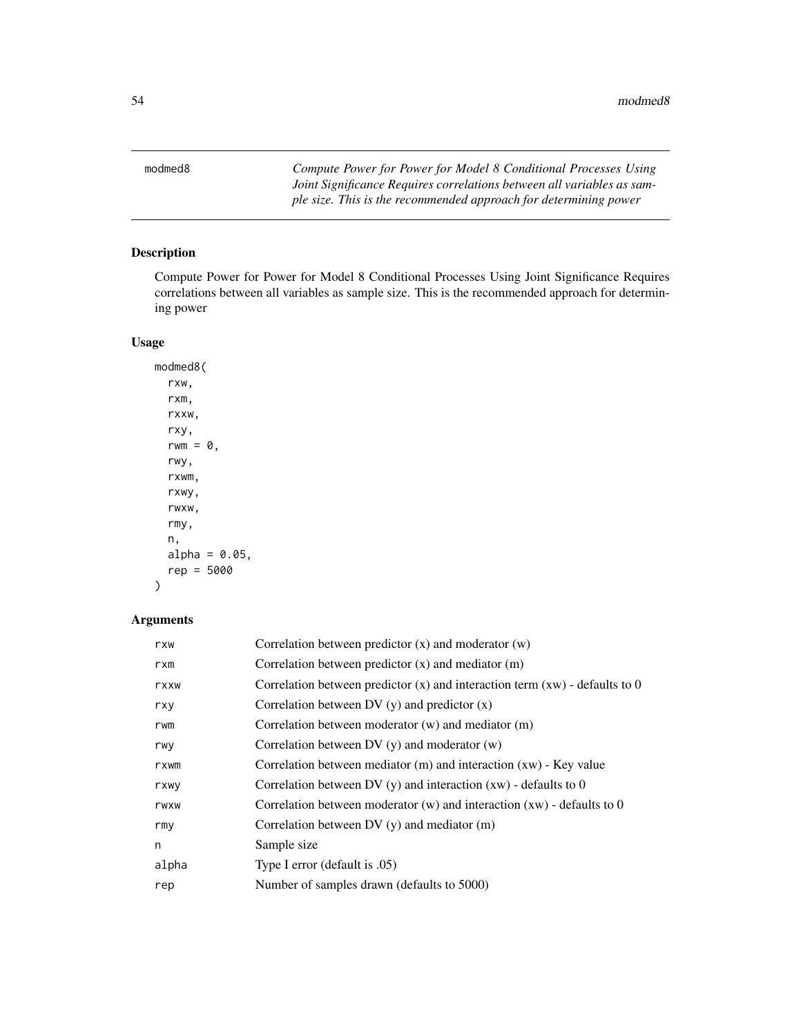modmed8 *Compute Power for Power for Model 8 Conditional Processes Using Joint Significance Requires correlations between all variables as sample size. This is the recommended approach for determining power*

## Description

Compute Power for Power for Model 8 Conditional Processes Using Joint Significance Requires correlations between all variables as sample size. This is the recommended approach for determining power

## Usage

```
modmed8(
  rxw,
  rxm,
  rxxw,
  rxy,
  rwm = 0,
  rwy,
  rxwm,
  rxwy,
  rwxw,
  rmy,
  n,
  alpha = 0.05,
  rep = 5000
)
```

## Arguments

| | |
|---|---|
| rxw | Correlation between predictor (x) and moderator (w) |
| rxm | Correlation between predictor (x) and mediator (m) |
| rxxw | Correlation between predictor (x) and interaction term (xw) - defaults to 0 |
| rxy | Correlation between DV (y) and predictor (x) |
| rwm | Correlation between moderator (w) and mediator (m) |
| rwy | Correlation between DV (y) and moderator (w) |
| rxwm | Correlation between mediator (m) and interaction (xw) - Key value |
| rxwy | Correlation between DV (y) and interaction (xw) - defaults to 0 |
| rwxw | Correlation between moderator (w) and interaction (xw) - defaults to 0 |
| rmy | Correlation between DV (y) and mediator (m) |
| n | Sample size |
| alpha | Type I error (default is .05) |
| rep | Number of samples drawn (defaults to 5000) |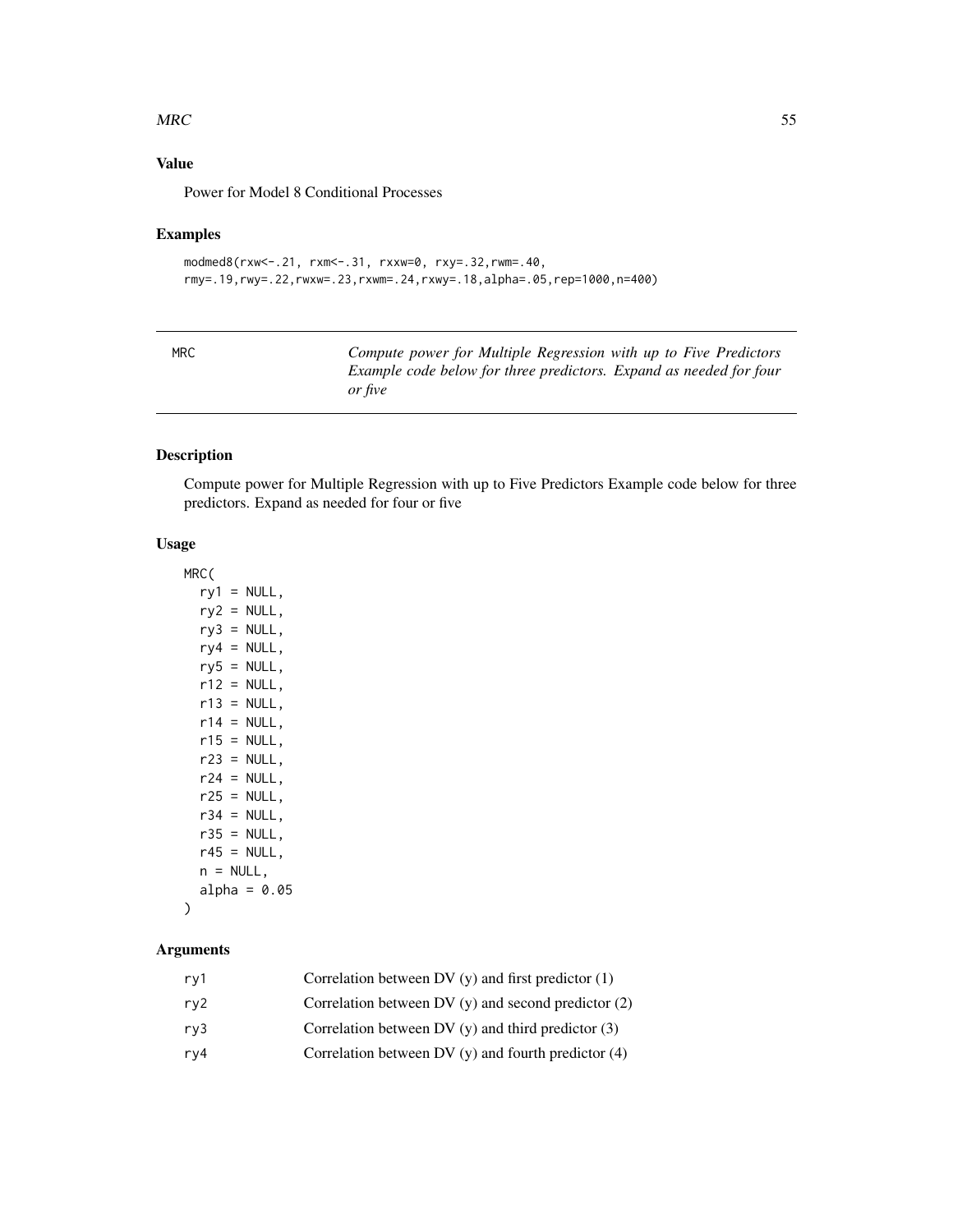## Value

Power for Model 8 Conditional Processes

## Examples

```
modmed8(rxw<-.21, rxm<-.31, rxxw=0, rxy=.32,rwm=.40,
rmy=.19,rwy=.22,rwxw=.23,rxwm=.24,rxwy=.18,alpha=.05,rep=1000,n=400)
```

---

MRC — *Compute power for Multiple Regression with up to Five Predictors Example code below for three predictors. Expand as needed for four or five*

---

## Description

Compute power for Multiple Regression with up to Five Predictors Example code below for three predictors. Expand as needed for four or five

## Usage

```
MRC(
  ry1 = NULL,
  ry2 = NULL,
  ry3 = NULL,
  ry4 = NULL,
  ry5 = NULL,
  r12 = NULL,
  r13 = NULL,
  r14 = NULL,
  r15 = NULL,
  r23 = NULL,
  r24 = NULL,
  r25 = NULL,
  r34 = NULL,
  r35 = NULL,
  r45 = NULL,
  n = NULL,
  alpha = 0.05
)
```

## Arguments

| | |
|---|---|
| ry1 | Correlation between DV (y) and first predictor (1) |
| ry2 | Correlation between DV (y) and second predictor (2) |
| ry3 | Correlation between DV (y) and third predictor (3) |
| ry4 | Correlation between DV (y) and fourth predictor (4) |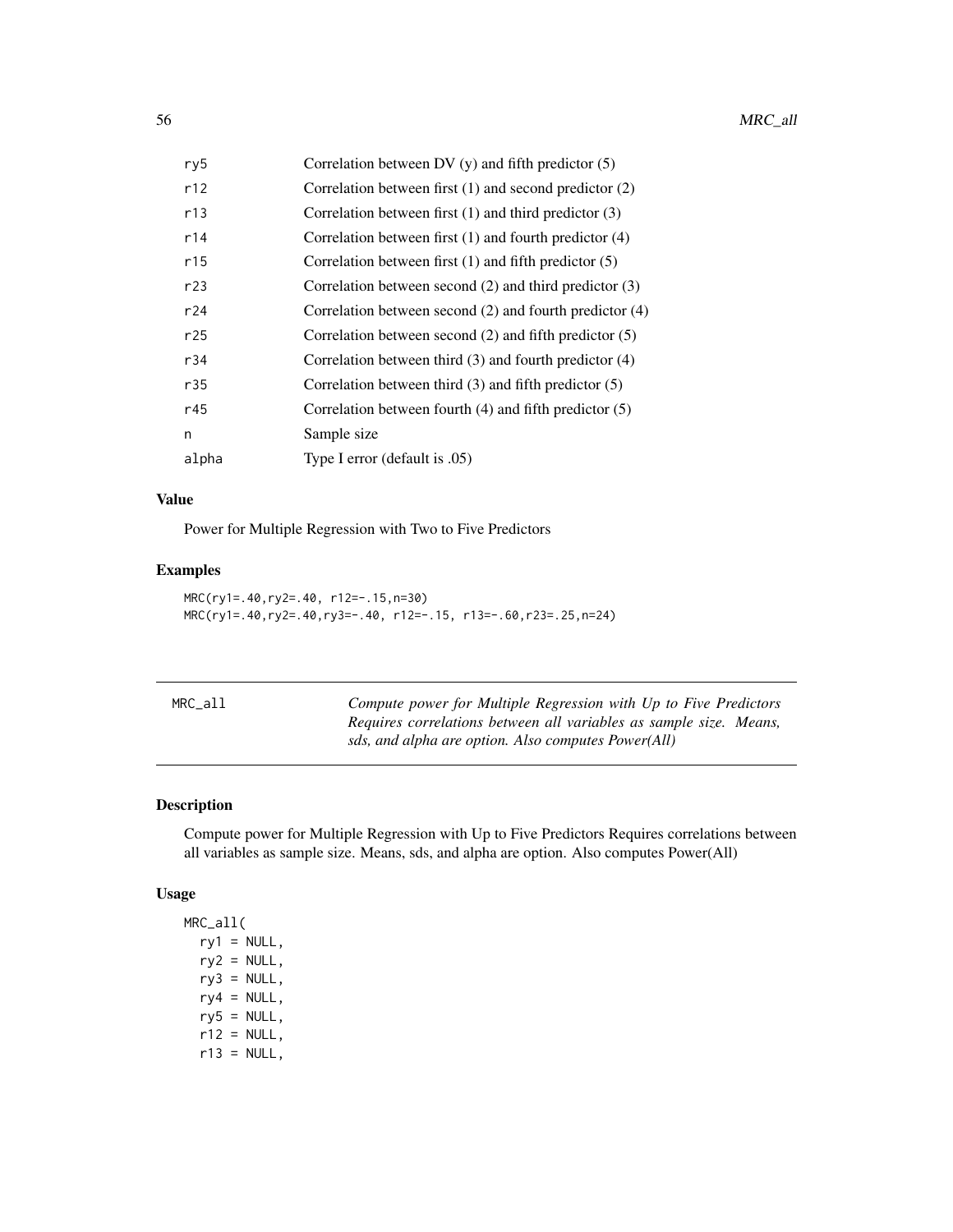| | |
|---|---|
| ry5 | Correlation between DV (y) and fifth predictor (5) |
| r12 | Correlation between first (1) and second predictor (2) |
| r13 | Correlation between first (1) and third predictor (3) |
| r14 | Correlation between first (1) and fourth predictor (4) |
| r15 | Correlation between first (1) and fifth predictor (5) |
| r23 | Correlation between second (2) and third predictor (3) |
| r24 | Correlation between second (2) and fourth predictor (4) |
| r25 | Correlation between second (2) and fifth predictor (5) |
| r34 | Correlation between third (3) and fourth predictor (4) |
| r35 | Correlation between third (3) and fifth predictor (5) |
| r45 | Correlation between fourth (4) and fifth predictor (5) |
| n | Sample size |
| alpha | Type I error (default is .05) |

### Value

Power for Multiple Regression with Two to Five Predictors

### Examples

```
MRC(ry1=.40,ry2=.40, r12=-.15,n=30)
MRC(ry1=.40,ry2=.40,ry3=-.40, r12=-.15, r13=-.60,r23=.25,n=24)
```

---

## MRC_all

*Compute power for Multiple Regression with Up to Five Predictors Requires correlations between all variables as sample size. Means, sds, and alpha are option. Also computes Power(All)*

---

### Description

Compute power for Multiple Regression with Up to Five Predictors Requires correlations between all variables as sample size. Means, sds, and alpha are option. Also computes Power(All)

### Usage

```
MRC_all(
  ry1 = NULL,
  ry2 = NULL,
  ry3 = NULL,
  ry4 = NULL,
  ry5 = NULL,
  r12 = NULL,
  r13 = NULL,
```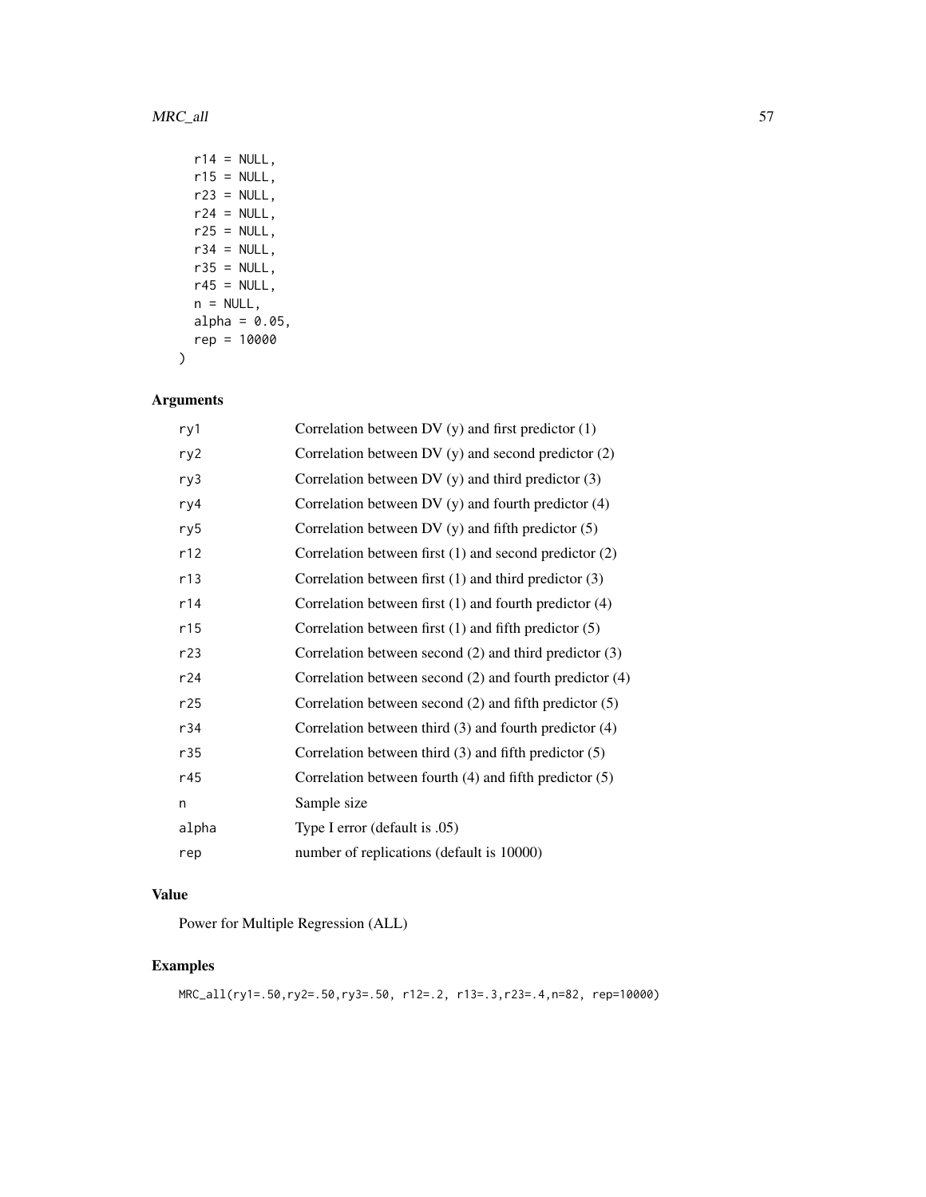```
  r14 = NULL,
  r15 = NULL,
  r23 = NULL,
  r24 = NULL,
  r25 = NULL,
  r34 = NULL,
  r35 = NULL,
  r45 = NULL,
  n = NULL,
  alpha = 0.05,
  rep = 10000
)
```

## Arguments

| | |
|---|---|
| ry1 | Correlation between DV (y) and first predictor (1) |
| ry2 | Correlation between DV (y) and second predictor (2) |
| ry3 | Correlation between DV (y) and third predictor (3) |
| ry4 | Correlation between DV (y) and fourth predictor (4) |
| ry5 | Correlation between DV (y) and fifth predictor (5) |
| r12 | Correlation between first (1) and second predictor (2) |
| r13 | Correlation between first (1) and third predictor (3) |
| r14 | Correlation between first (1) and fourth predictor (4) |
| r15 | Correlation between first (1) and fifth predictor (5) |
| r23 | Correlation between second (2) and third predictor (3) |
| r24 | Correlation between second (2) and fourth predictor (4) |
| r25 | Correlation between second (2) and fifth predictor (5) |
| r34 | Correlation between third (3) and fourth predictor (4) |
| r35 | Correlation between third (3) and fifth predictor (5) |
| r45 | Correlation between fourth (4) and fifth predictor (5) |
| n | Sample size |
| alpha | Type I error (default is .05) |
| rep | number of replications (default is 10000) |

## Value

Power for Multiple Regression (ALL)

## Examples

```
MRC_all(ry1=.50,ry2=.50,ry3=.50, r12=.2, r13=.3,r23=.4,n=82, rep=10000)
```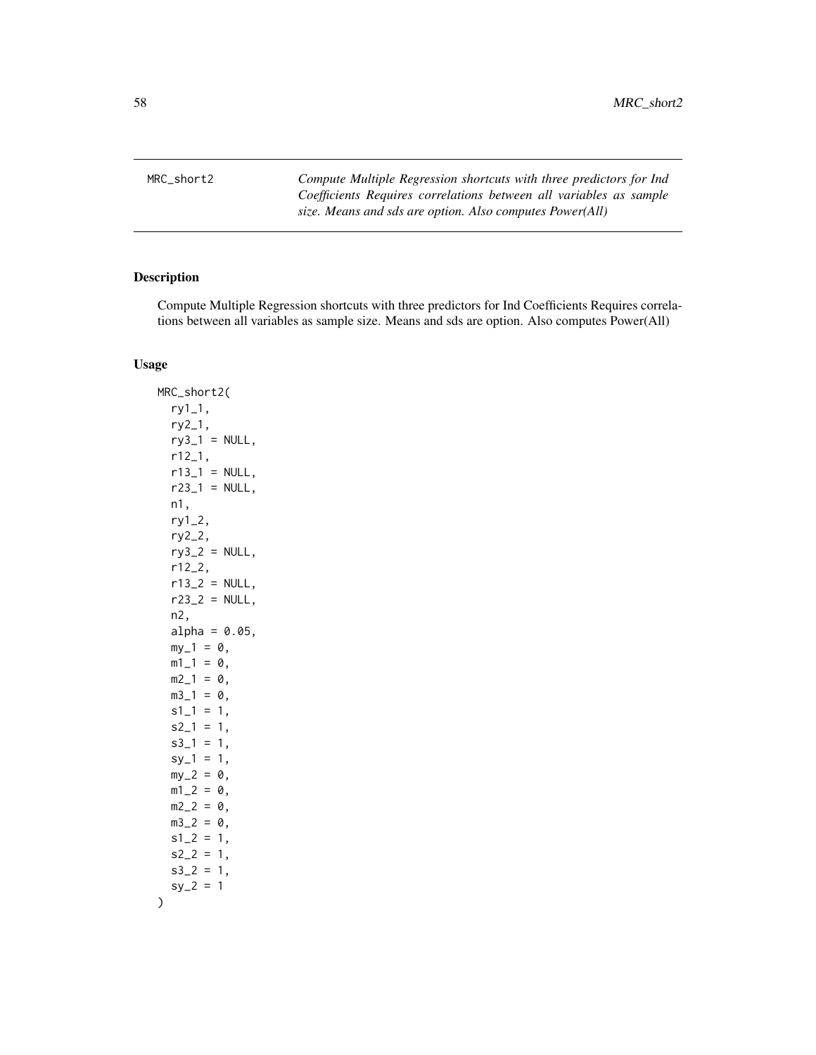MRC_short2 *Compute Multiple Regression shortcuts with three predictors for Ind Coefficients Requires correlations between all variables as sample size. Means and sds are option. Also computes Power(All)*

## Description

Compute Multiple Regression shortcuts with three predictors for Ind Coefficients Requires correlations between all variables as sample size. Means and sds are option. Also computes Power(All)

## Usage

```
MRC_short2(
  ry1_1,
  ry2_1,
  ry3_1 = NULL,
  r12_1,
  r13_1 = NULL,
  r23_1 = NULL,
  n1,
  ry1_2,
  ry2_2,
  ry3_2 = NULL,
  r12_2,
  r13_2 = NULL,
  r23_2 = NULL,
  n2,
  alpha = 0.05,
  my_1 = 0,
  m1_1 = 0,
  m2_1 = 0,
  m3_1 = 0,
  s1_1 = 1,
  s2_1 = 1,
  s3_1 = 1,
  sy_1 = 1,
  my_2 = 0,
  m1_2 = 0,
  m2_2 = 0,
  m3_2 = 0,
  s1_2 = 1,
  s2_2 = 1,
  s3_2 = 1,
  sy_2 = 1
)
```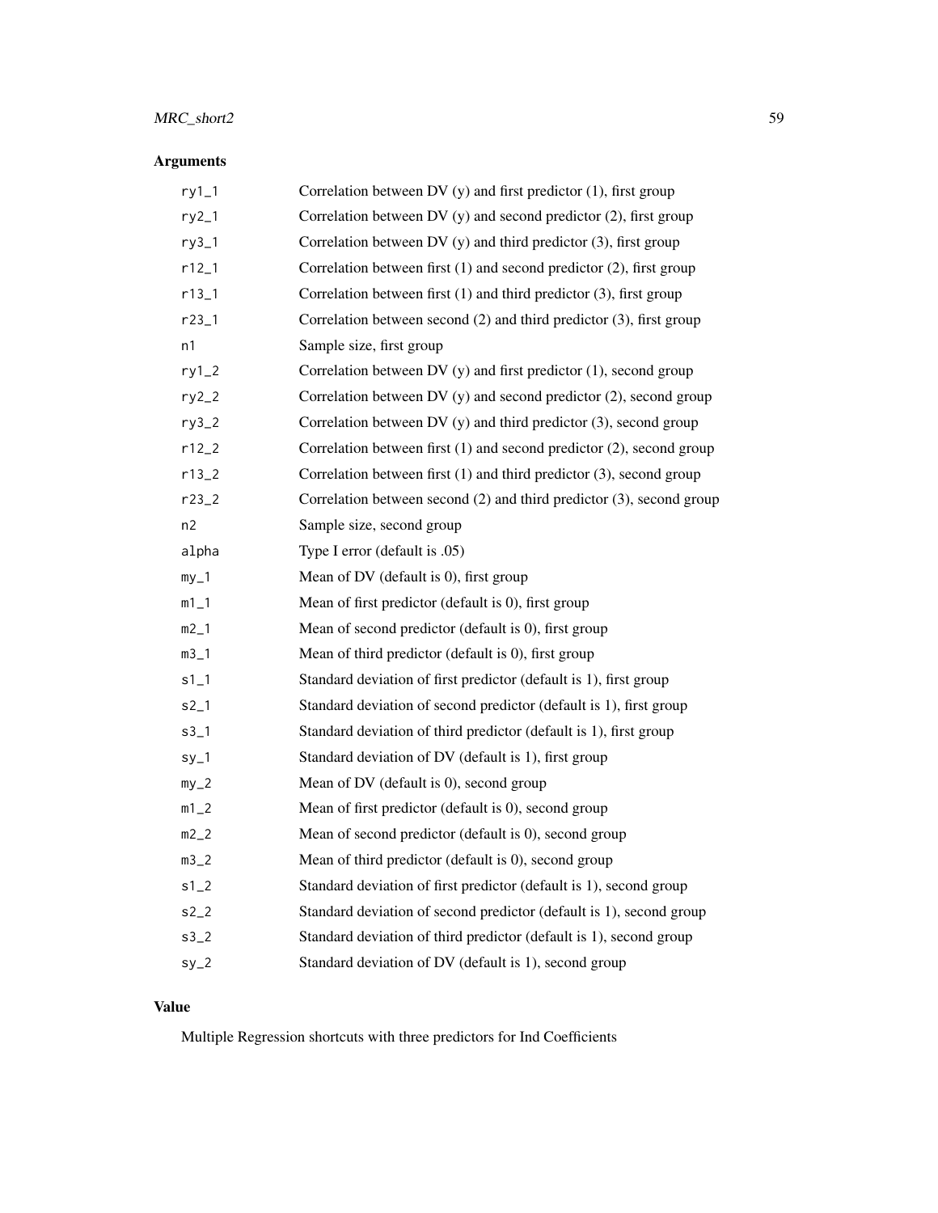### Arguments

| | |
|---|---|
| ry1_1 | Correlation between DV (y) and first predictor (1), first group |
| ry2_1 | Correlation between DV (y) and second predictor (2), first group |
| ry3_1 | Correlation between DV (y) and third predictor (3), first group |
| r12_1 | Correlation between first (1) and second predictor (2), first group |
| r13_1 | Correlation between first (1) and third predictor (3), first group |
| r23_1 | Correlation between second (2) and third predictor (3), first group |
| n1 | Sample size, first group |
| ry1_2 | Correlation between DV (y) and first predictor (1), second group |
| ry2_2 | Correlation between DV (y) and second predictor (2), second group |
| ry3_2 | Correlation between DV (y) and third predictor (3), second group |
| r12_2 | Correlation between first (1) and second predictor (2), second group |
| r13_2 | Correlation between first (1) and third predictor (3), second group |
| r23_2 | Correlation between second (2) and third predictor (3), second group |
| n2 | Sample size, second group |
| alpha | Type I error (default is .05) |
| my_1 | Mean of DV (default is 0), first group |
| m1_1 | Mean of first predictor (default is 0), first group |
| m2_1 | Mean of second predictor (default is 0), first group |
| m3_1 | Mean of third predictor (default is 0), first group |
| s1_1 | Standard deviation of first predictor (default is 1), first group |
| s2_1 | Standard deviation of second predictor (default is 1), first group |
| s3_1 | Standard deviation of third predictor (default is 1), first group |
| sy_1 | Standard deviation of DV (default is 1), first group |
| my_2 | Mean of DV (default is 0), second group |
| m1_2 | Mean of first predictor (default is 0), second group |
| m2_2 | Mean of second predictor (default is 0), second group |
| m3_2 | Mean of third predictor (default is 0), second group |
| s1_2 | Standard deviation of first predictor (default is 1), second group |
| s2_2 | Standard deviation of second predictor (default is 1), second group |
| s3_2 | Standard deviation of third predictor (default is 1), second group |
| sy_2 | Standard deviation of DV (default is 1), second group |

### Value

Multiple Regression shortcuts with three predictors for Ind Coefficients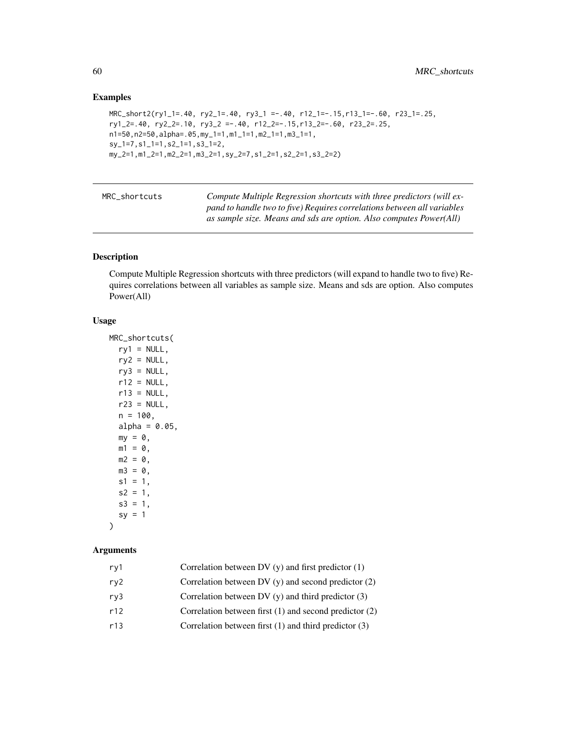## Examples

```
MRC_short2(ry1_1=.40, ry2_1=.40, ry3_1 =-.40, r12_1=-.15,r13_1=-.60, r23_1=.25,
ry1_2=.40, ry2_2=.10, ry3_2 =-.40, r12_2=-.15,r13_2=-.60, r23_2=.25,
n1=50,n2=50,alpha=.05,my_1=1,m1_1=1,m2_1=1,m3_1=1,
sy_1=7,s1_1=1,s2_1=1,s3_1=2,
my_2=1,m1_2=1,m2_2=1,m3_2=1,sy_2=7,s1_2=1,s2_2=1,s3_2=2)
```

---

# MRC_shortcuts

*Compute Multiple Regression shortcuts with three predictors (will expand to handle two to five) Requires correlations between all variables as sample size. Means and sds are option. Also computes Power(All)*

---

## Description

Compute Multiple Regression shortcuts with three predictors (will expand to handle two to five) Requires correlations between all variables as sample size. Means and sds are option. Also computes Power(All)

## Usage

```
MRC_shortcuts(
  ry1 = NULL,
  ry2 = NULL,
  ry3 = NULL,
  r12 = NULL,
  r13 = NULL,
  r23 = NULL,
  n = 100,
  alpha = 0.05,
  my = 0,
  m1 = 0,
  m2 = 0,
  m3 = 0,
  s1 = 1,
  s2 = 1,
  s3 = 1,
  sy = 1
)
```

## Arguments

| | |
|---|---|
| ry1 | Correlation between DV (y) and first predictor (1) |
| ry2 | Correlation between DV (y) and second predictor (2) |
| ry3 | Correlation between DV (y) and third predictor (3) |
| r12 | Correlation between first (1) and second predictor (2) |
| r13 | Correlation between first (1) and third predictor (3) |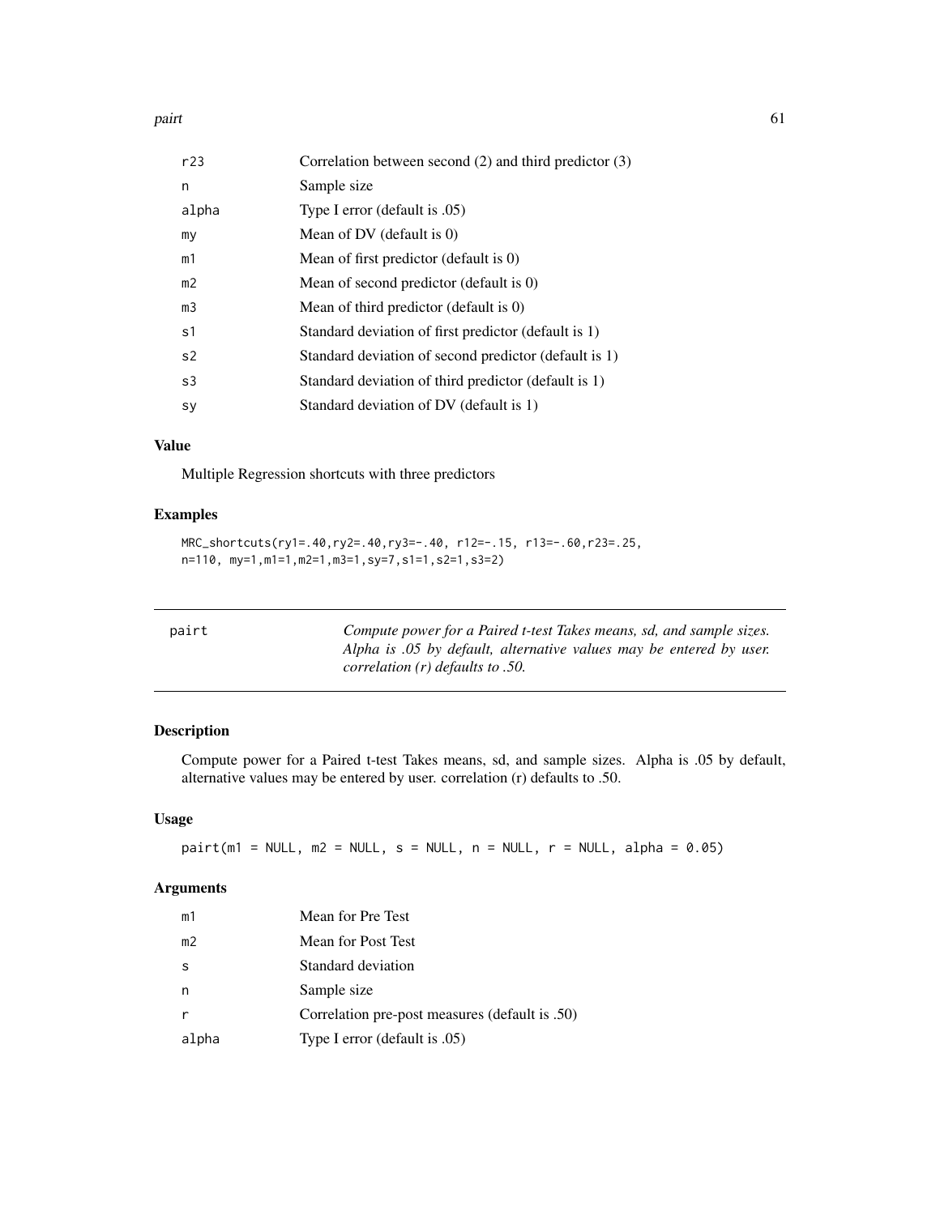| | |
|---|---|
| r23 | Correlation between second (2) and third predictor (3) |
| n | Sample size |
| alpha | Type I error (default is .05) |
| my | Mean of DV (default is 0) |
| m1 | Mean of first predictor (default is 0) |
| m2 | Mean of second predictor (default is 0) |
| m3 | Mean of third predictor (default is 0) |
| s1 | Standard deviation of first predictor (default is 1) |
| s2 | Standard deviation of second predictor (default is 1) |
| s3 | Standard deviation of third predictor (default is 1) |
| sy | Standard deviation of DV (default is 1) |

### Value

Multiple Regression shortcuts with three predictors

### Examples

```
MRC_shortcuts(ry1=.40,ry2=.40,ry3=-.40, r12=-.15, r13=-.60,r23=.25,
n=110, my=1,m1=1,m2=1,m3=1,sy=7,s1=1,s2=1,s3=2)
```

---

## pairt

*Compute power for a Paired t-test Takes means, sd, and sample sizes. Alpha is .05 by default, alternative values may be entered by user. correlation (r) defaults to .50.*

---

### Description

Compute power for a Paired t-test Takes means, sd, and sample sizes. Alpha is .05 by default, alternative values may be entered by user. correlation (r) defaults to .50.

### Usage

```
pairt(m1 = NULL, m2 = NULL, s = NULL, n = NULL, r = NULL, alpha = 0.05)
```

### Arguments

| | |
|---|---|
| m1 | Mean for Pre Test |
| m2 | Mean for Post Test |
| s | Standard deviation |
| n | Sample size |
| r | Correlation pre-post measures (default is .50) |
| alpha | Type I error (default is .05) |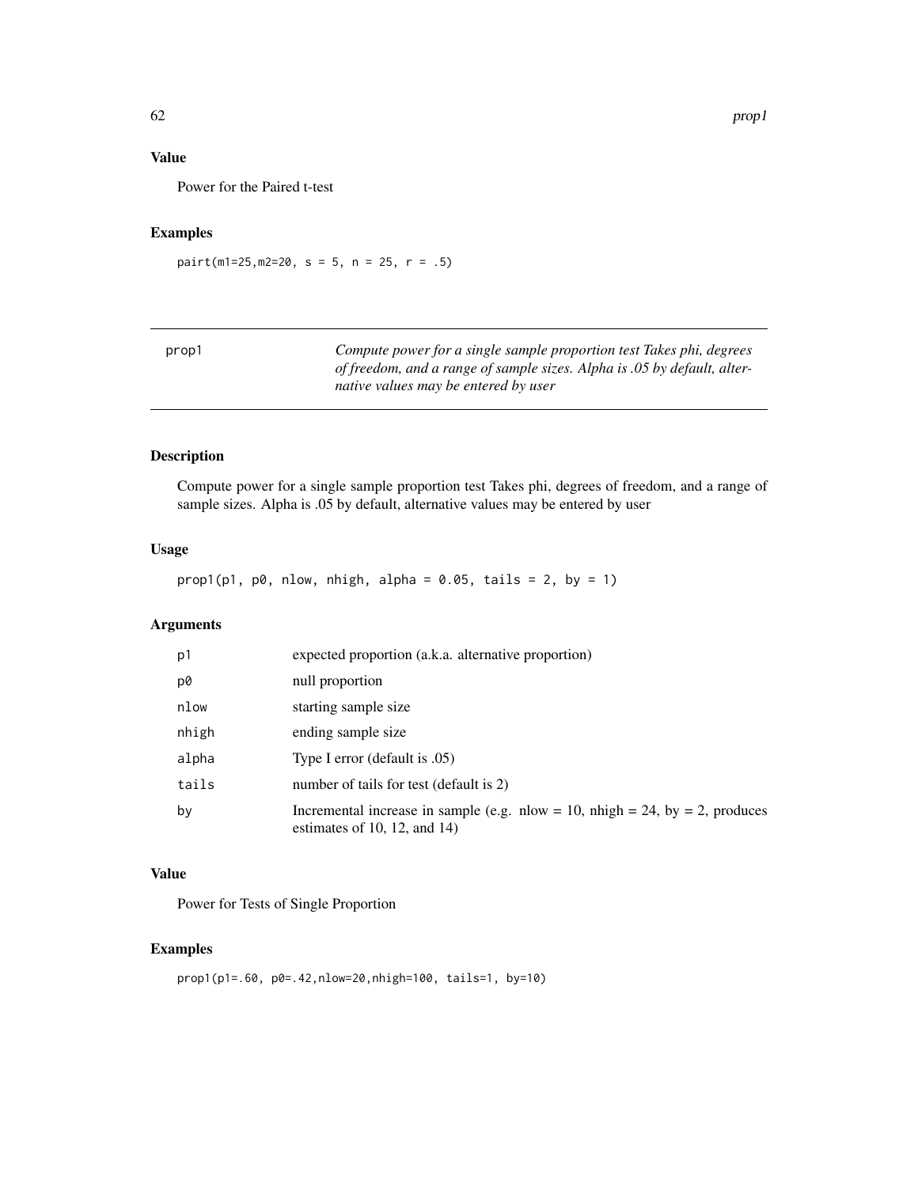### Value

Power for the Paired t-test

### Examples

```
pairt(m1=25,m2=20, s = 5, n = 25, r = .5)
```

---

## prop1 — *Compute power for a single sample proportion test Takes phi, degrees of freedom, and a range of sample sizes. Alpha is .05 by default, alternative values may be entered by user*

---

### Description

Compute power for a single sample proportion test Takes phi, degrees of freedom, and a range of sample sizes. Alpha is .05 by default, alternative values may be entered by user

### Usage

```
prop1(p1, p0, nlow, nhigh, alpha = 0.05, tails = 2, by = 1)
```

### Arguments

| | |
|---|---|
| p1 | expected proportion (a.k.a. alternative proportion) |
| p0 | null proportion |
| nlow | starting sample size |
| nhigh | ending sample size |
| alpha | Type I error (default is .05) |
| tails | number of tails for test (default is 2) |
| by | Incremental increase in sample (e.g. nlow = 10, nhigh = 24, by = 2, produces estimates of 10, 12, and 14) |

### Value

Power for Tests of Single Proportion

### Examples

```
prop1(p1=.60, p0=.42,nlow=20,nhigh=100, tails=1, by=10)
```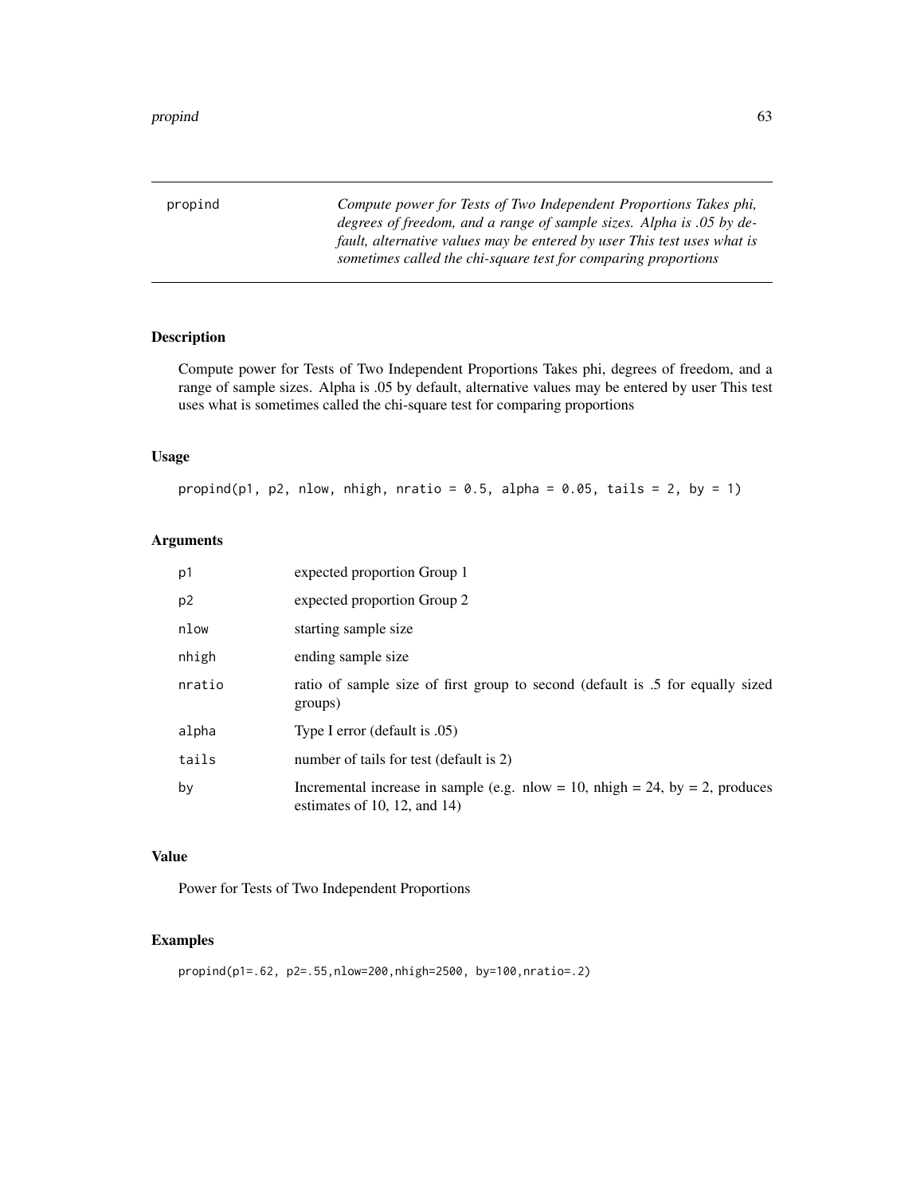propind — *Compute power for Tests of Two Independent Proportions Takes phi, degrees of freedom, and a range of sample sizes. Alpha is .05 by default, alternative values may be entered by user This test uses what is sometimes called the chi-square test for comparing proportions*

## Description

Compute power for Tests of Two Independent Proportions Takes phi, degrees of freedom, and a range of sample sizes. Alpha is .05 by default, alternative values may be entered by user This test uses what is sometimes called the chi-square test for comparing proportions

## Usage

```
propind(p1, p2, nlow, nhigh, nratio = 0.5, alpha = 0.05, tails = 2, by = 1)
```

## Arguments

| | |
|---|---|
| p1 | expected proportion Group 1 |
| p2 | expected proportion Group 2 |
| nlow | starting sample size |
| nhigh | ending sample size |
| nratio | ratio of sample size of first group to second (default is .5 for equally sized groups) |
| alpha | Type I error (default is .05) |
| tails | number of tails for test (default is 2) |
| by | Incremental increase in sample (e.g. nlow = 10, nhigh = 24, by = 2, produces estimates of 10, 12, and 14) |

## Value

Power for Tests of Two Independent Proportions

## Examples

```
propind(p1=.62, p2=.55,nlow=200,nhigh=2500, by=100,nratio=.2)
```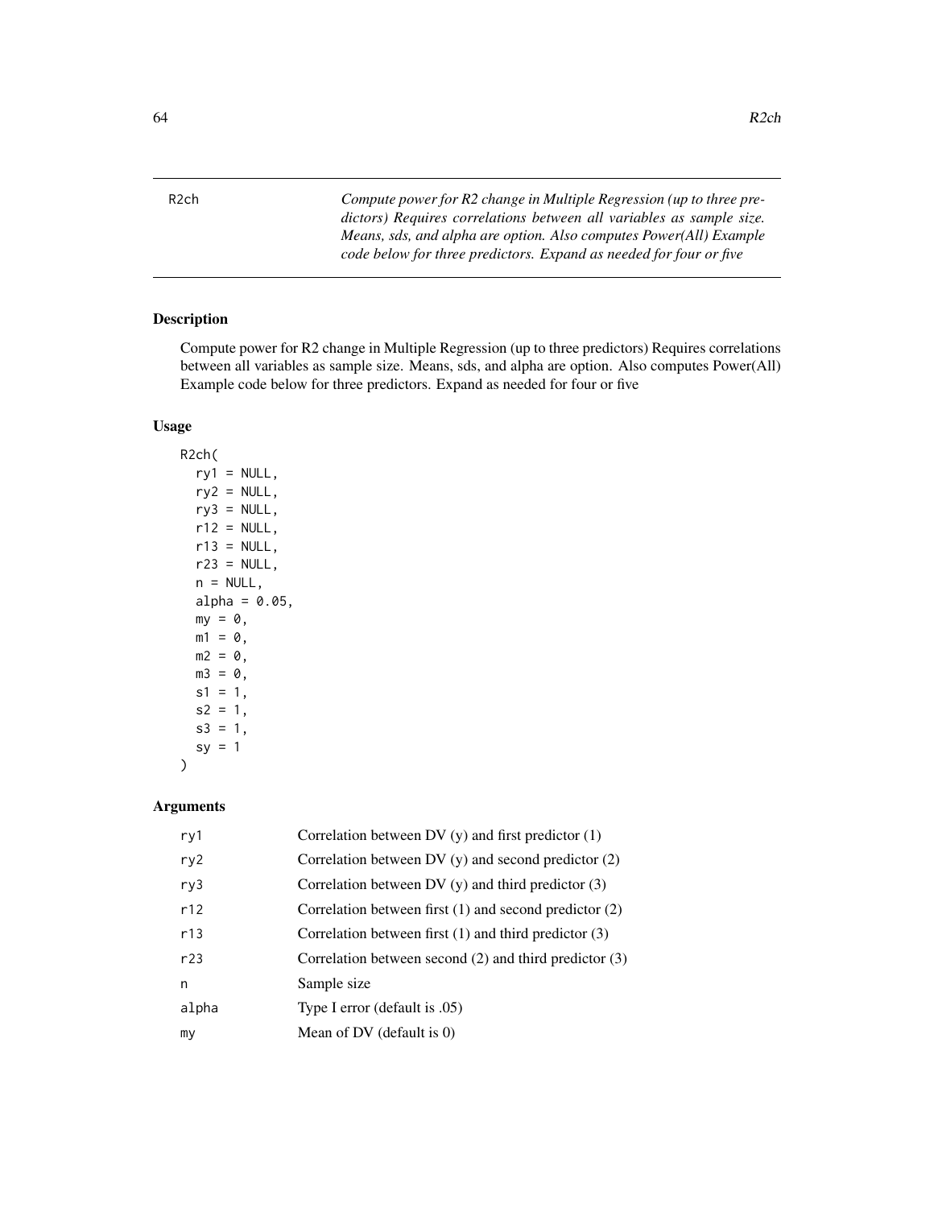R2ch *Compute power for R2 change in Multiple Regression (up to three predictors) Requires correlations between all variables as sample size. Means, sds, and alpha are option. Also computes Power(All) Example code below for three predictors. Expand as needed for four or five*

## Description

Compute power for R2 change in Multiple Regression (up to three predictors) Requires correlations between all variables as sample size. Means, sds, and alpha are option. Also computes Power(All) Example code below for three predictors. Expand as needed for four or five

## Usage

```
R2ch(
  ry1 = NULL,
  ry2 = NULL,
  ry3 = NULL,
  r12 = NULL,
  r13 = NULL,
  r23 = NULL,
  n = NULL,
  alpha = 0.05,
  my = 0,
  m1 = 0,
  m2 = 0,
  m3 = 0,
  s1 = 1,
  s2 = 1,
  s3 = 1,
  sy = 1
)
```

## Arguments

| | |
|---|---|
| ry1 | Correlation between DV (y) and first predictor (1) |
| ry2 | Correlation between DV (y) and second predictor (2) |
| ry3 | Correlation between DV (y) and third predictor (3) |
| r12 | Correlation between first (1) and second predictor (2) |
| r13 | Correlation between first (1) and third predictor (3) |
| r23 | Correlation between second (2) and third predictor (3) |
| n | Sample size |
| alpha | Type I error (default is .05) |
| my | Mean of DV (default is 0) |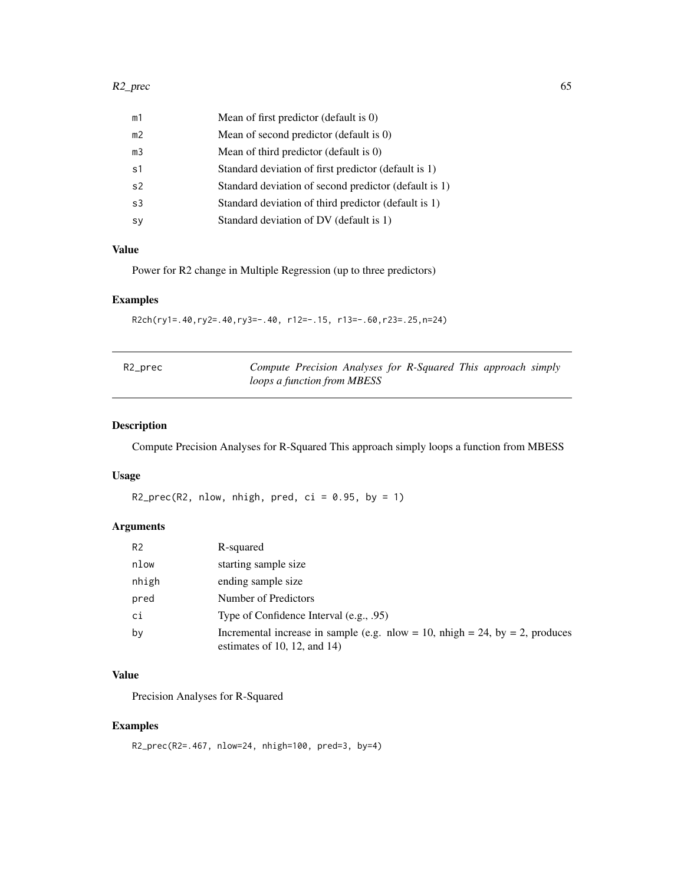| | |
|---|---|
| m1 | Mean of first predictor (default is 0) |
| m2 | Mean of second predictor (default is 0) |
| m3 | Mean of third predictor (default is 0) |
| s1 | Standard deviation of first predictor (default is 1) |
| s2 | Standard deviation of second predictor (default is 1) |
| s3 | Standard deviation of third predictor (default is 1) |
| sy | Standard deviation of DV (default is 1) |

### Value

Power for R2 change in Multiple Regression (up to three predictors)

### Examples

```
R2ch(ry1=.40,ry2=.40,ry3=-.40, r12=-.15, r13=-.60,r23=.25,n=24)
```

---

## R2_prec — *Compute Precision Analyses for R-Squared This approach simply loops a function from MBESS*

### Description

Compute Precision Analyses for R-Squared This approach simply loops a function from MBESS

### Usage

```
R2_prec(R2, nlow, nhigh, pred, ci = 0.95, by = 1)
```

### Arguments

| | |
|---|---|
| R2 | R-squared |
| nlow | starting sample size |
| nhigh | ending sample size |
| pred | Number of Predictors |
| ci | Type of Confidence Interval (e.g., .95) |
| by | Incremental increase in sample (e.g. nlow = 10, nhigh = 24, by = 2, produces estimates of 10, 12, and 14) |

### Value

Precision Analyses for R-Squared

### Examples

```
R2_prec(R2=.467, nlow=24, nhigh=100, pred=3, by=4)
```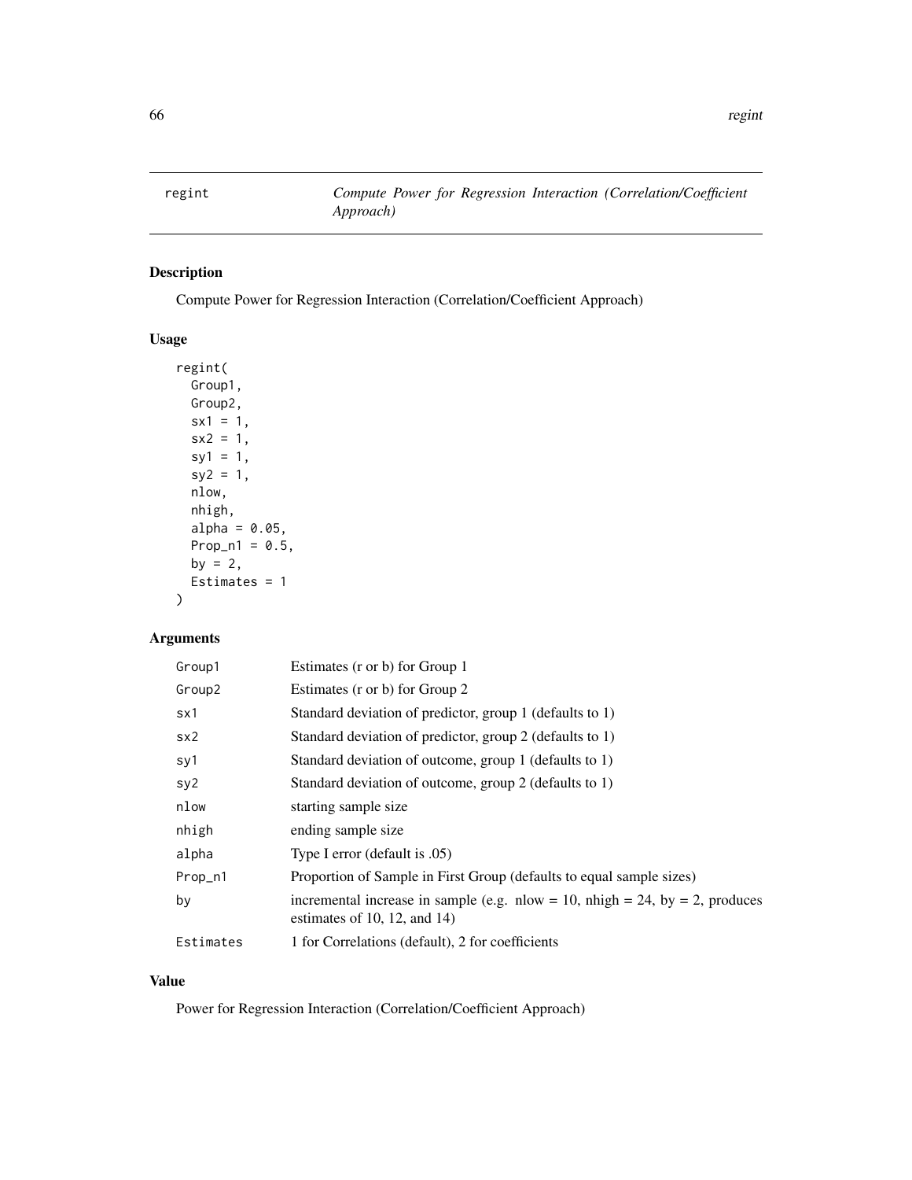# regint — *Compute Power for Regression Interaction (Correlation/Coefficient Approach)*

## Description

Compute Power for Regression Interaction (Correlation/Coefficient Approach)

## Usage

```
regint(
  Group1,
  Group2,
  sx1 = 1,
  sx2 = 1,
  sy1 = 1,
  sy2 = 1,
  nlow,
  nhigh,
  alpha = 0.05,
  Prop_n1 = 0.5,
  by = 2,
  Estimates = 1
)
```

## Arguments

| Argument | Description |
|---|---|
| `Group1` | Estimates (r or b) for Group 1 |
| `Group2` | Estimates (r or b) for Group 2 |
| `sx1` | Standard deviation of predictor, group 1 (defaults to 1) |
| `sx2` | Standard deviation of predictor, group 2 (defaults to 1) |
| `sy1` | Standard deviation of outcome, group 1 (defaults to 1) |
| `sy2` | Standard deviation of outcome, group 2 (defaults to 1) |
| `nlow` | starting sample size |
| `nhigh` | ending sample size |
| `alpha` | Type I error (default is .05) |
| `Prop_n1` | Proportion of Sample in First Group (defaults to equal sample sizes) |
| `by` | incremental increase in sample (e.g. nlow = 10, nhigh = 24, by = 2, produces estimates of 10, 12, and 14) |
| `Estimates` | 1 for Correlations (default), 2 for coefficients |

## Value

Power for Regression Interaction (Correlation/Coefficient Approach)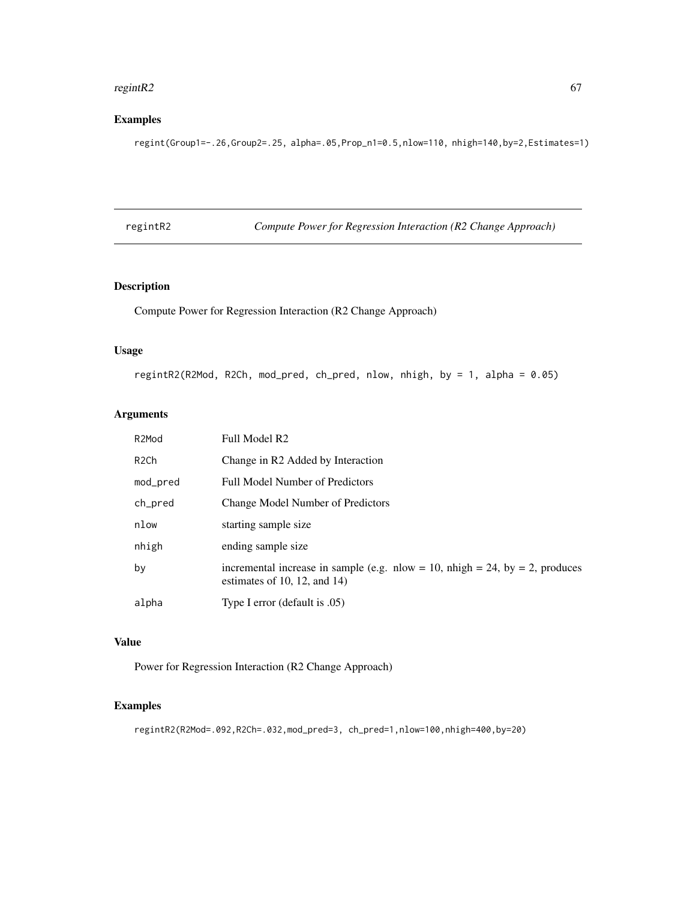## Examples

```
regint(Group1=-.26,Group2=.25, alpha=.05,Prop_n1=0.5,nlow=110, nhigh=140,by=2,Estimates=1)
```

---

# regintR2 — *Compute Power for Regression Interaction (R2 Change Approach)*

## Description

Compute Power for Regression Interaction (R2 Change Approach)

## Usage

```
regintR2(R2Mod, R2Ch, mod_pred, ch_pred, nlow, nhigh, by = 1, alpha = 0.05)
```

## Arguments

| | |
|---|---|
| R2Mod | Full Model R2 |
| R2Ch | Change in R2 Added by Interaction |
| mod_pred | Full Model Number of Predictors |
| ch_pred | Change Model Number of Predictors |
| nlow | starting sample size |
| nhigh | ending sample size |
| by | incremental increase in sample (e.g. nlow = 10, nhigh = 24, by = 2, produces estimates of 10, 12, and 14) |
| alpha | Type I error (default is .05) |

## Value

Power for Regression Interaction (R2 Change Approach)

## Examples

```
regintR2(R2Mod=.092,R2Ch=.032,mod_pred=3, ch_pred=1,nlow=100,nhigh=400,by=20)
```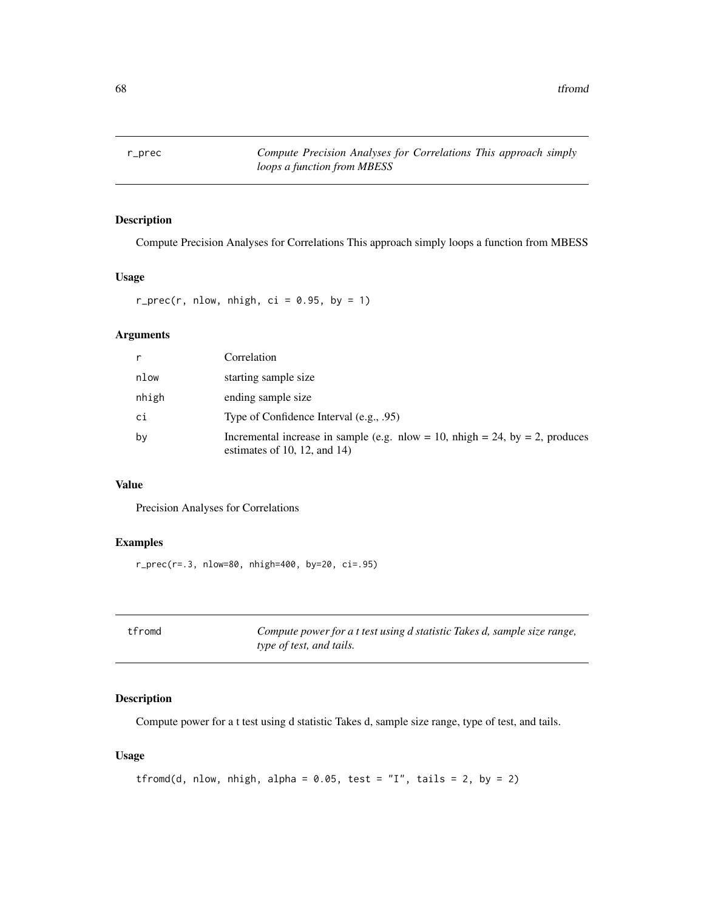## r_prec

*Compute Precision Analyses for Correlations This approach simply loops a function from MBESS*

### Description

Compute Precision Analyses for Correlations This approach simply loops a function from MBESS

### Usage

```
r_prec(r, nlow, nhigh, ci = 0.95, by = 1)
```

### Arguments

| | |
|---|---|
| r | Correlation |
| nlow | starting sample size |
| nhigh | ending sample size |
| ci | Type of Confidence Interval (e.g., .95) |
| by | Incremental increase in sample (e.g. nlow = 10, nhigh = 24, by = 2, produces estimates of 10, 12, and 14) |

### Value

Precision Analyses for Correlations

### Examples

```
r_prec(r=.3, nlow=80, nhigh=400, by=20, ci=.95)
```

## tfromd

*Compute power for a t test using d statistic Takes d, sample size range, type of test, and tails.*

### Description

Compute power for a t test using d statistic Takes d, sample size range, type of test, and tails.

### Usage

```
tfromd(d, nlow, nhigh, alpha = 0.05, test = "I", tails = 2, by = 2)
```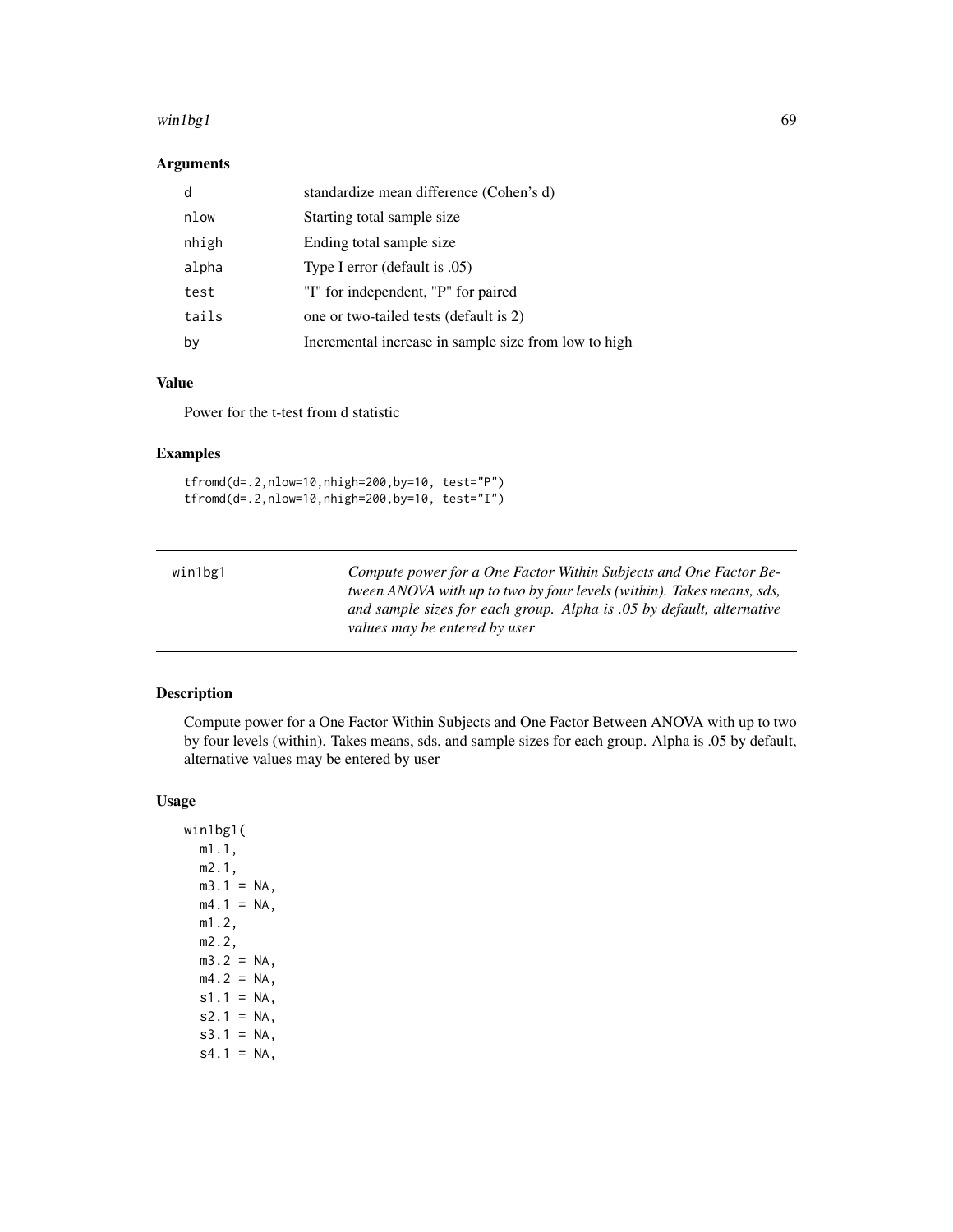### Arguments

| | |
|---|---|
| d | standardize mean difference (Cohen's d) |
| nlow | Starting total sample size |
| nhigh | Ending total sample size |
| alpha | Type I error (default is .05) |
| test | "I" for independent, "P" for paired |
| tails | one or two-tailed tests (default is 2) |
| by | Incremental increase in sample size from low to high |

### Value

Power for the t-test from d statistic

### Examples

```
tfromd(d=.2,nlow=10,nhigh=200,by=10, test="P")
tfromd(d=.2,nlow=10,nhigh=200,by=10, test="I")
```

---

## win1bg1 — *Compute power for a One Factor Within Subjects and One Factor Between ANOVA with up to two by four levels (within). Takes means, sds, and sample sizes for each group. Alpha is .05 by default, alternative values may be entered by user*

---

### Description

Compute power for a One Factor Within Subjects and One Factor Between ANOVA with up to two by four levels (within). Takes means, sds, and sample sizes for each group. Alpha is .05 by default, alternative values may be entered by user

### Usage

```
win1bg1(
  m1.1,
  m2.1,
  m3.1 = NA,
  m4.1 = NA,
  m1.2,
  m2.2,
  m3.2 = NA,
  m4.2 = NA,
  s1.1 = NA,
  s2.1 = NA,
  s3.1 = NA,
  s4.1 = NA,
```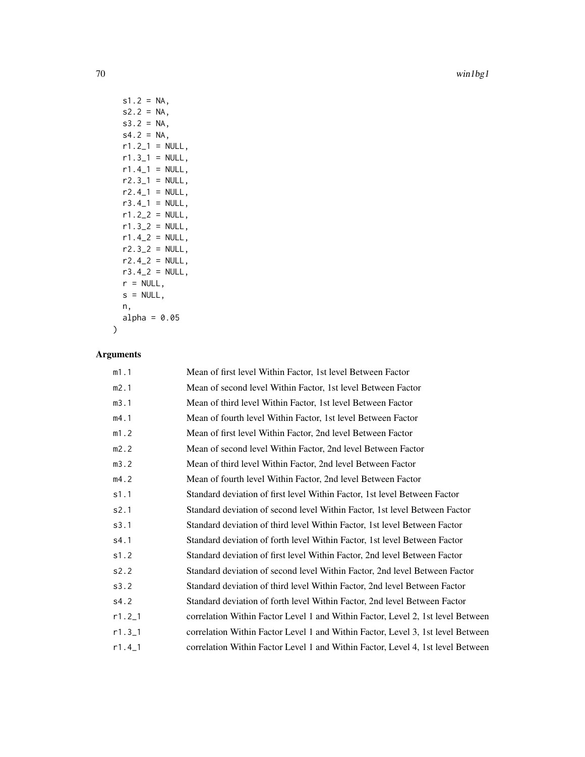```
  s1.2 = NA,
  s2.2 = NA,
  s3.2 = NA,
  s4.2 = NA,
  r1.2_1 = NULL,
  r1.3_1 = NULL,
  r1.4_1 = NULL,
  r2.3_1 = NULL,
  r2.4_1 = NULL,
  r3.4_1 = NULL,
  r1.2_2 = NULL,
  r1.3_2 = NULL,
  r1.4_2 = NULL,
  r2.3_2 = NULL,
  r2.4_2 = NULL,
  r3.4_2 = NULL,
  r = NULL,
  s = NULL,
  n,
  alpha = 0.05
)
```

## Arguments

| | |
|---|---|
| m1.1 | Mean of first level Within Factor, 1st level Between Factor |
| m2.1 | Mean of second level Within Factor, 1st level Between Factor |
| m3.1 | Mean of third level Within Factor, 1st level Between Factor |
| m4.1 | Mean of fourth level Within Factor, 1st level Between Factor |
| m1.2 | Mean of first level Within Factor, 2nd level Between Factor |
| m2.2 | Mean of second level Within Factor, 2nd level Between Factor |
| m3.2 | Mean of third level Within Factor, 2nd level Between Factor |
| m4.2 | Mean of fourth level Within Factor, 2nd level Between Factor |
| s1.1 | Standard deviation of first level Within Factor, 1st level Between Factor |
| s2.1 | Standard deviation of second level Within Factor, 1st level Between Factor |
| s3.1 | Standard deviation of third level Within Factor, 1st level Between Factor |
| s4.1 | Standard deviation of forth level Within Factor, 1st level Between Factor |
| s1.2 | Standard deviation of first level Within Factor, 2nd level Between Factor |
| s2.2 | Standard deviation of second level Within Factor, 2nd level Between Factor |
| s3.2 | Standard deviation of third level Within Factor, 2nd level Between Factor |
| s4.2 | Standard deviation of forth level Within Factor, 2nd level Between Factor |
| r1.2_1 | correlation Within Factor Level 1 and Within Factor, Level 2, 1st level Between |
| r1.3_1 | correlation Within Factor Level 1 and Within Factor, Level 3, 1st level Between |
| r1.4_1 | correlation Within Factor Level 1 and Within Factor, Level 4, 1st level Between |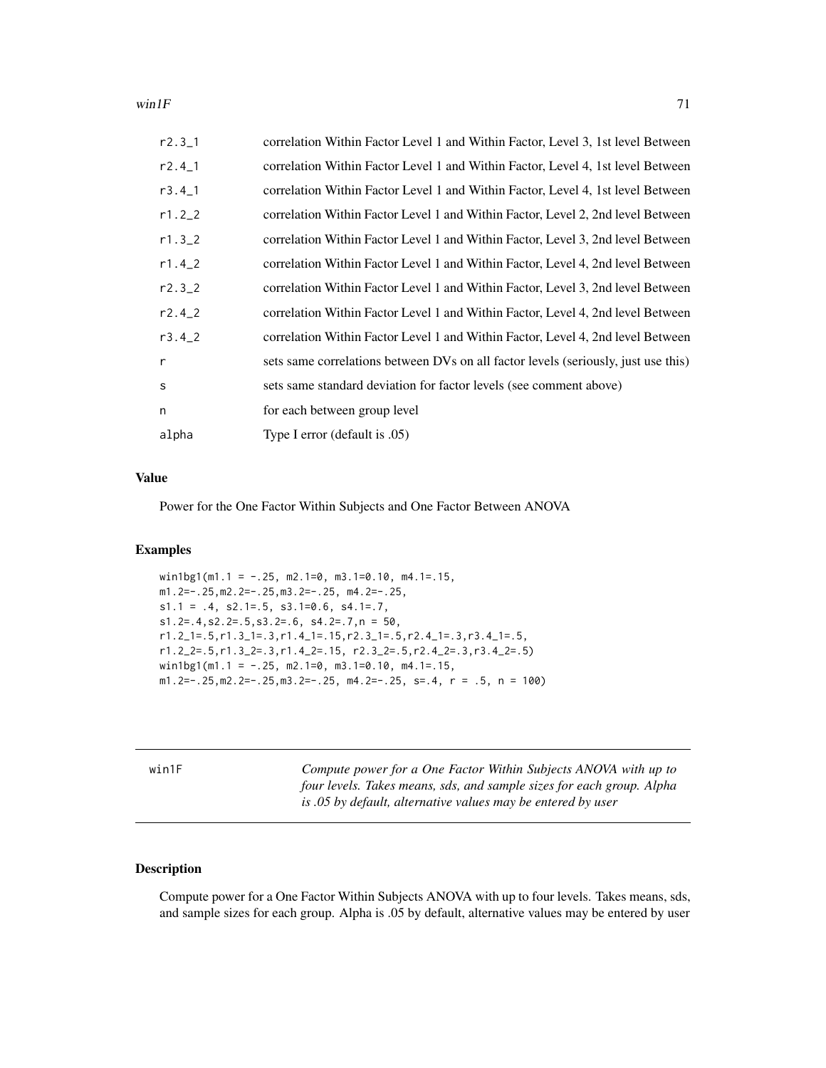| | |
|---|---|
| r2.3_1 | correlation Within Factor Level 1 and Within Factor, Level 3, 1st level Between |
| r2.4_1 | correlation Within Factor Level 1 and Within Factor, Level 4, 1st level Between |
| r3.4_1 | correlation Within Factor Level 1 and Within Factor, Level 4, 1st level Between |
| r1.2_2 | correlation Within Factor Level 1 and Within Factor, Level 2, 2nd level Between |
| r1.3_2 | correlation Within Factor Level 1 and Within Factor, Level 3, 2nd level Between |
| r1.4_2 | correlation Within Factor Level 1 and Within Factor, Level 4, 2nd level Between |
| r2.3_2 | correlation Within Factor Level 1 and Within Factor, Level 3, 2nd level Between |
| r2.4_2 | correlation Within Factor Level 1 and Within Factor, Level 4, 2nd level Between |
| r3.4_2 | correlation Within Factor Level 1 and Within Factor, Level 4, 2nd level Between |
| r | sets same correlations between DVs on all factor levels (seriously, just use this) |
| s | sets same standard deviation for factor levels (see comment above) |
| n | for each between group level |
| alpha | Type I error (default is .05) |

### Value

Power for the One Factor Within Subjects and One Factor Between ANOVA

### Examples

```
win1bg1(m1.1 = -.25, m2.1=0, m3.1=0.10, m4.1=.15,
m1.2=-.25,m2.2=-.25,m3.2=-.25, m4.2=-.25,
s1.1 = .4, s2.1=.5, s3.1=0.6, s4.1=.7,
s1.2=.4,s2.2=.5,s3.2=.6, s4.2=.7,n = 50,
r1.2_1=.5,r1.3_1=.3,r1.4_1=.15,r2.3_1=.5,r2.4_1=.3,r3.4_1=.5,
r1.2_2=.5,r1.3_2=.3,r1.4_2=.15, r2.3_2=.5,r2.4_2=.3,r3.4_2=.5)
win1bg1(m1.1 = -.25, m2.1=0, m3.1=0.10, m4.1=.15,
m1.2=-.25,m2.2=-.25,m3.2=-.25, m4.2=-.25, s=.4, r = .5, n = 100)
```

---

## win1F

*Compute power for a One Factor Within Subjects ANOVA with up to four levels. Takes means, sds, and sample sizes for each group. Alpha is .05 by default, alternative values may be entered by user*

---

### Description

Compute power for a One Factor Within Subjects ANOVA with up to four levels. Takes means, sds, and sample sizes for each group. Alpha is .05 by default, alternative values may be entered by user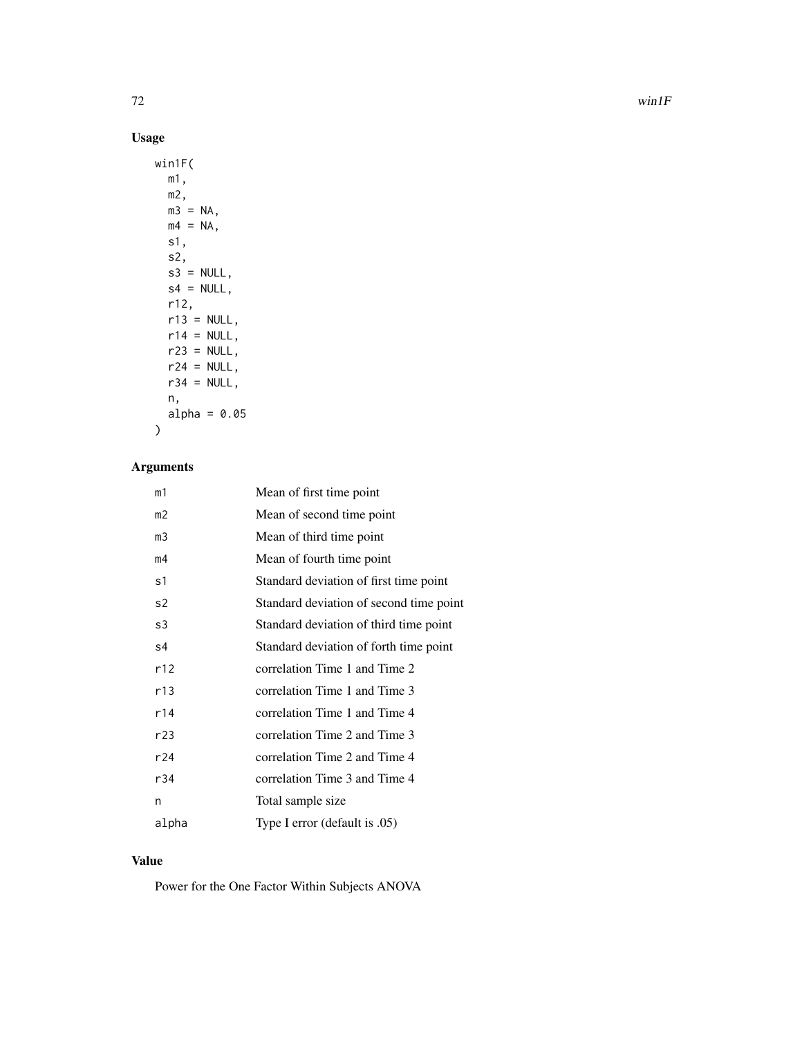## Usage

```
win1F(
  m1,
  m2,
  m3 = NA,
  m4 = NA,
  s1,
  s2,
  s3 = NULL,
  s4 = NULL,
  r12,
  r13 = NULL,
  r14 = NULL,
  r23 = NULL,
  r24 = NULL,
  r34 = NULL,
  n,
  alpha = 0.05
)
```

## Arguments

| | |
|---|---|
| m1 | Mean of first time point |
| m2 | Mean of second time point |
| m3 | Mean of third time point |
| m4 | Mean of fourth time point |
| s1 | Standard deviation of first time point |
| s2 | Standard deviation of second time point |
| s3 | Standard deviation of third time point |
| s4 | Standard deviation of forth time point |
| r12 | correlation Time 1 and Time 2 |
| r13 | correlation Time 1 and Time 3 |
| r14 | correlation Time 1 and Time 4 |
| r23 | correlation Time 2 and Time 3 |
| r24 | correlation Time 2 and Time 4 |
| r34 | correlation Time 3 and Time 4 |
| n | Total sample size |
| alpha | Type I error (default is .05) |

## Value

Power for the One Factor Within Subjects ANOVA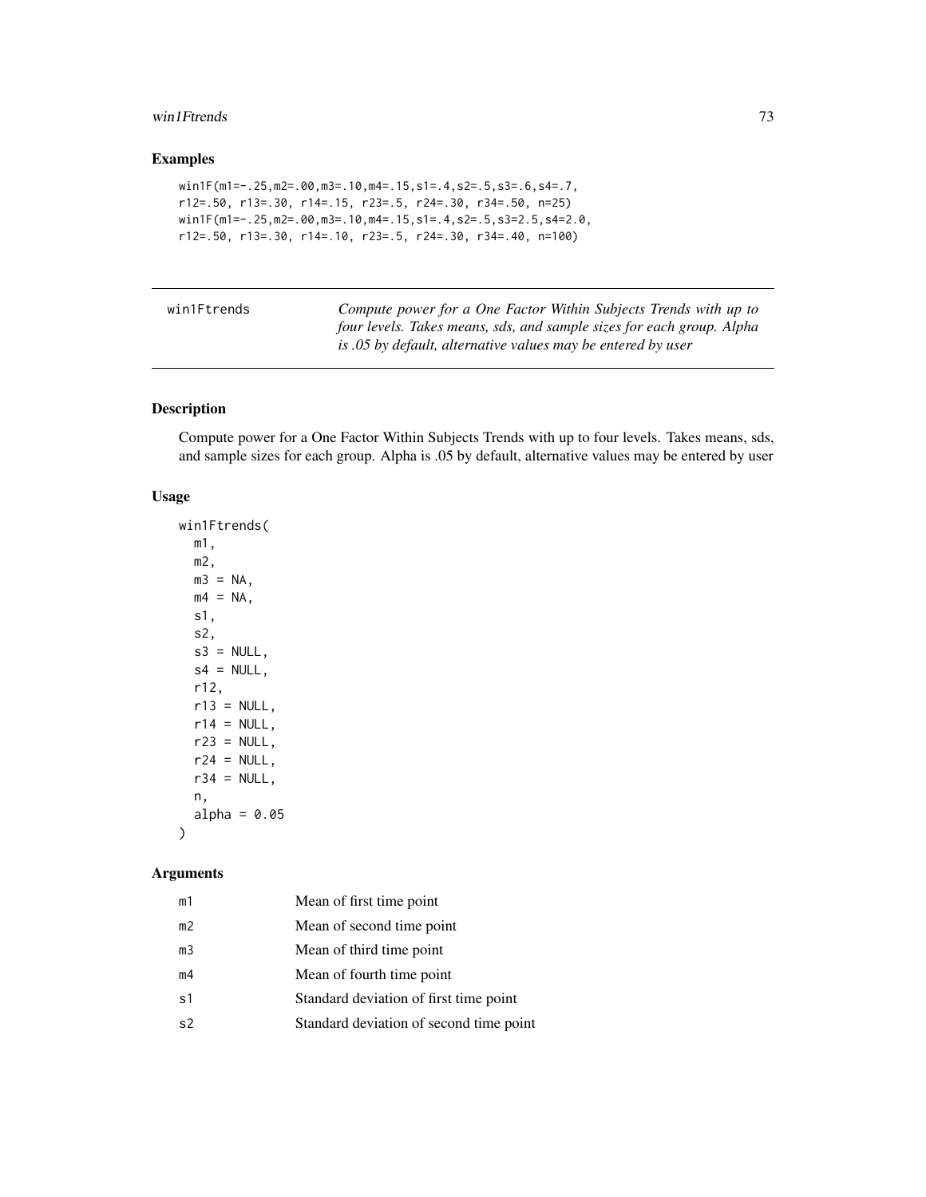## Examples

```
win1F(m1=-.25,m2=.00,m3=.10,m4=.15,s1=.4,s2=.5,s3=.6,s4=.7,
r12=.50, r13=.30, r14=.15, r23=.5, r24=.30, r34=.50, n=25)
win1F(m1=-.25,m2=.00,m3=.10,m4=.15,s1=.4,s2=.5,s3=2.5,s4=2.0,
r12=.50, r13=.30, r14=.10, r23=.5, r24=.30, r34=.40, n=100)
```

---

# win1Ftrends

*Compute power for a One Factor Within Subjects Trends with up to four levels. Takes means, sds, and sample sizes for each group. Alpha is .05 by default, alternative values may be entered by user*

---

## Description

Compute power for a One Factor Within Subjects Trends with up to four levels. Takes means, sds, and sample sizes for each group. Alpha is .05 by default, alternative values may be entered by user

## Usage

```
win1Ftrends(
  m1,
  m2,
  m3 = NA,
  m4 = NA,
  s1,
  s2,
  s3 = NULL,
  s4 = NULL,
  r12,
  r13 = NULL,
  r14 = NULL,
  r23 = NULL,
  r24 = NULL,
  r34 = NULL,
  n,
  alpha = 0.05
)
```

## Arguments

| | |
|---|---|
| m1 | Mean of first time point |
| m2 | Mean of second time point |
| m3 | Mean of third time point |
| m4 | Mean of fourth time point |
| s1 | Standard deviation of first time point |
| s2 | Standard deviation of second time point |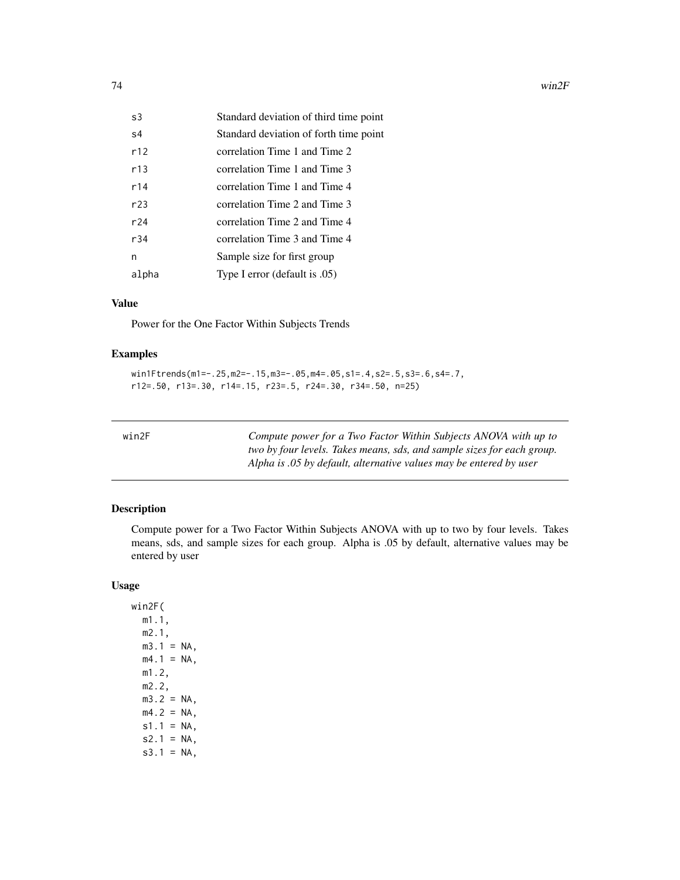| | |
|---|---|
| s3 | Standard deviation of third time point |
| s4 | Standard deviation of forth time point |
| r12 | correlation Time 1 and Time 2 |
| r13 | correlation Time 1 and Time 3 |
| r14 | correlation Time 1 and Time 4 |
| r23 | correlation Time 2 and Time 3 |
| r24 | correlation Time 2 and Time 4 |
| r34 | correlation Time 3 and Time 4 |
| n | Sample size for first group |
| alpha | Type I error (default is .05) |

### Value

Power for the One Factor Within Subjects Trends

### Examples

```
win1Ftrends(m1=-.25,m2=-.15,m3=-.05,m4=.05,s1=.4,s2=.5,s3=.6,s4=.7,
r12=.50, r13=.30, r14=.15, r23=.5, r24=.30, r34=.50, n=25)
```

---

## win2F

*Compute power for a Two Factor Within Subjects ANOVA with up to two by four levels. Takes means, sds, and sample sizes for each group. Alpha is .05 by default, alternative values may be entered by user*

---

### Description

Compute power for a Two Factor Within Subjects ANOVA with up to two by four levels. Takes means, sds, and sample sizes for each group. Alpha is .05 by default, alternative values may be entered by user

### Usage

```
win2F(
  m1.1,
  m2.1,
  m3.1 = NA,
  m4.1 = NA,
  m1.2,
  m2.2,
  m3.2 = NA,
  m4.2 = NA,
  s1.1 = NA,
  s2.1 = NA,
  s3.1 = NA,
```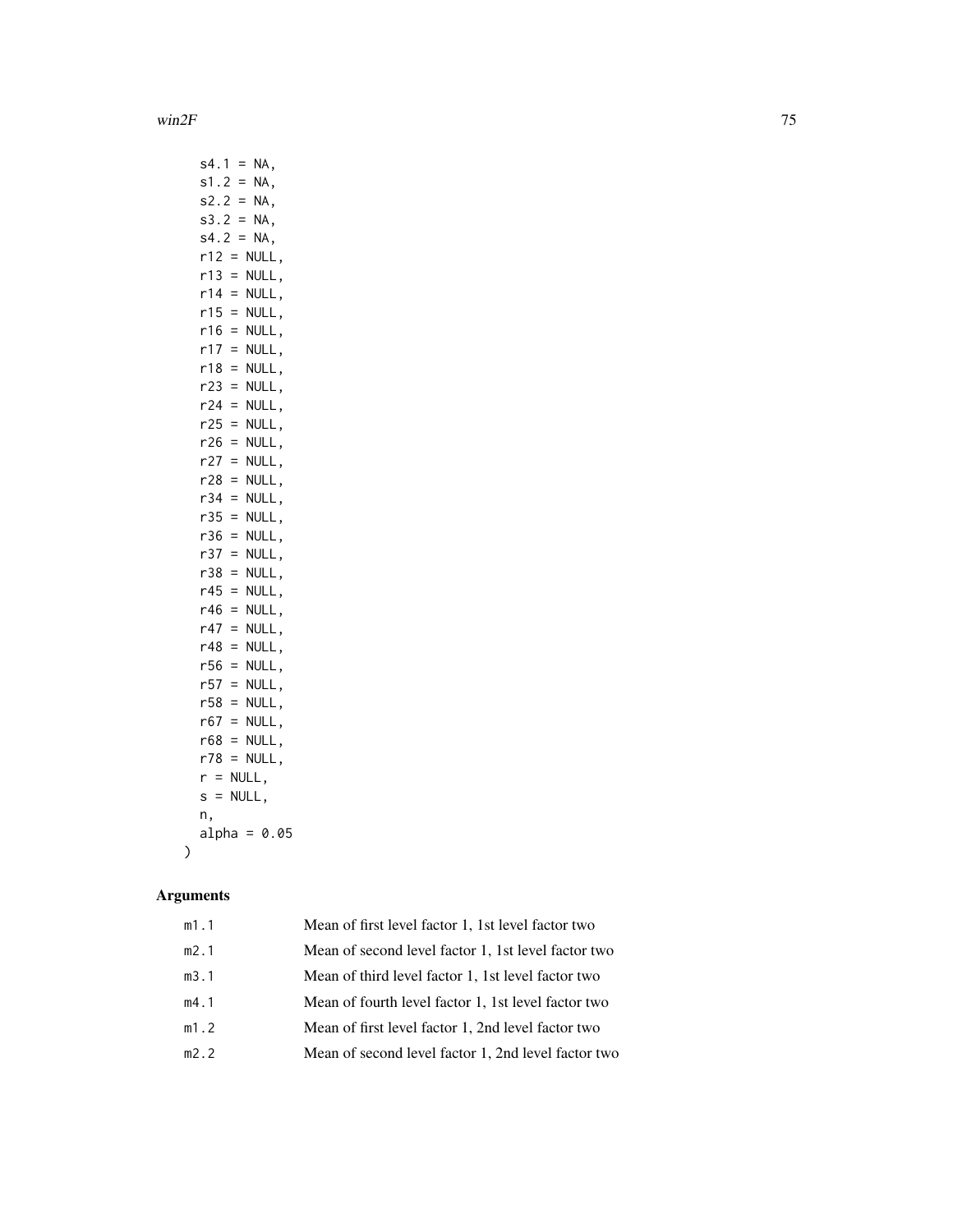```
  s4.1 = NA,
  s1.2 = NA,
  s2.2 = NA,
  s3.2 = NA,
  s4.2 = NA,
  r12 = NULL,
  r13 = NULL,
  r14 = NULL,
  r15 = NULL,
  r16 = NULL,
  r17 = NULL,
  r18 = NULL,
  r23 = NULL,
  r24 = NULL,
  r25 = NULL,
  r26 = NULL,
  r27 = NULL,
  r28 = NULL,
  r34 = NULL,
  r35 = NULL,
  r36 = NULL,
  r37 = NULL,
  r38 = NULL,
  r45 = NULL,
  r46 = NULL,
  r47 = NULL,
  r48 = NULL,
  r56 = NULL,
  r57 = NULL,
  r58 = NULL,
  r67 = NULL,
  r68 = NULL,
  r78 = NULL,
  r = NULL,
  s = NULL,
  n,
  alpha = 0.05
)
```

## Arguments

| | |
|---|---|
| `m1.1` | Mean of first level factor 1, 1st level factor two |
| `m2.1` | Mean of second level factor 1, 1st level factor two |
| `m3.1` | Mean of third level factor 1, 1st level factor two |
| `m4.1` | Mean of fourth level factor 1, 1st level factor two |
| `m1.2` | Mean of first level factor 1, 2nd level factor two |
| `m2.2` | Mean of second level factor 1, 2nd level factor two |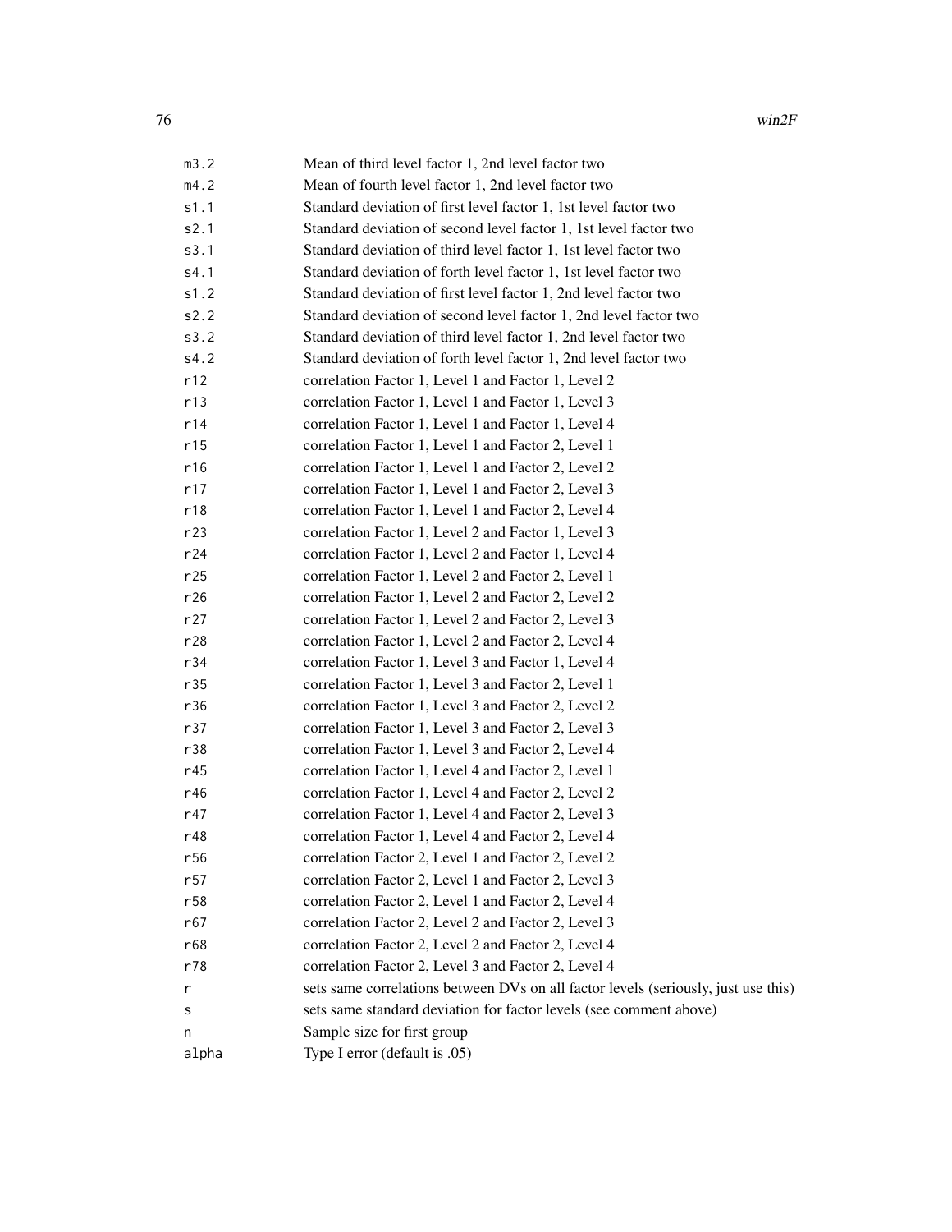| | |
|---|---|
| m3.2 | Mean of third level factor 1, 2nd level factor two |
| m4.2 | Mean of fourth level factor 1, 2nd level factor two |
| s1.1 | Standard deviation of first level factor 1, 1st level factor two |
| s2.1 | Standard deviation of second level factor 1, 1st level factor two |
| s3.1 | Standard deviation of third level factor 1, 1st level factor two |
| s4.1 | Standard deviation of forth level factor 1, 1st level factor two |
| s1.2 | Standard deviation of first level factor 1, 2nd level factor two |
| s2.2 | Standard deviation of second level factor 1, 2nd level factor two |
| s3.2 | Standard deviation of third level factor 1, 2nd level factor two |
| s4.2 | Standard deviation of forth level factor 1, 2nd level factor two |
| r12 | correlation Factor 1, Level 1 and Factor 1, Level 2 |
| r13 | correlation Factor 1, Level 1 and Factor 1, Level 3 |
| r14 | correlation Factor 1, Level 1 and Factor 1, Level 4 |
| r15 | correlation Factor 1, Level 1 and Factor 2, Level 1 |
| r16 | correlation Factor 1, Level 1 and Factor 2, Level 2 |
| r17 | correlation Factor 1, Level 1 and Factor 2, Level 3 |
| r18 | correlation Factor 1, Level 1 and Factor 2, Level 4 |
| r23 | correlation Factor 1, Level 2 and Factor 1, Level 3 |
| r24 | correlation Factor 1, Level 2 and Factor 1, Level 4 |
| r25 | correlation Factor 1, Level 2 and Factor 2, Level 1 |
| r26 | correlation Factor 1, Level 2 and Factor 2, Level 2 |
| r27 | correlation Factor 1, Level 2 and Factor 2, Level 3 |
| r28 | correlation Factor 1, Level 2 and Factor 2, Level 4 |
| r34 | correlation Factor 1, Level 3 and Factor 1, Level 4 |
| r35 | correlation Factor 1, Level 3 and Factor 2, Level 1 |
| r36 | correlation Factor 1, Level 3 and Factor 2, Level 2 |
| r37 | correlation Factor 1, Level 3 and Factor 2, Level 3 |
| r38 | correlation Factor 1, Level 3 and Factor 2, Level 4 |
| r45 | correlation Factor 1, Level 4 and Factor 2, Level 1 |
| r46 | correlation Factor 1, Level 4 and Factor 2, Level 2 |
| r47 | correlation Factor 1, Level 4 and Factor 2, Level 3 |
| r48 | correlation Factor 1, Level 4 and Factor 2, Level 4 |
| r56 | correlation Factor 2, Level 1 and Factor 2, Level 2 |
| r57 | correlation Factor 2, Level 1 and Factor 2, Level 3 |
| r58 | correlation Factor 2, Level 1 and Factor 2, Level 4 |
| r67 | correlation Factor 2, Level 2 and Factor 2, Level 3 |
| r68 | correlation Factor 2, Level 2 and Factor 2, Level 4 |
| r78 | correlation Factor 2, Level 3 and Factor 2, Level 4 |
| r | sets same correlations between DVs on all factor levels (seriously, just use this) |
| s | sets same standard deviation for factor levels (see comment above) |
| n | Sample size for first group |
| alpha | Type I error (default is .05) |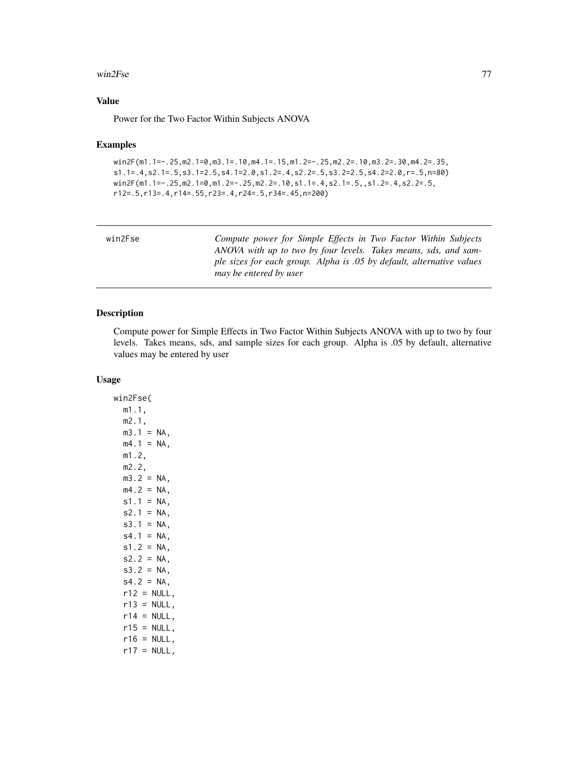### Value

Power for the Two Factor Within Subjects ANOVA

### Examples

```
win2F(m1.1=-.25,m2.1=0,m3.1=.10,m4.1=.15,m1.2=-.25,m2.2=.10,m3.2=.30,m4.2=.35,
s1.1=.4,s2.1=.5,s3.1=2.5,s4.1=2.0,s1.2=.4,s2.2=.5,s3.2=2.5,s4.2=2.0,r=.5,n=80)
win2F(m1.1=-.25,m2.1=0,m1.2=-.25,m2.2=.10,s1.1=.4,s2.1=.5,,s1.2=.4,s2.2=.5,
r12=.5,r13=.4,r14=.55,r23=.4,r24=.5,r34=.45,n=200)
```

---

## win2Fse

*Compute power for Simple Effects in Two Factor Within Subjects ANOVA with up to two by four levels. Takes means, sds, and sample sizes for each group. Alpha is .05 by default, alternative values may be entered by user*

---

### Description

Compute power for Simple Effects in Two Factor Within Subjects ANOVA with up to two by four levels. Takes means, sds, and sample sizes for each group. Alpha is .05 by default, alternative values may be entered by user

### Usage

```
win2Fse(
  m1.1,
  m2.1,
  m3.1 = NA,
  m4.1 = NA,
  m1.2,
  m2.2,
  m3.2 = NA,
  m4.2 = NA,
  s1.1 = NA,
  s2.1 = NA,
  s3.1 = NA,
  s4.1 = NA,
  s1.2 = NA,
  s2.2 = NA,
  s3.2 = NA,
  s4.2 = NA,
  r12 = NULL,
  r13 = NULL,
  r14 = NULL,
  r15 = NULL,
  r16 = NULL,
  r17 = NULL,
```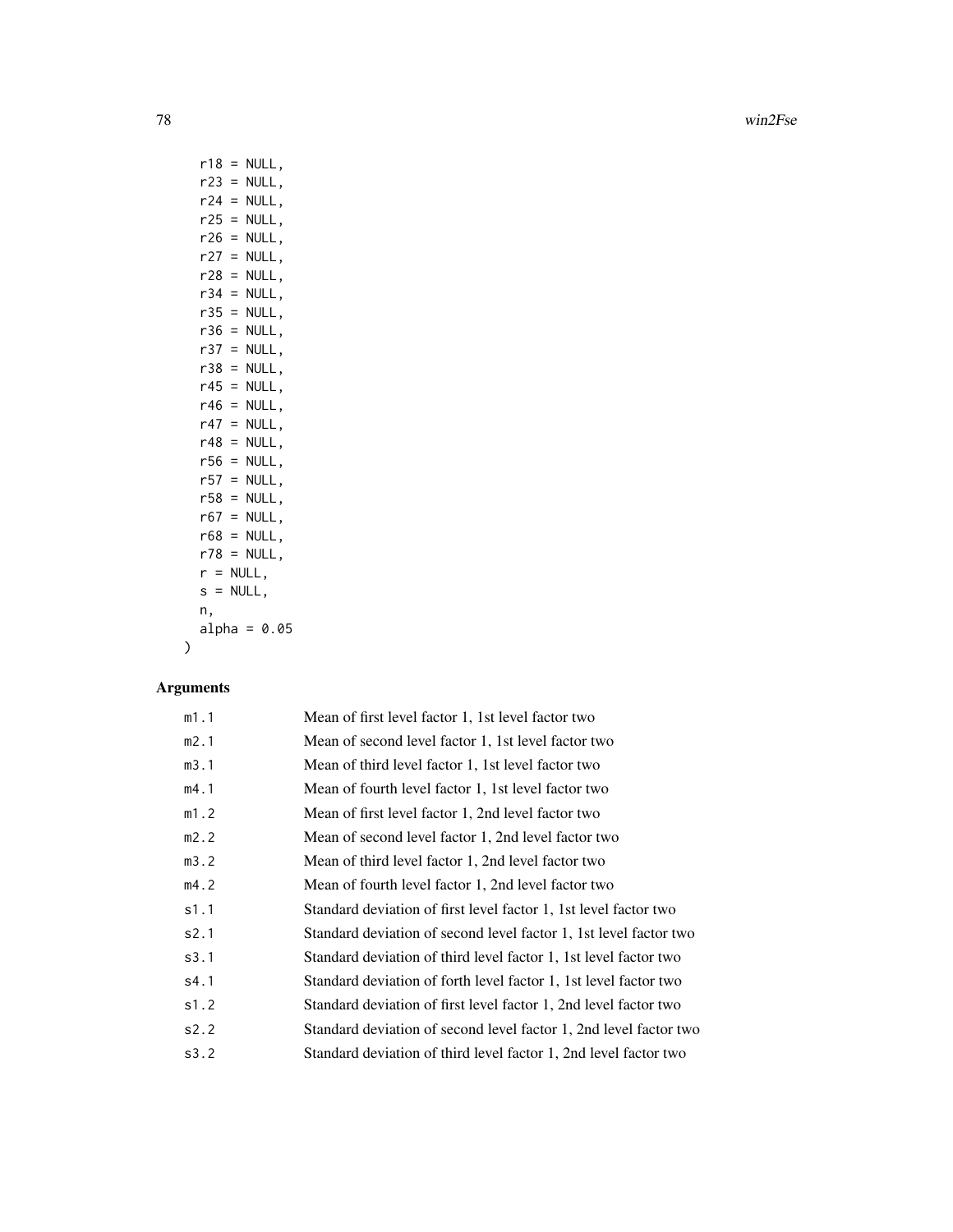```
  r18 = NULL,
  r23 = NULL,
  r24 = NULL,
  r25 = NULL,
  r26 = NULL,
  r27 = NULL,
  r28 = NULL,
  r34 = NULL,
  r35 = NULL,
  r36 = NULL,
  r37 = NULL,
  r38 = NULL,
  r45 = NULL,
  r46 = NULL,
  r47 = NULL,
  r48 = NULL,
  r56 = NULL,
  r57 = NULL,
  r58 = NULL,
  r67 = NULL,
  r68 = NULL,
  r78 = NULL,
  r = NULL,
  s = NULL,
  n,
  alpha = 0.05
)
```

## Arguments

| | |
|---|---|
| m1.1 | Mean of first level factor 1, 1st level factor two |
| m2.1 | Mean of second level factor 1, 1st level factor two |
| m3.1 | Mean of third level factor 1, 1st level factor two |
| m4.1 | Mean of fourth level factor 1, 1st level factor two |
| m1.2 | Mean of first level factor 1, 2nd level factor two |
| m2.2 | Mean of second level factor 1, 2nd level factor two |
| m3.2 | Mean of third level factor 1, 2nd level factor two |
| m4.2 | Mean of fourth level factor 1, 2nd level factor two |
| s1.1 | Standard deviation of first level factor 1, 1st level factor two |
| s2.1 | Standard deviation of second level factor 1, 1st level factor two |
| s3.1 | Standard deviation of third level factor 1, 1st level factor two |
| s4.1 | Standard deviation of forth level factor 1, 1st level factor two |
| s1.2 | Standard deviation of first level factor 1, 2nd level factor two |
| s2.2 | Standard deviation of second level factor 1, 2nd level factor two |
| s3.2 | Standard deviation of third level factor 1, 2nd level factor two |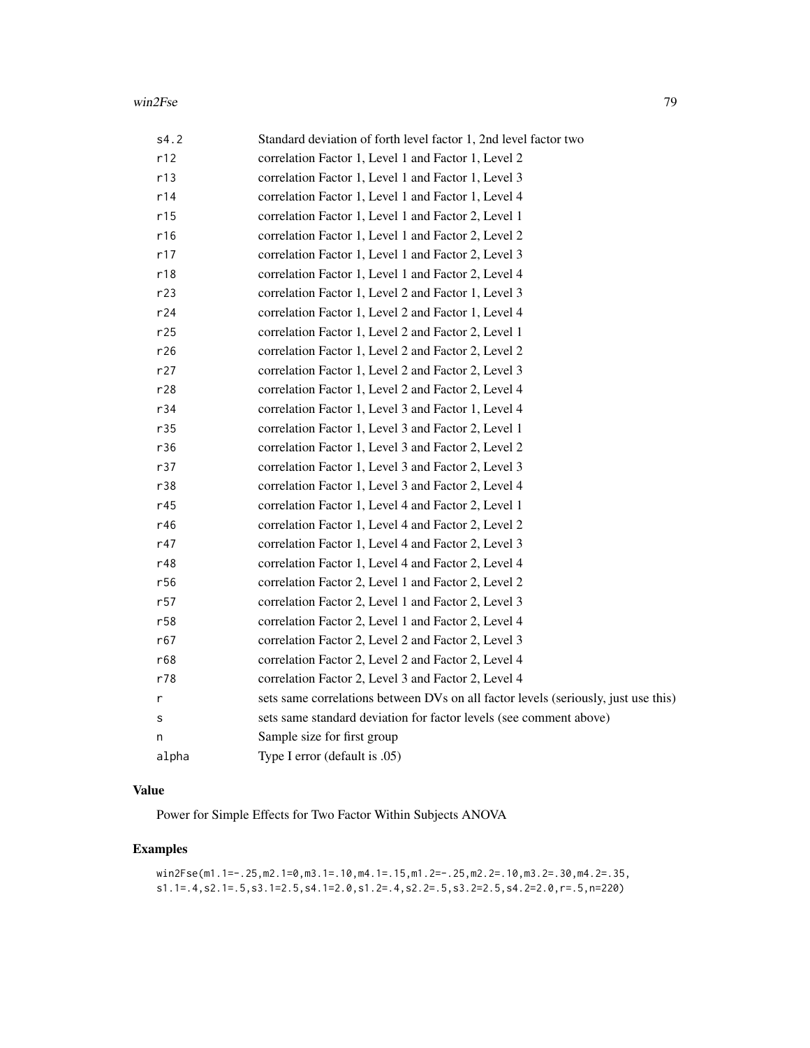| | |
|---|---|
| s4.2 | Standard deviation of forth level factor 1, 2nd level factor two |
| r12 | correlation Factor 1, Level 1 and Factor 1, Level 2 |
| r13 | correlation Factor 1, Level 1 and Factor 1, Level 3 |
| r14 | correlation Factor 1, Level 1 and Factor 1, Level 4 |
| r15 | correlation Factor 1, Level 1 and Factor 2, Level 1 |
| r16 | correlation Factor 1, Level 1 and Factor 2, Level 2 |
| r17 | correlation Factor 1, Level 1 and Factor 2, Level 3 |
| r18 | correlation Factor 1, Level 1 and Factor 2, Level 4 |
| r23 | correlation Factor 1, Level 2 and Factor 1, Level 3 |
| r24 | correlation Factor 1, Level 2 and Factor 1, Level 4 |
| r25 | correlation Factor 1, Level 2 and Factor 2, Level 1 |
| r26 | correlation Factor 1, Level 2 and Factor 2, Level 2 |
| r27 | correlation Factor 1, Level 2 and Factor 2, Level 3 |
| r28 | correlation Factor 1, Level 2 and Factor 2, Level 4 |
| r34 | correlation Factor 1, Level 3 and Factor 1, Level 4 |
| r35 | correlation Factor 1, Level 3 and Factor 2, Level 1 |
| r36 | correlation Factor 1, Level 3 and Factor 2, Level 2 |
| r37 | correlation Factor 1, Level 3 and Factor 2, Level 3 |
| r38 | correlation Factor 1, Level 3 and Factor 2, Level 4 |
| r45 | correlation Factor 1, Level 4 and Factor 2, Level 1 |
| r46 | correlation Factor 1, Level 4 and Factor 2, Level 2 |
| r47 | correlation Factor 1, Level 4 and Factor 2, Level 3 |
| r48 | correlation Factor 1, Level 4 and Factor 2, Level 4 |
| r56 | correlation Factor 2, Level 1 and Factor 2, Level 2 |
| r57 | correlation Factor 2, Level 1 and Factor 2, Level 3 |
| r58 | correlation Factor 2, Level 1 and Factor 2, Level 4 |
| r67 | correlation Factor 2, Level 2 and Factor 2, Level 3 |
| r68 | correlation Factor 2, Level 2 and Factor 2, Level 4 |
| r78 | correlation Factor 2, Level 3 and Factor 2, Level 4 |
| r | sets same correlations between DVs on all factor levels (seriously, just use this) |
| s | sets same standard deviation for factor levels (see comment above) |
| n | Sample size for first group |
| alpha | Type I error (default is .05) |

## Value

Power for Simple Effects for Two Factor Within Subjects ANOVA

## Examples

```
win2Fse(m1.1=-.25,m2.1=0,m3.1=.10,m4.1=.15,m1.2=-.25,m2.2=.10,m3.2=.30,m4.2=.35,
s1.1=.4,s2.1=.5,s3.1=2.5,s4.1=2.0,s1.2=.4,s2.2=.5,s3.2=2.5,s4.2=2.0,r=.5,n=220)
```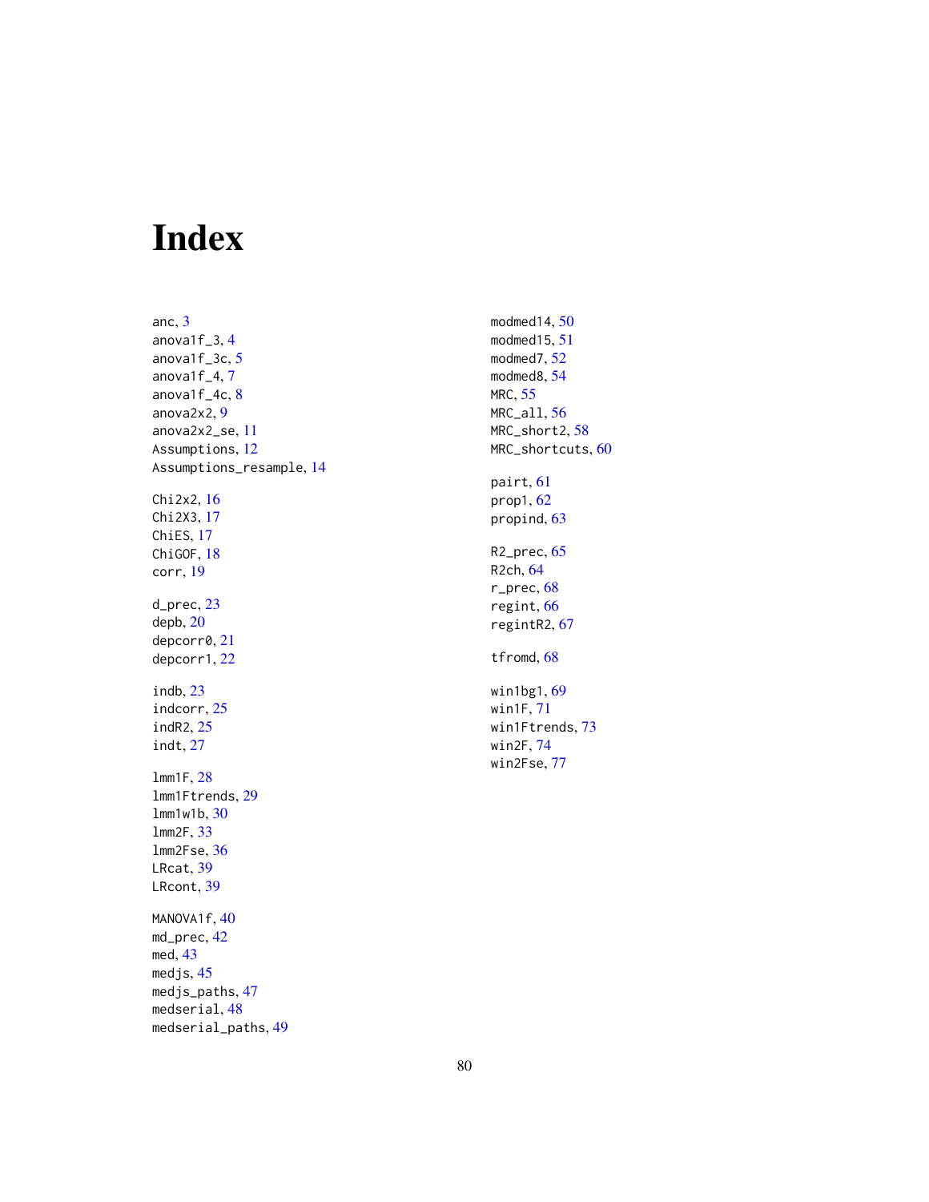# Index

anc, 3
anova1f_3, 4
anova1f_3c, 5
anova1f_4, 7
anova1f_4c, 8
anova2x2, 9
anova2x2_se, 11
Assumptions, 12
Assumptions_resample, 14

Chi2x2, 16
Chi2X3, 17
ChiES, 17
ChiGOF, 18
corr, 19

d_prec, 23
depb, 20
depcorr0, 21
depcorr1, 22

indb, 23
indcorr, 25
indR2, 25
indt, 27

lmm1F, 28
lmm1Ftrends, 29
lmm1w1b, 30
lmm2F, 33
lmm2Fse, 36
LRcat, 39
LRcont, 39

MANOVA1f, 40
md_prec, 42
med, 43
medjs, 45
medjs_paths, 47
medserial, 48
medserial_paths, 49
modmed14, 50
modmed15, 51
modmed7, 52
modmed8, 54
MRC, 55
MRC_all, 56
MRC_short2, 58
MRC_shortcuts, 60

pairt, 61
prop1, 62
propind, 63

R2_prec, 65
R2ch, 64
r_prec, 68
regint, 66
regintR2, 67

tfromd, 68

win1bg1, 69
win1F, 71
win1Ftrends, 73
win2F, 74
win2Fse, 77